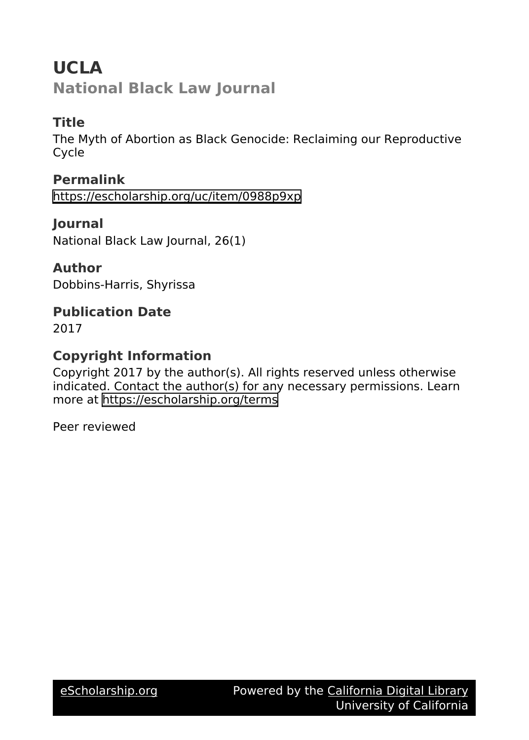# UCLA

## National Black Law Journal

### Title

The Myth of Abortion as Black Genocide: Reclaiming our Reproductive Cycle

### Permalink

https://escholarship.org/uc/item/0988p9xp

### Journal

National Black Law Journal, 26(1)

### Author

Dobbins-Harris, Shyrissa

### Publication Date

2017

### Copyright Information

Copyright 2017 by the author(s). All rights reserved unless otherwise indicated. Contact the author(s) for any necessary permissions. Learn more at https://escholarship.org/terms

Peer reviewed

eScholarship.org Powered by the California Digital Library University of California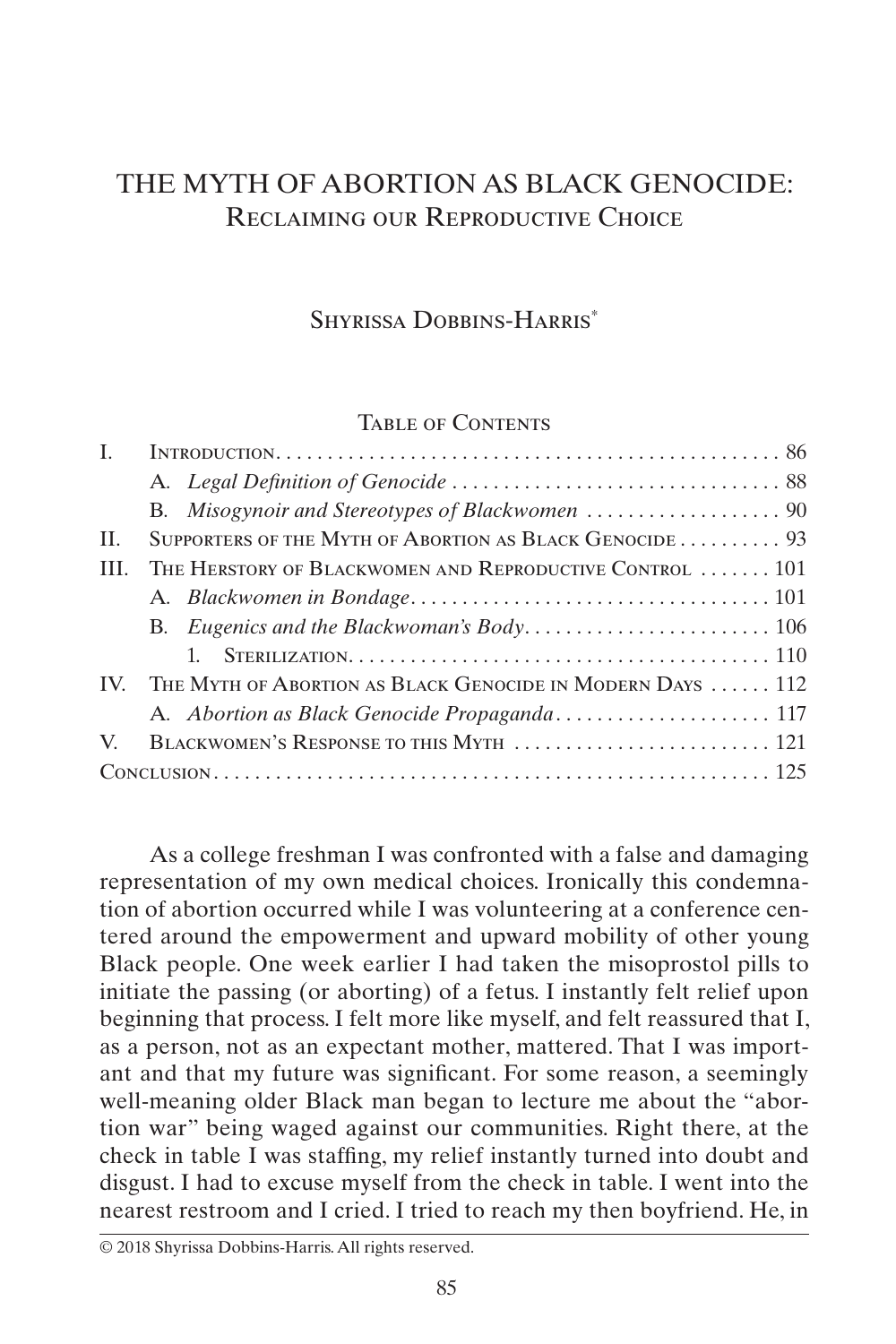# THE MYTH OF ABORTION AS BLACK GENOCIDE: Reclaiming our Reproductive Choice

Shyrissa Dobbins-Harris*

Table of Contents

| | | |
|---|---|---|
| I. | Introduction | 86 |
| | A. *Legal Definition of Genocide* | 88 |
| | B. *Misogynoir and Stereotypes of Blackwomen* | 90 |
| II. | Supporters of the Myth of Abortion as Black Genocide | 93 |
| III. | The Herstory of Blackwomen and Reproductive Control | 101 |
| | A. *Blackwomen in Bondage* | 101 |
| | B. *Eugenics and the Blackwoman's Body* | 106 |
| | 1. Sterilization | 110 |
| IV. | The Myth of Abortion as Black Genocide in Modern Days | 112 |
| | A. *Abortion as Black Genocide Propaganda* | 117 |
| V. | Blackwomen's Response to this Myth | 121 |
| Conclusion | | 125 |

As a college freshman I was confronted with a false and damaging representation of my own medical choices. Ironically this condemnation of abortion occurred while I was volunteering at a conference centered around the empowerment and upward mobility of other young Black people. One week earlier I had taken the misoprostol pills to initiate the passing (or aborting) of a fetus. I instantly felt relief upon beginning that process. I felt more like myself, and felt reassured that I, as a person, not as an expectant mother, mattered. That I was important and that my future was significant. For some reason, a seemingly well-meaning older Black man began to lecture me about the "abortion war" being waged against our communities. Right there, at the check in table I was staffing, my relief instantly turned into doubt and disgust. I had to excuse myself from the check in table. I went into the nearest restroom and I cried. I tried to reach my then boyfriend. He, in

© 2018 Shyrissa Dobbins-Harris. All rights reserved.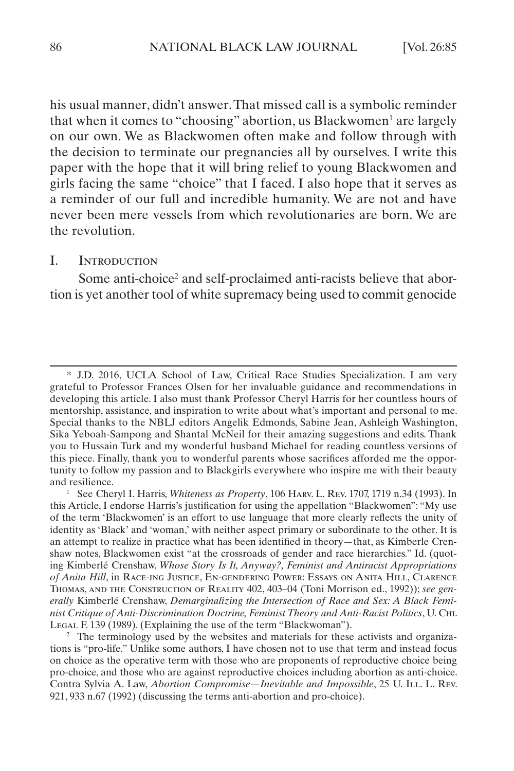his usual manner, didn't answer. That missed call is a symbolic reminder that when it comes to "choosing" abortion, us Blackwomen[1] are largely on our own. We as Blackwomen often make and follow through with the decision to terminate our pregnancies all by ourselves. I write this paper with the hope that it will bring relief to young Blackwomen and girls facing the same "choice" that I faced. I also hope that it serves as a reminder of our full and incredible humanity. We are not and have never been mere vessels from which revolutionaries are born. We are the revolution.

## I. Introduction

Some anti-choice[2] and self-proclaimed anti-racists believe that abortion is yet another tool of white supremacy being used to commit genocide

---

\* J.D. 2016, UCLA School of Law, Critical Race Studies Specialization. I am very grateful to Professor Frances Olsen for her invaluable guidance and recommendations in developing this article. I also must thank Professor Cheryl Harris for her countless hours of mentorship, assistance, and inspiration to write about what's important and personal to me. Special thanks to the NBLJ editors Angelik Edmonds, Sabine Jean, Ashleigh Washington, Sika Yeboah-Sampong and Shantal McNeil for their amazing suggestions and edits. Thank you to Hussain Turk and my wonderful husband Michael for reading countless versions of this piece. Finally, thank you to wonderful parents whose sacrifices afforded me the opportunity to follow my passion and to Blackgirls everywhere who inspire me with their beauty and resilience.

[1] See Cheryl I. Harris, *Whiteness as Property*, 106 Harv. L. Rev. 1707, 1719 n.34 (1993). In this Article, I endorse Harris's justification for using the appellation "Blackwomen": "My use of the term 'Blackwomen' is an effort to use language that more clearly reflects the unity of identity as 'Black' and 'woman,' with neither aspect primary or subordinate to the other. It is an attempt to realize in practice what has been identified in theory—that, as Kimberle Crenshaw notes, Blackwomen exist "at the crossroads of gender and race hierarchies." Id. (quoting Kimberlé Crenshaw, *Whose Story Is It, Anyway?, Feminist and Antiracist Appropriations of Anita Hill*, in Race-ing Justice, En-gendering Power: Essays on Anita Hill, Clarence Thomas, and the Construction of Reality 402, 403–04 (Toni Morrison ed., 1992)); *see generally* Kimberlé Crenshaw, *Demarginalizing the Intersection of Race and Sex: A Black Feminist Critique of Anti-Discrimination Doctrine, Feminist Theory and Anti-Racist Politics*, U. Chi. Legal F. 139 (1989). (Explaining the use of the term "Blackwoman").

[2] The terminology used by the websites and materials for these activists and organizations is "pro-life." Unlike some authors, I have chosen not to use that term and instead focus on choice as the operative term with those who are proponents of reproductive choice being pro-choice, and those who are against reproductive choices including abortion as anti-choice. Contra Sylvia A. Law, *Abortion Compromise—Inevitable and Impossible*, 25 U. Ill. L. Rev. 921, 933 n.67 (1992) (discussing the terms anti-abortion and pro-choice).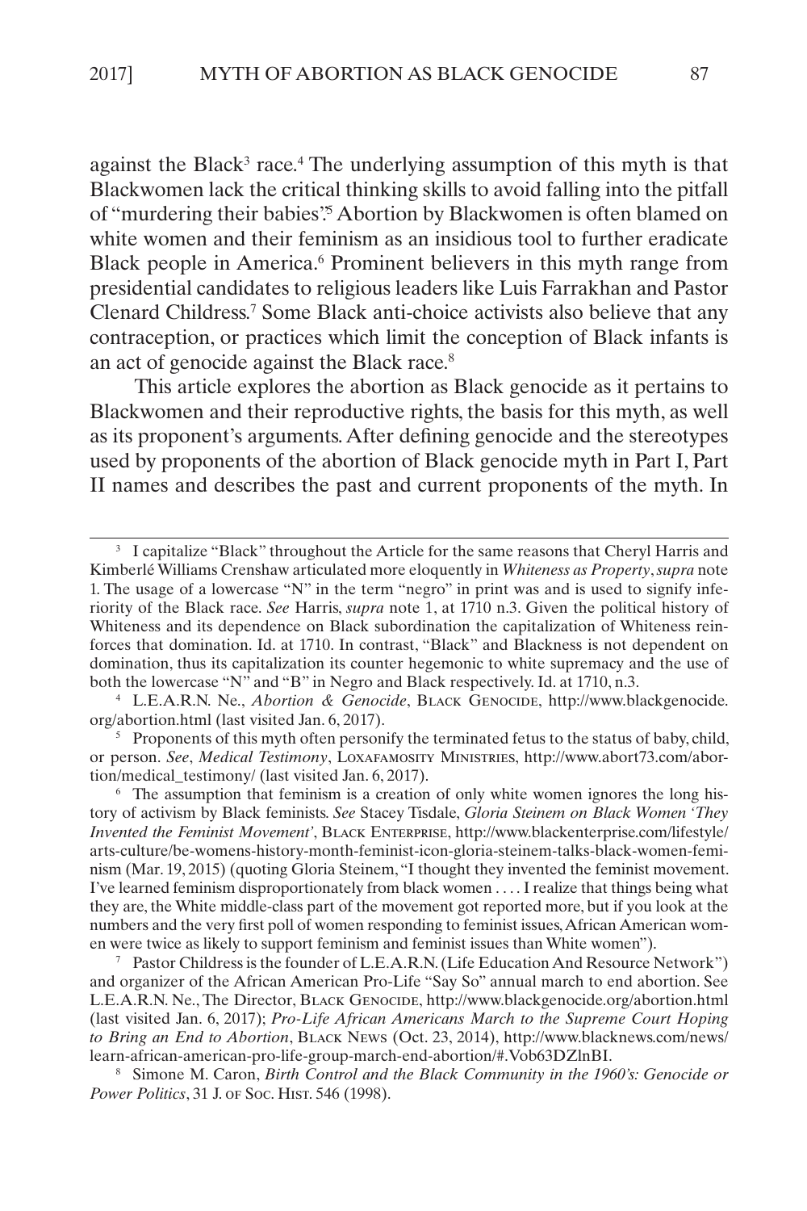against the Black[3] race.[4] The underlying assumption of this myth is that Blackwomen lack the critical thinking skills to avoid falling into the pitfall of "murdering their babies".[5] Abortion by Blackwomen is often blamed on white women and their feminism as an insidious tool to further eradicate Black people in America.[6] Prominent believers in this myth range from presidential candidates to religious leaders like Luis Farrakhan and Pastor Clenard Childress.[7] Some Black anti-choice activists also believe that any contraception, or practices which limit the conception of Black infants is an act of genocide against the Black race.[8]

This article explores the abortion as Black genocide as it pertains to Blackwomen and their reproductive rights, the basis for this myth, as well as its proponent's arguments. After defining genocide and the stereotypes used by proponents of the abortion of Black genocide myth in Part I, Part II names and describes the past and current proponents of the myth. In

---

[3] I capitalize "Black" throughout the Article for the same reasons that Cheryl Harris and Kimberlé Williams Crenshaw articulated more eloquently in *Whiteness as Property*, *supra* note 1. The usage of a lowercase "N" in the term "negro" in print was and is used to signify inferiority of the Black race. *See* Harris, *supra* note 1, at 1710 n.3. Given the political history of Whiteness and its dependence on Black subordination the capitalization of Whiteness reinforces that domination. Id. at 1710. In contrast, "Black" and Blackness is not dependent on domination, thus its capitalization its counter hegemonic to white supremacy and the use of both the lowercase "N" and "B" in Negro and Black respectively. Id. at 1710, n.3.

[4] L.E.A.R.N. Ne., *Abortion & Genocide*, Black Genocide, http://www.blackgenocide.org/abortion.html (last visited Jan. 6, 2017).

[5] Proponents of this myth often personify the terminated fetus to the status of baby, child, or person. *See*, *Medical Testimony*, Loxafamosity Ministries, http://www.abort73.com/abortion/medical_testimony/ (last visited Jan. 6, 2017).

[6] The assumption that feminism is a creation of only white women ignores the long history of activism by Black feminists. *See* Stacey Tisdale, *Gloria Steinem on Black Women 'They Invented the Feminist Movement'*, Black Enterprise, http://www.blackenterprise.com/lifestyle/arts-culture/be-womens-history-month-feminist-icon-gloria-steinem-talks-black-women-feminism (Mar. 19, 2015) (quoting Gloria Steinem, "I thought they invented the feminist movement. I've learned feminism disproportionately from black women . . . . I realize that things being what they are, the White middle-class part of the movement got reported more, but if you look at the numbers and the very first poll of women responding to feminist issues, African American women were twice as likely to support feminism and feminist issues than White women").

[7] Pastor Childress is the founder of L.E.A.R.N. (Life Education And Resource Network") and organizer of the African American Pro-Life "Say So" annual march to end abortion. See L.E.A.R.N. Ne., The Director, Black Genocide, http://www.blackgenocide.org/abortion.html (last visited Jan. 6, 2017); *Pro-Life African Americans March to the Supreme Court Hoping to Bring an End to Abortion*, Black News (Oct. 23, 2014), http://www.blacknews.com/news/learn-african-american-pro-life-group-march-end-abortion/#.Vob63DZlnBI.

[8] Simone M. Caron, *Birth Control and the Black Community in the 1960's: Genocide or Power Politics*, 31 J. of Soc. Hist. 546 (1998).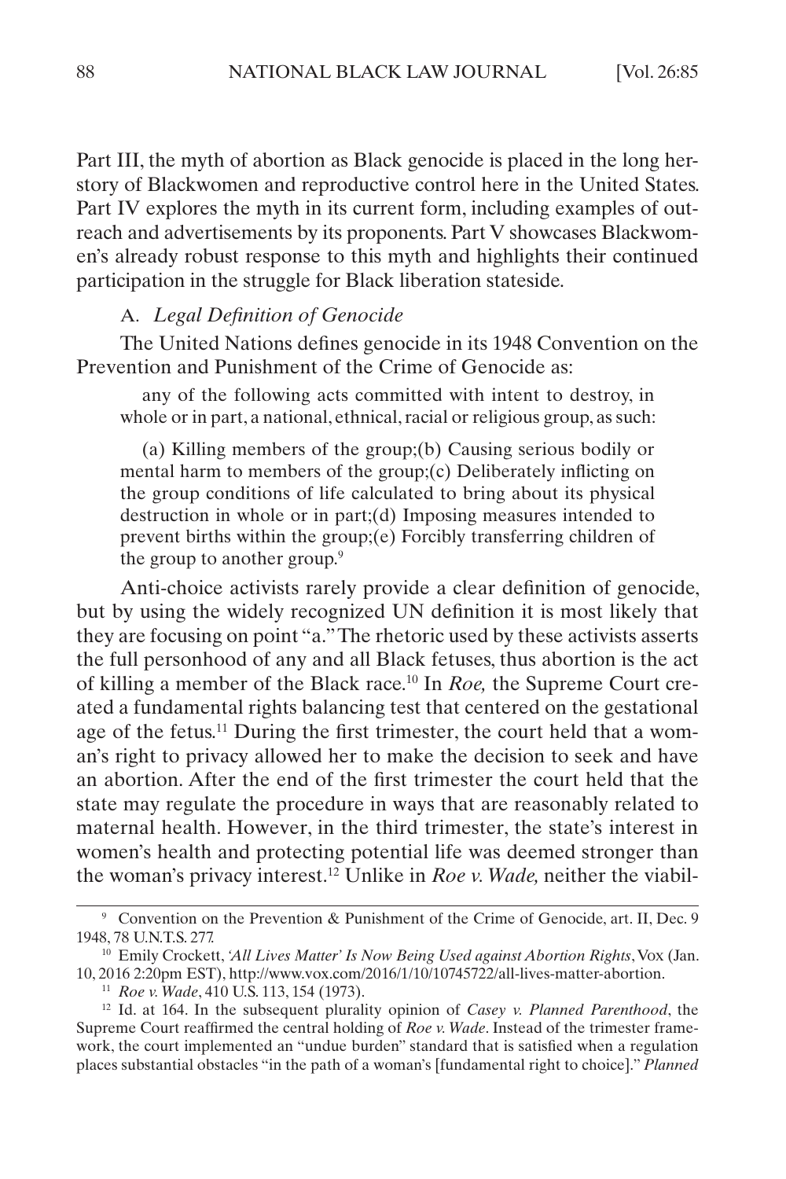Part III, the myth of abortion as Black genocide is placed in the long herstory of Blackwomen and reproductive control here in the United States. Part IV explores the myth in its current form, including examples of outreach and advertisements by its proponents. Part V showcases Blackwomen's already robust response to this myth and highlights their continued participation in the struggle for Black liberation stateside.

### A. *Legal Definition of Genocide*

The United Nations defines genocide in its 1948 Convention on the Prevention and Punishment of the Crime of Genocide as:

> any of the following acts committed with intent to destroy, in whole or in part, a national, ethnical, racial or religious group, as such:
>
> (a) Killing members of the group;(b) Causing serious bodily or mental harm to members of the group;(c) Deliberately inflicting on the group conditions of life calculated to bring about its physical destruction in whole or in part;(d) Imposing measures intended to prevent births within the group;(e) Forcibly transferring children of the group to another group.[9]

Anti-choice activists rarely provide a clear definition of genocide, but by using the widely recognized UN definition it is most likely that they are focusing on point "a." The rhetoric used by these activists asserts the full personhood of any and all Black fetuses, thus abortion is the act of killing a member of the Black race.[10] In *Roe,* the Supreme Court created a fundamental rights balancing test that centered on the gestational age of the fetus.[11] During the first trimester, the court held that a woman's right to privacy allowed her to make the decision to seek and have an abortion. After the end of the first trimester the court held that the state may regulate the procedure in ways that are reasonably related to maternal health. However, in the third trimester, the state's interest in women's health and protecting potential life was deemed stronger than the woman's privacy interest.[12] Unlike in *Roe v. Wade,* neither the viabil-

---

[9] Convention on the Prevention & Punishment of the Crime of Genocide, art. II, Dec. 9 1948, 78 U.N.T.S. 277.

[10] Emily Crockett, *'All Lives Matter' Is Now Being Used against Abortion Rights*, Vox (Jan. 10, 2016 2:20pm EST), http://www.vox.com/2016/1/10/10745722/all-lives-matter-abortion.

[11] *Roe v. Wade*, 410 U.S. 113, 154 (1973).

[12] Id. at 164. In the subsequent plurality opinion of *Casey v. Planned Parenthood*, the Supreme Court reaffirmed the central holding of *Roe v. Wade*. Instead of the trimester framework, the court implemented an "undue burden" standard that is satisfied when a regulation places substantial obstacles "in the path of a woman's [fundamental right to choice]." *Planned*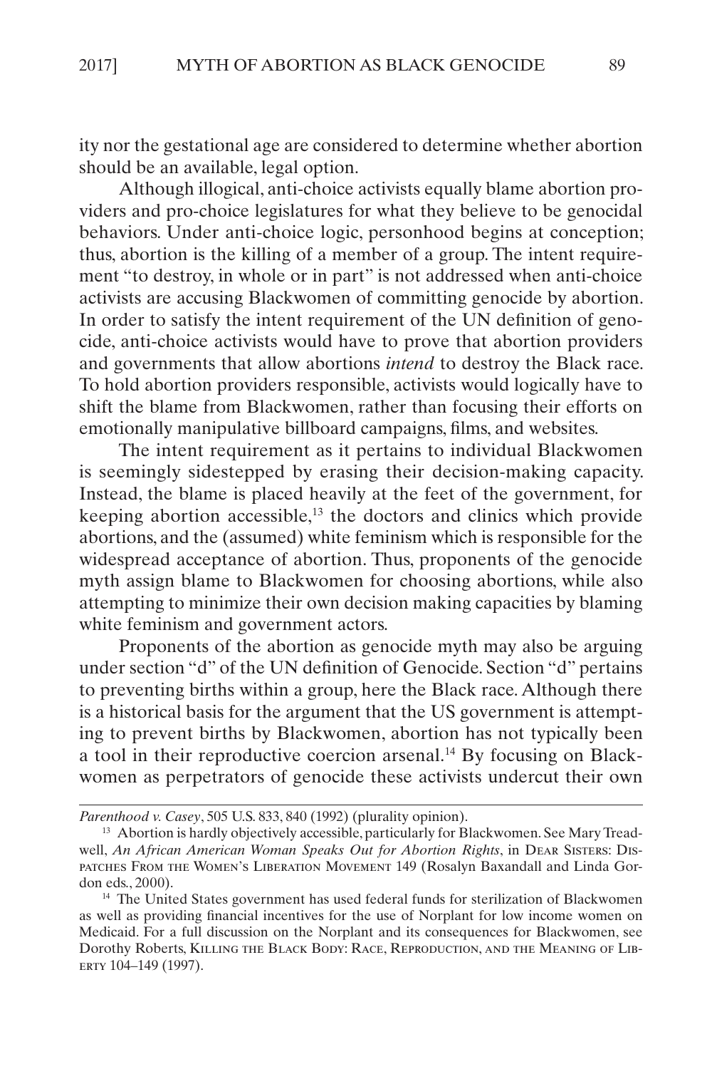ity nor the gestational age are considered to determine whether abortion should be an available, legal option.

Although illogical, anti-choice activists equally blame abortion providers and pro-choice legislatures for what they believe to be genocidal behaviors. Under anti-choice logic, personhood begins at conception; thus, abortion is the killing of a member of a group. The intent requirement "to destroy, in whole or in part" is not addressed when anti-choice activists are accusing Blackwomen of committing genocide by abortion. In order to satisfy the intent requirement of the UN definition of genocide, anti-choice activists would have to prove that abortion providers and governments that allow abortions *intend* to destroy the Black race. To hold abortion providers responsible, activists would logically have to shift the blame from Blackwomen, rather than focusing their efforts on emotionally manipulative billboard campaigns, films, and websites.

The intent requirement as it pertains to individual Blackwomen is seemingly sidestepped by erasing their decision-making capacity. Instead, the blame is placed heavily at the feet of the government, for keeping abortion accessible,[13] the doctors and clinics which provide abortions, and the (assumed) white feminism which is responsible for the widespread acceptance of abortion. Thus, proponents of the genocide myth assign blame to Blackwomen for choosing abortions, while also attempting to minimize their own decision making capacities by blaming white feminism and government actors.

Proponents of the abortion as genocide myth may also be arguing under section "d" of the UN definition of Genocide. Section "d" pertains to preventing births within a group, here the Black race. Although there is a historical basis for the argument that the US government is attempting to prevent births by Blackwomen, abortion has not typically been a tool in their reproductive coercion arsenal.[14] By focusing on Blackwomen as perpetrators of genocide these activists undercut their own

---

*Parenthood v. Casey*, 505 U.S. 833, 840 (1992) (plurality opinion).

[13] Abortion is hardly objectively accessible, particularly for Blackwomen. See Mary Treadwell, *An African American Woman Speaks Out for Abortion Rights*, in Dear Sisters: Dispatches From the Women's Liberation Movement 149 (Rosalyn Baxandall and Linda Gordon eds., 2000).

[14] The United States government has used federal funds for sterilization of Blackwomen as well as providing financial incentives for the use of Norplant for low income women on Medicaid. For a full discussion on the Norplant and its consequences for Blackwomen, see Dorothy Roberts, Killing the Black Body: Race, Reproduction, and the Meaning of Liberty 104–149 (1997).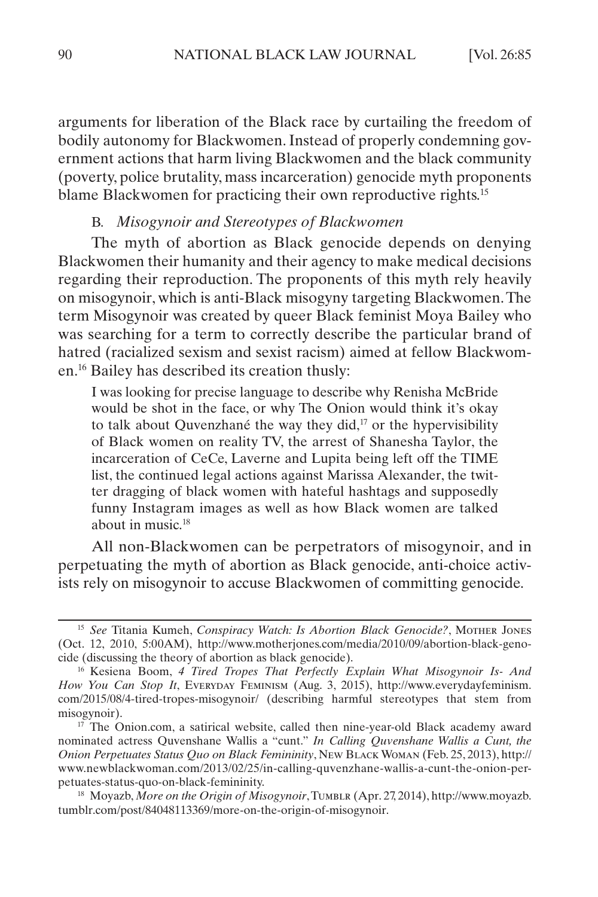arguments for liberation of the Black race by curtailing the freedom of bodily autonomy for Blackwomen. Instead of properly condemning government actions that harm living Blackwomen and the black community (poverty, police brutality, mass incarceration) genocide myth proponents blame Blackwomen for practicing their own reproductive rights.[15]

### B. *Misogynoir and Stereotypes of Blackwomen*

The myth of abortion as Black genocide depends on denying Blackwomen their humanity and their agency to make medical decisions regarding their reproduction. The proponents of this myth rely heavily on misogynoir, which is anti-Black misogyny targeting Blackwomen. The term Misogynoir was created by queer Black feminist Moya Bailey who was searching for a term to correctly describe the particular brand of hatred (racialized sexism and sexist racism) aimed at fellow Blackwomen.[16] Bailey has described its creation thusly:

> I was looking for precise language to describe why Renisha McBride would be shot in the face, or why The Onion would think it's okay to talk about Quvenzhané the way they did,[17] or the hypervisibility of Black women on reality TV, the arrest of Shanesha Taylor, the incarceration of CeCe, Laverne and Lupita being left off the TIME list, the continued legal actions against Marissa Alexander, the twitter dragging of black women with hateful hashtags and supposedly funny Instagram images as well as how Black women are talked about in music.[18]

All non-Blackwomen can be perpetrators of misogynoir, and in perpetuating the myth of abortion as Black genocide, anti-choice activists rely on misogynoir to accuse Blackwomen of committing genocide.

---

[15] *See* Titania Kumeh, *Conspiracy Watch: Is Abortion Black Genocide?*, Mother Jones (Oct. 12, 2010, 5:00AM), http://www.motherjones.com/media/2010/09/abortion-black-genocide (discussing the theory of abortion as black genocide).

[16] Kesiena Boom, *4 Tired Tropes That Perfectly Explain What Misogynoir Is- And How You Can Stop It*, Everyday Feminism (Aug. 3, 2015), http://www.everydayfeminism.com/2015/08/4-tired-tropes-misogynoir/ (describing harmful stereotypes that stem from misogynoir).

[17] The Onion.com, a satirical website, called then nine-year-old Black academy award nominated actress Quvenshane Wallis a "cunt." *In Calling Quvenshane Wallis a Cunt, the Onion Perpetuates Status Quo on Black Femininity*, New Black Woman (Feb. 25, 2013), http://www.newblackwoman.com/2013/02/25/in-calling-quvenzhane-wallis-a-cunt-the-onion-perpetuates-status-quo-on-black-femininity.

[18] Moyazb, *More on the Origin of Misogynoir*, Tumblr (Apr. 27, 2014), http://www.moyazb.tumblr.com/post/84048113369/more-on-the-origin-of-misogynoir.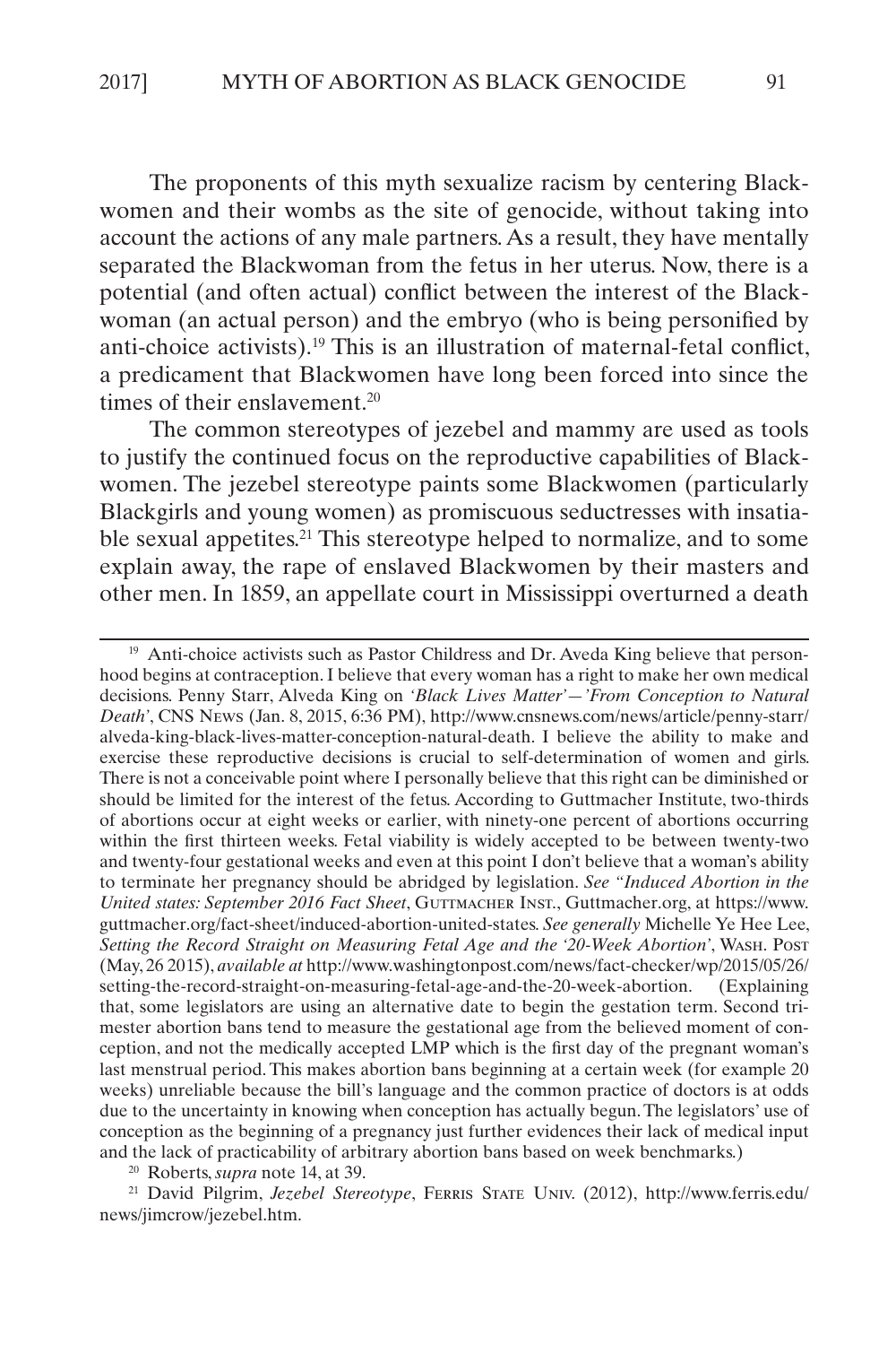The proponents of this myth sexualize racism by centering Blackwomen and their wombs as the site of genocide, without taking into account the actions of any male partners. As a result, they have mentally separated the Blackwoman from the fetus in her uterus. Now, there is a potential (and often actual) conflict between the interest of the Blackwoman (an actual person) and the embryo (who is being personified by anti-choice activists).[19] This is an illustration of maternal-fetal conflict, a predicament that Blackwomen have long been forced into since the times of their enslavement.[20]

The common stereotypes of jezebel and mammy are used as tools to justify the continued focus on the reproductive capabilities of Blackwomen. The jezebel stereotype paints some Blackwomen (particularly Blackgirls and young women) as promiscuous seductresses with insatiable sexual appetites.[21] This stereotype helped to normalize, and to some explain away, the rape of enslaved Blackwomen by their masters and other men. In 1859, an appellate court in Mississippi overturned a death

---

[19] Anti-choice activists such as Pastor Childress and Dr. Aveda King believe that personhood begins at contraception. I believe that every woman has a right to make her own medical decisions. Penny Starr, Alveda King on *'Black Lives Matter'—'From Conception to Natural Death'*, CNS News (Jan. 8, 2015, 6:36 PM), http://www.cnsnews.com/news/article/penny-starr/alveda-king-black-lives-matter-conception-natural-death. I believe the ability to make and exercise these reproductive decisions is crucial to self-determination of women and girls. There is not a conceivable point where I personally believe that this right can be diminished or should be limited for the interest of the fetus. According to Guttmacher Institute, two-thirds of abortions occur at eight weeks or earlier, with ninety-one percent of abortions occurring within the first thirteen weeks. Fetal viability is widely accepted to be between twenty-two and twenty-four gestational weeks and even at this point I don't believe that a woman's ability to terminate her pregnancy should be abridged by legislation. *See "Induced Abortion in the United states: September 2016 Fact Sheet*, Guttmacher Inst., Guttmacher.org, at https://www.guttmacher.org/fact-sheet/induced-abortion-united-states. *See generally* Michelle Ye Hee Lee, *Setting the Record Straight on Measuring Fetal Age and the '20-Week Abortion'*, Wash. Post (May, 26 2015), *available at* http://www.washingtonpost.com/news/fact-checker/wp/2015/05/26/setting-the-record-straight-on-measuring-fetal-age-and-the-20-week-abortion. (Explaining that, some legislators are using an alternative date to begin the gestation term. Second trimester abortion bans tend to measure the gestational age from the believed moment of conception, and not the medically accepted LMP which is the first day of the pregnant woman's last menstrual period. This makes abortion bans beginning at a certain week (for example 20 weeks) unreliable because the bill's language and the common practice of doctors is at odds due to the uncertainty in knowing when conception has actually begun. The legislators' use of conception as the beginning of a pregnancy just further evidences their lack of medical input and the lack of practicability of arbitrary abortion bans based on week benchmarks.)

[20] Roberts, *supra* note 14, at 39.

[21] David Pilgrim, *Jezebel Stereotype*, Ferris State Univ. (2012), http://www.ferris.edu/news/jimcrow/jezebel.htm.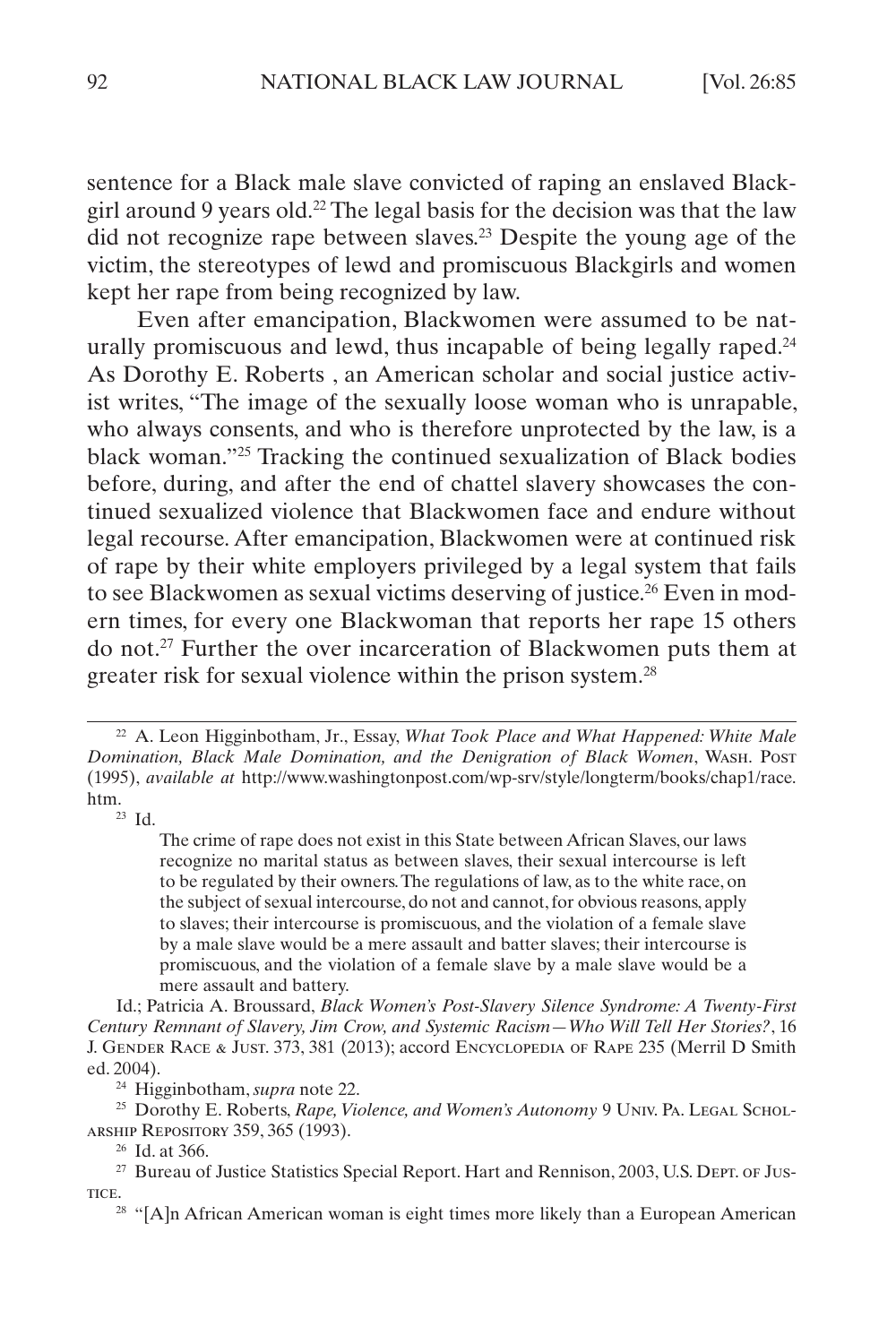sentence for a Black male slave convicted of raping an enslaved Blackgirl around 9 years old.[22] The legal basis for the decision was that the law did not recognize rape between slaves.[23] Despite the young age of the victim, the stereotypes of lewd and promiscuous Blackgirls and women kept her rape from being recognized by law.

Even after emancipation, Blackwomen were assumed to be naturally promiscuous and lewd, thus incapable of being legally raped.[24] As Dorothy E. Roberts , an American scholar and social justice activist writes, "The image of the sexually loose woman who is unrapable, who always consents, and who is therefore unprotected by the law, is a black woman."[25] Tracking the continued sexualization of Black bodies before, during, and after the end of chattel slavery showcases the continued sexualized violence that Blackwomen face and endure without legal recourse. After emancipation, Blackwomen were at continued risk of rape by their white employers privileged by a legal system that fails to see Blackwomen as sexual victims deserving of justice.[26] Even in modern times, for every one Blackwoman that reports her rape 15 others do not.[27] Further the over incarceration of Blackwomen puts them at greater risk for sexual violence within the prison system.[28]

---

[22] A. Leon Higginbotham, Jr., Essay, *What Took Place and What Happened: White Male Domination, Black Male Domination, and the Denigration of Black Women*, Wash. Post (1995), *available at* http://www.washingtonpost.com/wp-srv/style/longterm/books/chap1/race.htm.

[23] Id.

> The crime of rape does not exist in this State between African Slaves, our laws recognize no marital status as between slaves, their sexual intercourse is left to be regulated by their owners. The regulations of law, as to the white race, on the subject of sexual intercourse, do not and cannot, for obvious reasons, apply to slaves; their intercourse is promiscuous, and the violation of a female slave by a male slave would be a mere assault and batter slaves; their intercourse is promiscuous, and the violation of a female slave by a male slave would be a mere assault and battery.

Id.; Patricia A. Broussard, *Black Women's Post-Slavery Silence Syndrome: A Twenty-First Century Remnant of Slavery, Jim Crow, and Systemic Racism—Who Will Tell Her Stories?*, 16 J. Gender Race & Just. 373, 381 (2013); accord Encyclopedia of Rape 235 (Merril D Smith ed. 2004).

[24] Higginbotham, *supra* note 22.

[25] Dorothy E. Roberts, *Rape, Violence, and Women's Autonomy* 9 Univ. Pa. Legal Scholarship Repository 359, 365 (1993).

[26] Id. at 366.

[27] Bureau of Justice Statistics Special Report. Hart and Rennison, 2003, U.S. Dept. of Justice.

[28] "[A]n African American woman is eight times more likely than a European American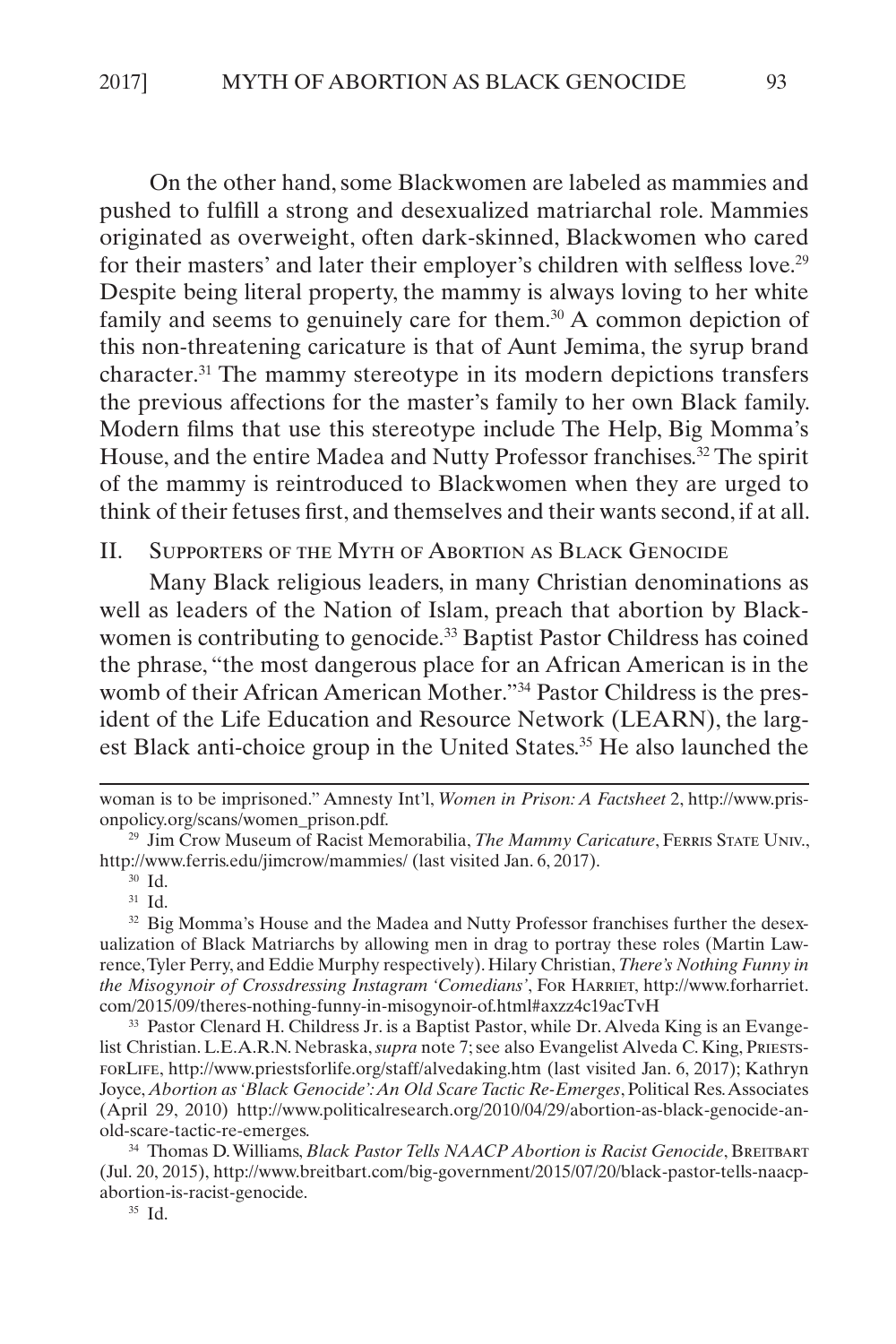On the other hand, some Blackwomen are labeled as mammies and pushed to fulfill a strong and desexualized matriarchal role. Mammies originated as overweight, often dark-skinned, Blackwomen who cared for their masters' and later their employer's children with selfless love.[29] Despite being literal property, the mammy is always loving to her white family and seems to genuinely care for them.[30] A common depiction of this non-threatening caricature is that of Aunt Jemima, the syrup brand character.[31] The mammy stereotype in its modern depictions transfers the previous affections for the master's family to her own Black family. Modern films that use this stereotype include The Help, Big Momma's House, and the entire Madea and Nutty Professor franchises.[32] The spirit of the mammy is reintroduced to Blackwomen when they are urged to think of their fetuses first, and themselves and their wants second, if at all.

## II. Supporters of the Myth of Abortion as Black Genocide

Many Black religious leaders, in many Christian denominations as well as leaders of the Nation of Islam, preach that abortion by Blackwomen is contributing to genocide.[33] Baptist Pastor Childress has coined the phrase, "the most dangerous place for an African American is in the womb of their African American Mother."[34] Pastor Childress is the president of the Life Education and Resource Network (LEARN), the largest Black anti-choice group in the United States.[35] He also launched the

---

woman is to be imprisoned." Amnesty Int'l, *Women in Prison: A Factsheet* 2, http://www.prisonpolicy.org/scans/women_prison.pdf.

[29] Jim Crow Museum of Racist Memorabilia, *The Mammy Caricature*, Ferris State Univ., http://www.ferris.edu/jimcrow/mammies/ (last visited Jan. 6, 2017).

[30] Id.

[31] Id.

[32] Big Momma's House and the Madea and Nutty Professor franchises further the desexualization of Black Matriarchs by allowing men in drag to portray these roles (Martin Lawrence, Tyler Perry, and Eddie Murphy respectively). Hilary Christian, *There's Nothing Funny in the Misogynoir of Crossdressing Instagram 'Comedians'*, For Harriet, http://www.forharriet.com/2015/09/theres-nothing-funny-in-misogynoir-of.html#axzz4c19acTvH

[33] Pastor Clenard H. Childress Jr. is a Baptist Pastor, while Dr. Alveda King is an Evangelist Christian. L.E.A.R.N. Nebraska, *supra* note 7; see also Evangelist Alveda C. King, PriestsforLife, http://www.priestsforlife.org/staff/alvedaking.htm (last visited Jan. 6, 2017); Kathryn Joyce, *Abortion as 'Black Genocide': An Old Scare Tactic Re-Emerges*, Political Res. Associates (April 29, 2010) http://www.politicalresearch.org/2010/04/29/abortion-as-black-genocide-an-old-scare-tactic-re-emerges.

[34] Thomas D. Williams, *Black Pastor Tells NAACP Abortion is Racist Genocide*, Breitbart (Jul. 20, 2015), http://www.breitbart.com/big-government/2015/07/20/black-pastor-tells-naacp-abortion-is-racist-genocide.

[35] Id.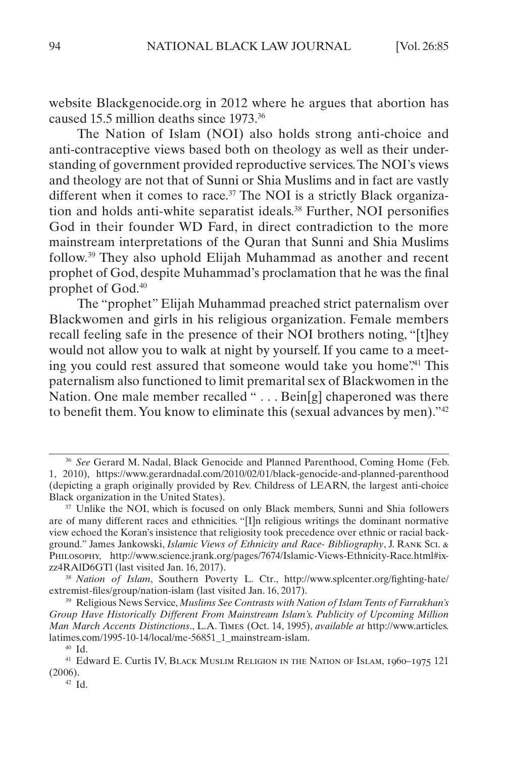website Blackgenocide.org in 2012 where he argues that abortion has caused 15.5 million deaths since 1973.[36]

The Nation of Islam (NOI) also holds strong anti-choice and anti-contraceptive views based both on theology as well as their understanding of government provided reproductive services. The NOI's views and theology are not that of Sunni or Shia Muslims and in fact are vastly different when it comes to race.[37] The NOI is a strictly Black organization and holds anti-white separatist ideals.[38] Further, NOI personifies God in their founder WD Fard, in direct contradiction to the more mainstream interpretations of the Quran that Sunni and Shia Muslims follow.[39] They also uphold Elijah Muhammad as another and recent prophet of God, despite Muhammad's proclamation that he was the final prophet of God.[40]

The "prophet" Elijah Muhammad preached strict paternalism over Blackwomen and girls in his religious organization. Female members recall feeling safe in the presence of their NOI brothers noting, "[t]hey would not allow you to walk at night by yourself. If you came to a meeting you could rest assured that someone would take you home".[41] This paternalism also functioned to limit premarital sex of Blackwomen in the Nation. One male member recalled " . . . Bein[g] chaperoned was there to benefit them. You know to eliminate this (sexual advances by men)."[42]

---

[36] *See* Gerard M. Nadal, Black Genocide and Planned Parenthood, Coming Home (Feb. 1, 2010), https://www.gerardnadal.com/2010/02/01/black-genocide-and-planned-parenthood (depicting a graph originally provided by Rev. Childress of LEARN, the largest anti-choice Black organization in the United States).

[37] Unlike the NOI, which is focused on only Black members, Sunni and Shia followers are of many different races and ethnicities. "[I]n religious writings the dominant normative view echoed the Koran's insistence that religiosity took precedence over ethnic or racial background." James Jankowski, *Islamic Views of Ethnicity and Race- Bibliography*, J. Rank Sci. & Philosophy, http://www.science.jrank.org/pages/7674/Islamic-Views-Ethnicity-Race.html#ixzz4RAlD6GTl (last visited Jan. 16, 2017).

[38] *Nation of Islam*, Southern Poverty L. Ctr., http://www.splcenter.org/fighting-hate/extremist-files/group/nation-islam (last visited Jan. 16, 2017).

[39] Religious News Service, *Muslims See Contrasts with Nation of Islam Tents of Farrakhan's Group Have Historically Different From Mainstream Islam's. Publicity of Upcoming Million Man March Accents Distinctions*., L.A. Times (Oct. 14, 1995), *available at* http://www.articles.latimes.com/1995-10-14/local/me-56851_1_mainstream-islam.

[40] Id.

[41] Edward E. Curtis IV, Black Muslim Religion in the Nation of Islam, 1960–1975 121 (2006).

[42] Id.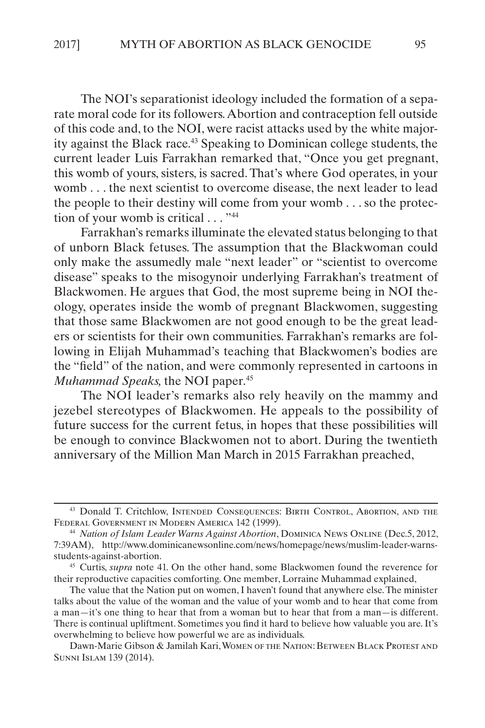The NOI's separationist ideology included the formation of a separate moral code for its followers. Abortion and contraception fell outside of this code and, to the NOI, were racist attacks used by the white majority against the Black race.[43] Speaking to Dominican college students, the current leader Luis Farrakhan remarked that, "Once you get pregnant, this womb of yours, sisters, is sacred. That's where God operates, in your womb . . . the next scientist to overcome disease, the next leader to lead the people to their destiny will come from your womb . . . so the protection of your womb is critical . . . "[44]

Farrakhan's remarks illuminate the elevated status belonging to that of unborn Black fetuses. The assumption that the Blackwoman could only make the assumedly male "next leader" or "scientist to overcome disease" speaks to the misogynoir underlying Farrakhan's treatment of Blackwomen. He argues that God, the most supreme being in NOI theology, operates inside the womb of pregnant Blackwomen, suggesting that those same Blackwomen are not good enough to be the great leaders or scientists for their own communities. Farrakhan's remarks are following in Elijah Muhammad's teaching that Blackwomen's bodies are the "field" of the nation, and were commonly represented in cartoons in *Muhammad Speaks,* the NOI paper.[45]

The NOI leader's remarks also rely heavily on the mammy and jezebel stereotypes of Blackwomen. He appeals to the possibility of future success for the current fetus, in hopes that these possibilities will be enough to convince Blackwomen not to abort. During the twentieth anniversary of the Million Man March in 2015 Farrakhan preached,

---

[43] Donald T. Critchlow, Intended Consequences: Birth Control, Abortion, and the Federal Government in Modern America 142 (1999).

[44] *Nation of Islam Leader Warns Against Abortion*, Dominica News Online (Dec.5, 2012, 7:39AM), http://www.dominicanewsonline.com/news/homepage/news/muslim-leader-warns-students-against-abortion.

[45] Curtis, *supra* note 41. On the other hand, some Blackwomen found the reverence for their reproductive capacities comforting. One member, Lorraine Muhammad explained,

The value that the Nation put on women, I haven't found that anywhere else. The minister talks about the value of the woman and the value of your womb and to hear that come from a man—it's one thing to hear that from a woman but to hear that from a man—is different. There is continual upliftment. Sometimes you find it hard to believe how valuable you are. It's overwhelming to believe how powerful we are as individuals.

Dawn-Marie Gibson & Jamilah Kari, Women of the Nation: Between Black Protest and Sunni Islam 139 (2014).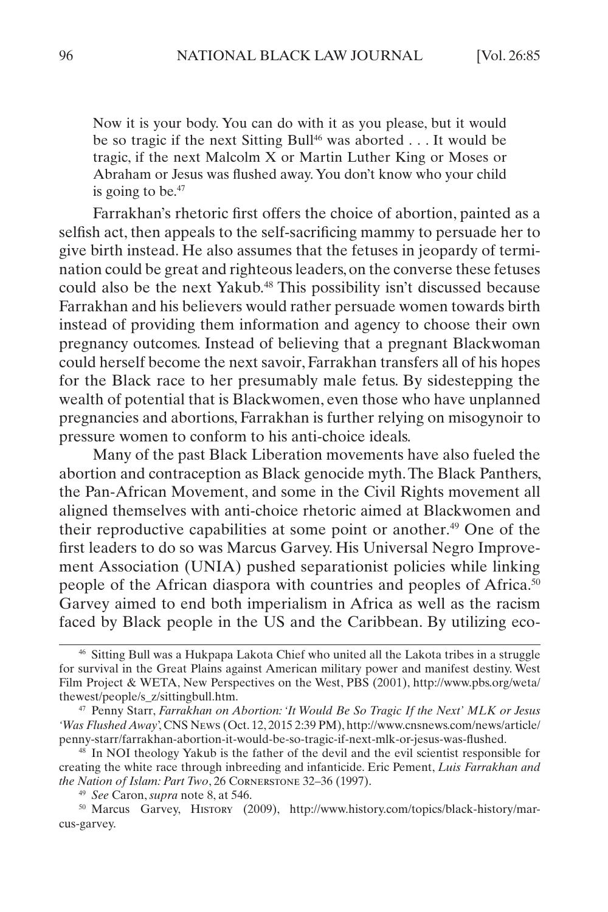> Now it is your body. You can do with it as you please, but it would be so tragic if the next Sitting Bull[46] was aborted . . . It would be tragic, if the next Malcolm X or Martin Luther King or Moses or Abraham or Jesus was flushed away. You don't know who your child is going to be.[47]

Farrakhan's rhetoric first offers the choice of abortion, painted as a selfish act, then appeals to the self-sacrificing mammy to persuade her to give birth instead. He also assumes that the fetuses in jeopardy of termination could be great and righteous leaders, on the converse these fetuses could also be the next Yakub.[48] This possibility isn't discussed because Farrakhan and his believers would rather persuade women towards birth instead of providing them information and agency to choose their own pregnancy outcomes. Instead of believing that a pregnant Blackwoman could herself become the next savoir, Farrakhan transfers all of his hopes for the Black race to her presumably male fetus. By sidestepping the wealth of potential that is Blackwomen, even those who have unplanned pregnancies and abortions, Farrakhan is further relying on misogynoir to pressure women to conform to his anti-choice ideals.

Many of the past Black Liberation movements have also fueled the abortion and contraception as Black genocide myth. The Black Panthers, the Pan-African Movement, and some in the Civil Rights movement all aligned themselves with anti-choice rhetoric aimed at Blackwomen and their reproductive capabilities at some point or another.[49] One of the first leaders to do so was Marcus Garvey. His Universal Negro Improvement Association (UNIA) pushed separationist policies while linking people of the African diaspora with countries and peoples of Africa.[50] Garvey aimed to end both imperialism in Africa as well as the racism faced by Black people in the US and the Caribbean. By utilizing eco-

---

[46] Sitting Bull was a Hukpapa Lakota Chief who united all the Lakota tribes in a struggle for survival in the Great Plains against American military power and manifest destiny. West Film Project & WETA, New Perspectives on the West, PBS (2001), http://www.pbs.org/weta/thewest/people/s_z/sittingbull.htm.

[47] Penny Starr, *Farrakhan on Abortion: 'It Would Be So Tragic If the Next' MLK or Jesus 'Was Flushed Away'*, CNS News (Oct. 12, 2015 2:39 PM), http://www.cnsnews.com/news/article/penny-starr/farrakhan-abortion-it-would-be-so-tragic-if-next-mlk-or-jesus-was-flushed.

[48] In NOI theology Yakub is the father of the devil and the evil scientist responsible for creating the white race through inbreeding and infanticide. Eric Pement, *Luis Farrakhan and the Nation of Islam: Part Two*, 26 Cornerstone 32–36 (1997).

[49] *See* Caron, *supra* note 8, at 546.

[50] Marcus Garvey, History (2009), http://www.history.com/topics/black-history/marcus-garvey.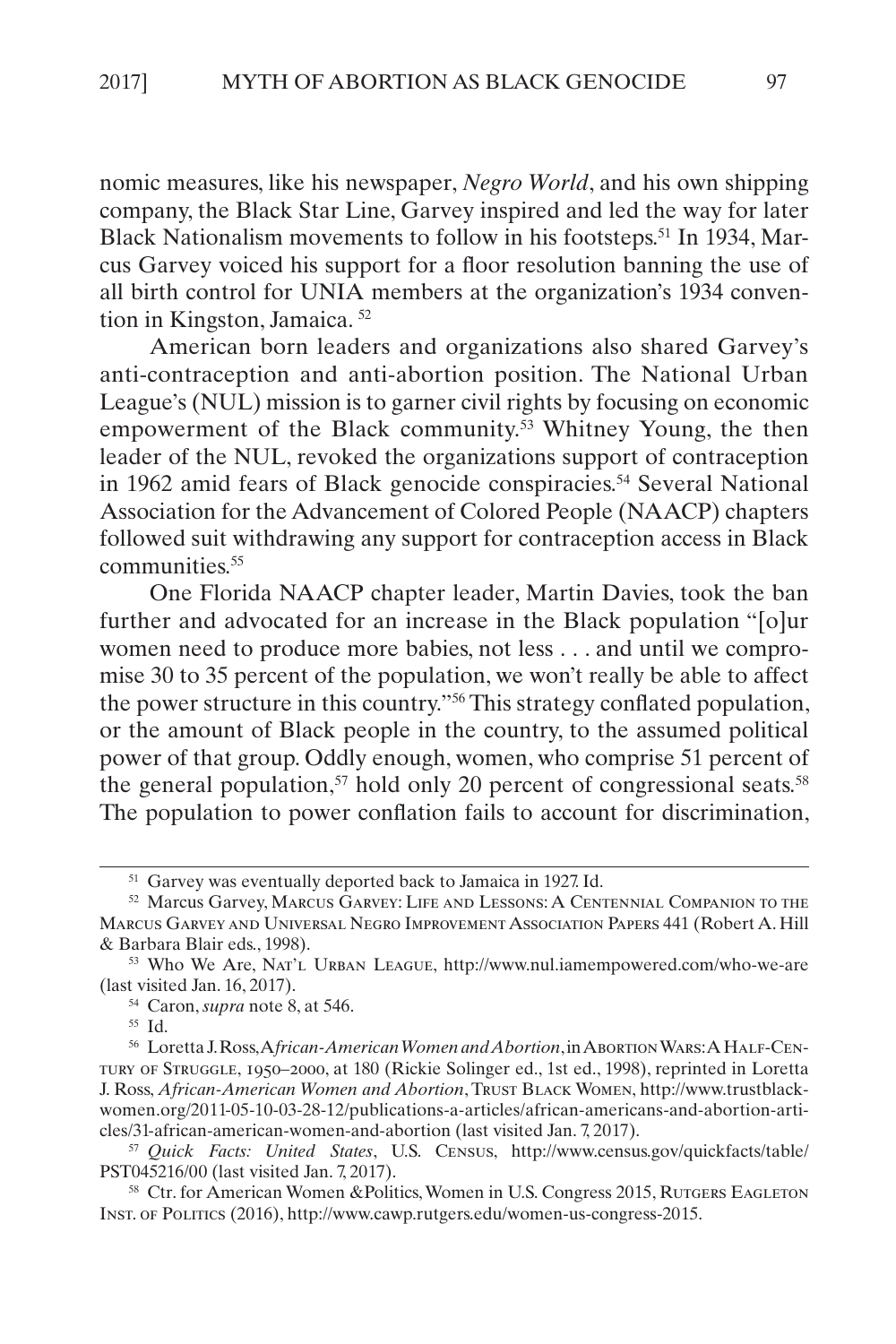nomic measures, like his newspaper, *Negro World*, and his own shipping company, the Black Star Line, Garvey inspired and led the way for later Black Nationalism movements to follow in his footsteps.[51] In 1934, Marcus Garvey voiced his support for a floor resolution banning the use of all birth control for UNIA members at the organization's 1934 convention in Kingston, Jamaica. [52]

American born leaders and organizations also shared Garvey's anti-contraception and anti-abortion position. The National Urban League's (NUL) mission is to garner civil rights by focusing on economic empowerment of the Black community.[53] Whitney Young, the then leader of the NUL, revoked the organizations support of contraception in 1962 amid fears of Black genocide conspiracies.[54] Several National Association for the Advancement of Colored People (NAACP) chapters followed suit withdrawing any support for contraception access in Black communities.[55]

One Florida NAACP chapter leader, Martin Davies, took the ban further and advocated for an increase in the Black population "[o]ur women need to produce more babies, not less . . . and until we compromise 30 to 35 percent of the population, we won't really be able to affect the power structure in this country."[56] This strategy conflated population, or the amount of Black people in the country, to the assumed political power of that group. Oddly enough, women, who comprise 51 percent of the general population,[57] hold only 20 percent of congressional seats.[58] The population to power conflation fails to account for discrimination,

---

[51] Garvey was eventually deported back to Jamaica in 1927. Id.

[52] Marcus Garvey, Marcus Garvey: Life and Lessons: A Centennial Companion to the Marcus Garvey and Universal Negro Improvement Association Papers 441 (Robert A. Hill & Barbara Blair eds., 1998).

[53] Who We Are, Nat'l Urban League, http://www.nul.iamempowered.com/who-we-are (last visited Jan. 16, 2017).

[54] Caron, *supra* note 8, at 546.

[55] Id.

[56] Loretta J. Ross, A*frican-American Women and Abortion*, in Abortion Wars: A Half-Century of Struggle, 1950–2000, at 180 (Rickie Solinger ed., 1st ed., 1998), reprinted in Loretta J. Ross, *African-American Women and Abortion*, Trust Black Women, http://www.trustblackwomen.org/2011-05-10-03-28-12/publications-a-articles/african-americans-and-abortion-articles/31-african-american-women-and-abortion (last visited Jan. 7, 2017).

[57] *Quick Facts: United States*, U.S. Census, http://www.census.gov/quickfacts/table/PST045216/00 (last visited Jan. 7, 2017).

[58] Ctr. for American Women &Politics, Women in U.S. Congress 2015, Rutgers Eagleton Inst. of Politics (2016), http://www.cawp.rutgers.edu/women-us-congress-2015.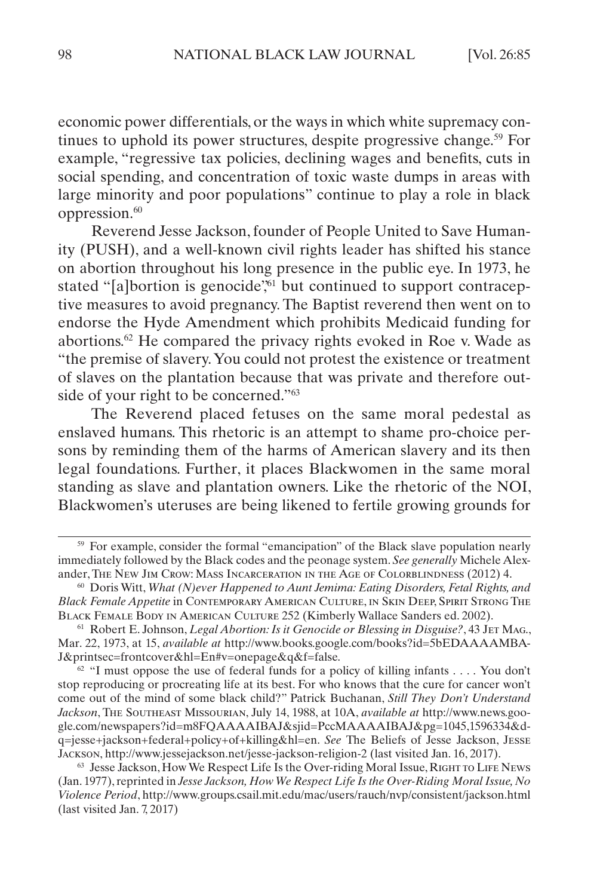economic power differentials, or the ways in which white supremacy continues to uphold its power structures, despite progressive change.[59] For example, "regressive tax policies, declining wages and benefits, cuts in social spending, and concentration of toxic waste dumps in areas with large minority and poor populations" continue to play a role in black oppression.[60]

Reverend Jesse Jackson, founder of People United to Save Humanity (PUSH), and a well-known civil rights leader has shifted his stance on abortion throughout his long presence in the public eye. In 1973, he stated "[a]bortion is genocide",[61] but continued to support contraceptive measures to avoid pregnancy. The Baptist reverend then went on to endorse the Hyde Amendment which prohibits Medicaid funding for abortions.[62] He compared the privacy rights evoked in Roe v. Wade as "the premise of slavery. You could not protest the existence or treatment of slaves on the plantation because that was private and therefore outside of your right to be concerned."[63]

The Reverend placed fetuses on the same moral pedestal as enslaved humans. This rhetoric is an attempt to shame pro-choice persons by reminding them of the harms of American slavery and its then legal foundations. Further, it places Blackwomen in the same moral standing as slave and plantation owners. Like the rhetoric of the NOI, Blackwomen's uteruses are being likened to fertile growing grounds for

---

[59] For example, consider the formal "emancipation" of the Black slave population nearly immediately followed by the Black codes and the peonage system. *See generally* Michele Alexander, The New Jim Crow: Mass Incarceration in the Age of Colorblindness (2012) 4.

[60] Doris Witt, *What (N)ever Happened to Aunt Jemima: Eating Disorders, Fetal Rights, and Black Female Appetite* in Contemporary American Culture, in Skin Deep, Spirit Strong The Black Female Body in American Culture 252 (Kimberly Wallace Sanders ed. 2002).

[61] Robert E. Johnson, *Legal Abortion: Is it Genocide or Blessing in Disguise?*, 43 Jet Mag., Mar. 22, 1973, at 15, *available at* http://www.books.google.com/books?id=5bEDAAAAMBAJ&printsec=frontcover&hl=En#v=onepage&q&f=false.

[62] "I must oppose the use of federal funds for a policy of killing infants . . . . You don't stop reproducing or procreating life at its best. For who knows that the cure for cancer won't come out of the mind of some black child?" Patrick Buchanan, *Still They Don't Understand Jackson*, The Southeast Missourian, July 14, 1988, at 10A, *available at* http://www.news.google.com/newspapers?id=m8FQAAAAIBAJ&sjid=PccMAAAAIBAJ&pg=1045,1596334&dq=jesse+jackson+federal+policy+of+killing&hl=en. *See* The Beliefs of Jesse Jackson, Jesse Jackson, http://www.jessejackson.net/jesse-jackson-religion-2 (last visited Jan. 16, 2017).

[63] Jesse Jackson, How We Respect Life Is the Over-riding Moral Issue, Right to Life News (Jan. 1977), reprinted in *Jesse Jackson, How We Respect Life Is the Over-Riding Moral Issue, No Violence Period*, http://www.groups.csail.mit.edu/mac/users/rauch/nvp/consistent/jackson.html (last visited Jan. 7, 2017)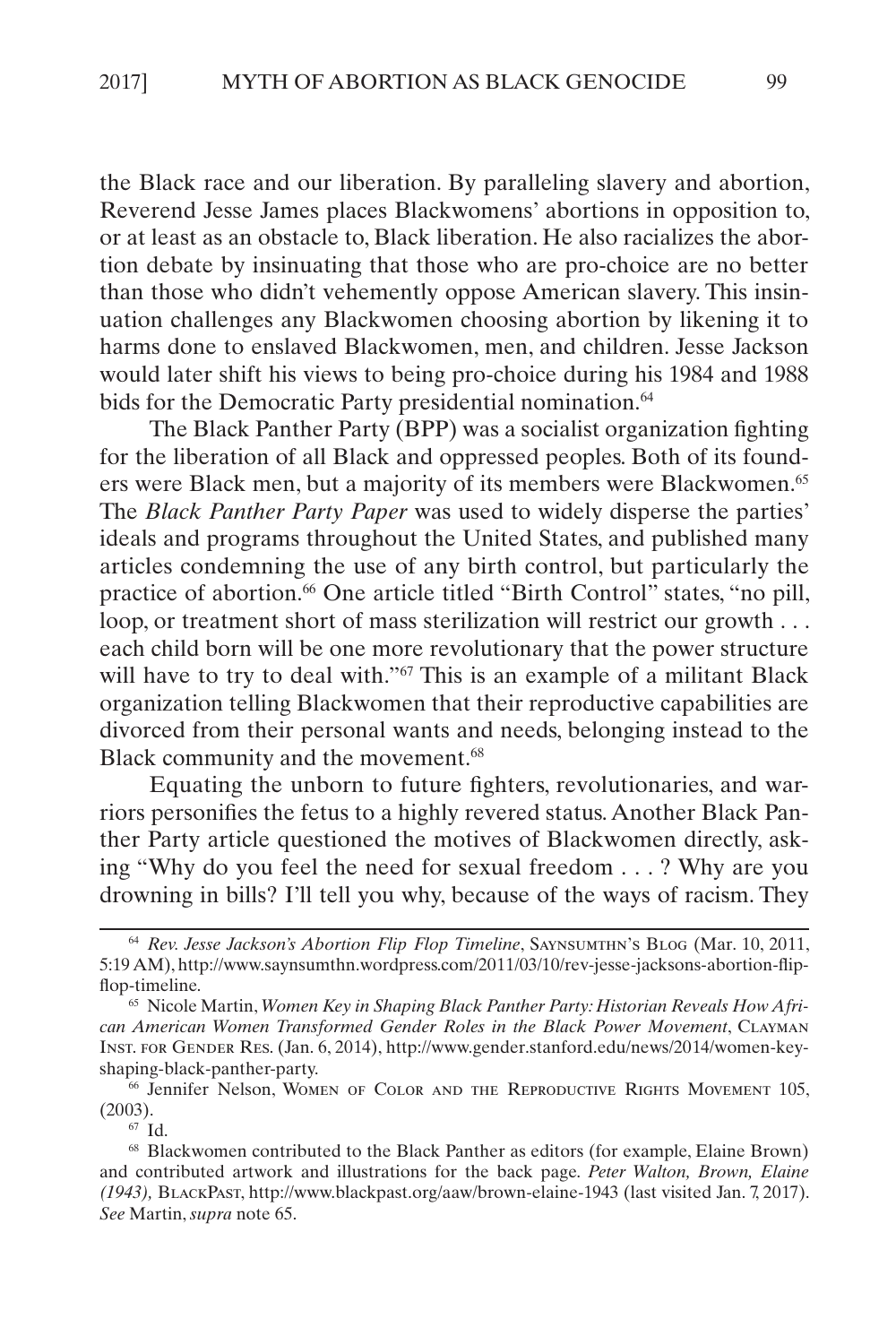the Black race and our liberation. By paralleling slavery and abortion, Reverend Jesse James places Blackwomens' abortions in opposition to, or at least as an obstacle to, Black liberation. He also racializes the abortion debate by insinuating that those who are pro-choice are no better than those who didn't vehemently oppose American slavery. This insinuation challenges any Blackwomen choosing abortion by likening it to harms done to enslaved Blackwomen, men, and children. Jesse Jackson would later shift his views to being pro-choice during his 1984 and 1988 bids for the Democratic Party presidential nomination.[64]

The Black Panther Party (BPP) was a socialist organization fighting for the liberation of all Black and oppressed peoples. Both of its founders were Black men, but a majority of its members were Blackwomen.[65] The *Black Panther Party Paper* was used to widely disperse the parties' ideals and programs throughout the United States, and published many articles condemning the use of any birth control, but particularly the practice of abortion.[66] One article titled "Birth Control" states, "no pill, loop, or treatment short of mass sterilization will restrict our growth . . . each child born will be one more revolutionary that the power structure will have to try to deal with."[67] This is an example of a militant Black organization telling Blackwomen that their reproductive capabilities are divorced from their personal wants and needs, belonging instead to the Black community and the movement.[68]

Equating the unborn to future fighters, revolutionaries, and warriors personifies the fetus to a highly revered status. Another Black Panther Party article questioned the motives of Blackwomen directly, asking "Why do you feel the need for sexual freedom . . . ? Why are you drowning in bills? I'll tell you why, because of the ways of racism. They

---

[64] *Rev. Jesse Jackson's Abortion Flip Flop Timeline*, Saynsumthn's Blog (Mar. 10, 2011, 5:19 AM), http://www.saynsumthn.wordpress.com/2011/03/10/rev-jesse-jacksons-abortion-flip-flop-timeline.

[65] Nicole Martin, *Women Key in Shaping Black Panther Party: Historian Reveals How African American Women Transformed Gender Roles in the Black Power Movement*, Clayman Inst. for Gender Res. (Jan. 6, 2014), http://www.gender.stanford.edu/news/2014/women-key-shaping-black-panther-party.

[66] Jennifer Nelson, Women of Color and the Reproductive Rights Movement 105, (2003).

[67] Id.

[68] Blackwomen contributed to the Black Panther as editors (for example, Elaine Brown) and contributed artwork and illustrations for the back page. *Peter Walton, Brown, Elaine (1943),* BlackPast, http://www.blackpast.org/aaw/brown-elaine-1943 (last visited Jan. 7, 2017). *See* Martin, *supra* note 65.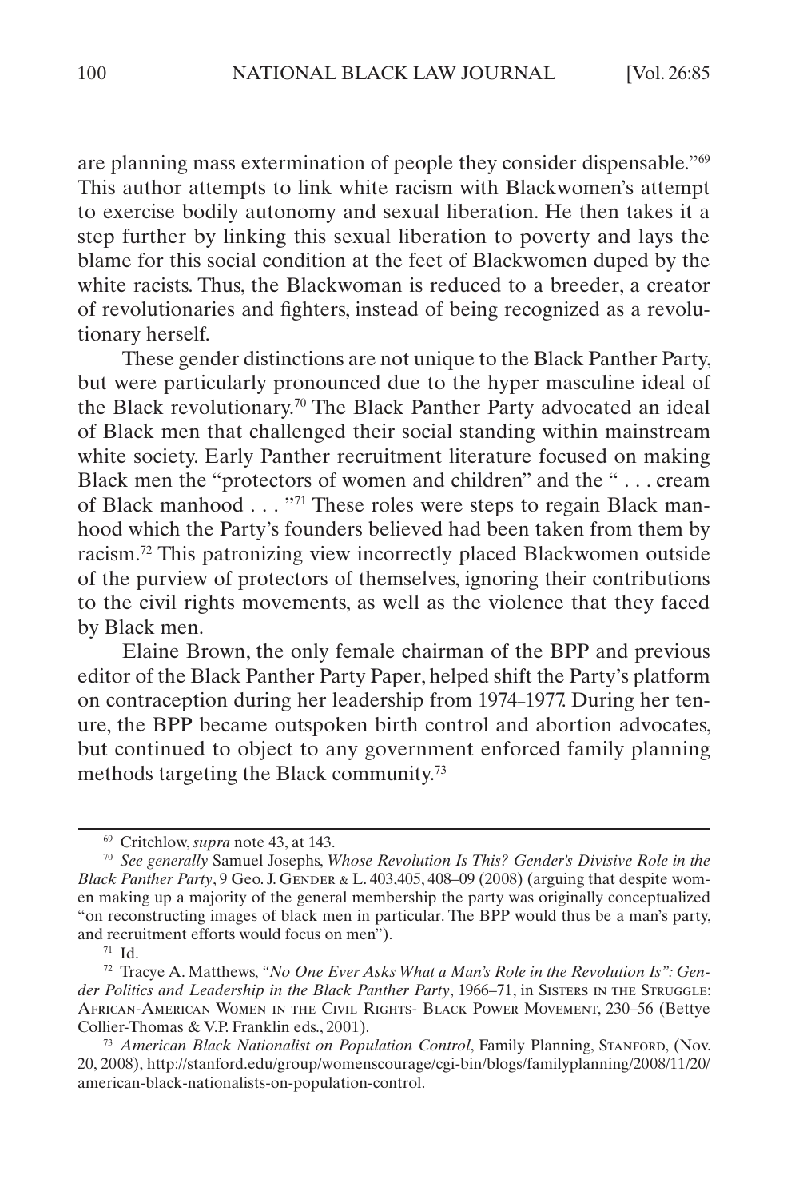are planning mass extermination of people they consider dispensable."[69] This author attempts to link white racism with Blackwomen's attempt to exercise bodily autonomy and sexual liberation. He then takes it a step further by linking this sexual liberation to poverty and lays the blame for this social condition at the feet of Blackwomen duped by the white racists. Thus, the Blackwoman is reduced to a breeder, a creator of revolutionaries and fighters, instead of being recognized as a revolutionary herself.

These gender distinctions are not unique to the Black Panther Party, but were particularly pronounced due to the hyper masculine ideal of the Black revolutionary.[70] The Black Panther Party advocated an ideal of Black men that challenged their social standing within mainstream white society. Early Panther recruitment literature focused on making Black men the "protectors of women and children" and the " . . . cream of Black manhood . . . "[71] These roles were steps to regain Black manhood which the Party's founders believed had been taken from them by racism.[72] This patronizing view incorrectly placed Blackwomen outside of the purview of protectors of themselves, ignoring their contributions to the civil rights movements, as well as the violence that they faced by Black men.

Elaine Brown, the only female chairman of the BPP and previous editor of the Black Panther Party Paper, helped shift the Party's platform on contraception during her leadership from 1974–1977. During her tenure, the BPP became outspoken birth control and abortion advocates, but continued to object to any government enforced family planning methods targeting the Black community.[73]

---

[69] Critchlow, *supra* note 43, at 143.

[70] *See generally* Samuel Josephs, *Whose Revolution Is This? Gender's Divisive Role in the Black Panther Party*, 9 Geo. J. Gender & L. 403,405, 408–09 (2008) (arguing that despite women making up a majority of the general membership the party was originally conceptualized "on reconstructing images of black men in particular. The BPP would thus be a man's party, and recruitment efforts would focus on men").

[71] Id.

[72] Tracye A. Matthews, *"No One Ever Asks What a Man's Role in the Revolution Is": Gender Politics and Leadership in the Black Panther Party*, 1966–71, in Sisters in the Struggle: African-American Women in the Civil Rights- Black Power Movement, 230–56 (Bettye Collier-Thomas & V.P. Franklin eds., 2001).

[73] *American Black Nationalist on Population Control*, Family Planning, Stanford, (Nov. 20, 2008), http://stanford.edu/group/womenscourage/cgi-bin/blogs/familyplanning/2008/11/20/american-black-nationalists-on-population-control.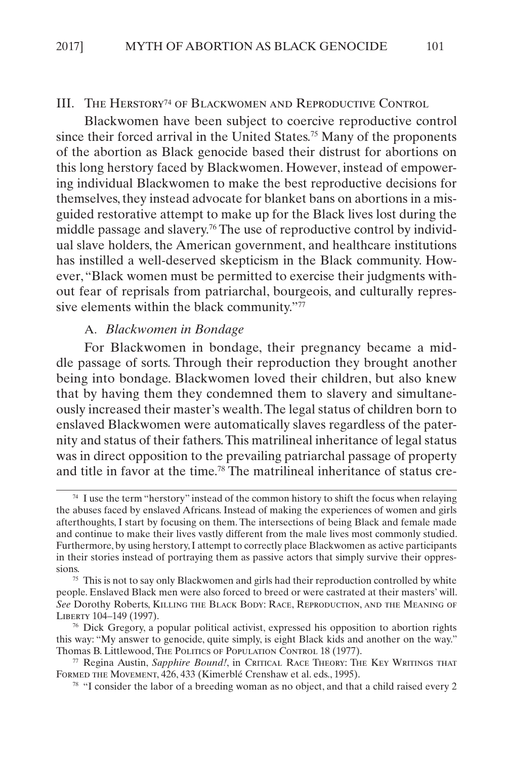## III. The Herstory[74] of Blackwomen and Reproductive Control

Blackwomen have been subject to coercive reproductive control since their forced arrival in the United States.[75] Many of the proponents of the abortion as Black genocide based their distrust for abortions on this long herstory faced by Blackwomen. However, instead of empowering individual Blackwomen to make the best reproductive decisions for themselves, they instead advocate for blanket bans on abortions in a misguided restorative attempt to make up for the Black lives lost during the middle passage and slavery.[76] The use of reproductive control by individual slave holders, the American government, and healthcare institutions has instilled a well-deserved skepticism in the Black community. However, "Black women must be permitted to exercise their judgments without fear of reprisals from patriarchal, bourgeois, and culturally repressive elements within the black community."[77]

### A. *Blackwomen in Bondage*

For Blackwomen in bondage, their pregnancy became a middle passage of sorts. Through their reproduction they brought another being into bondage. Blackwomen loved their children, but also knew that by having them they condemned them to slavery and simultaneously increased their master's wealth. The legal status of children born to enslaved Blackwomen were automatically slaves regardless of the paternity and status of their fathers. This matrilineal inheritance of legal status was in direct opposition to the prevailing patriarchal passage of property and title in favor at the time.[78] The matrilineal inheritance of status cre-

---

[74] I use the term "herstory" instead of the common history to shift the focus when relaying the abuses faced by enslaved Africans. Instead of making the experiences of women and girls afterthoughts, I start by focusing on them. The intersections of being Black and female made and continue to make their lives vastly different from the male lives most commonly studied. Furthermore, by using herstory, I attempt to correctly place Blackwomen as active participants in their stories instead of portraying them as passive actors that simply survive their oppressions.

[75] This is not to say only Blackwomen and girls had their reproduction controlled by white people. Enslaved Black men were also forced to breed or were castrated at their masters' will. *See* Dorothy Roberts, Killing the Black Body: Race, Reproduction, and the Meaning of Liberty 104–149 (1997).

[76] Dick Gregory, a popular political activist, expressed his opposition to abortion rights this way: "My answer to genocide, quite simply, is eight Black kids and another on the way." Thomas B. Littlewood, The Politics of Population Control 18 (1977).

[77] Regina Austin, *Sapphire Bound!*, in Critical Race Theory: The Key Writings that Formed the Movement, 426, 433 (Kimerblé Crenshaw et al. eds., 1995).

[78] "I consider the labor of a breeding woman as no object, and that a child raised every 2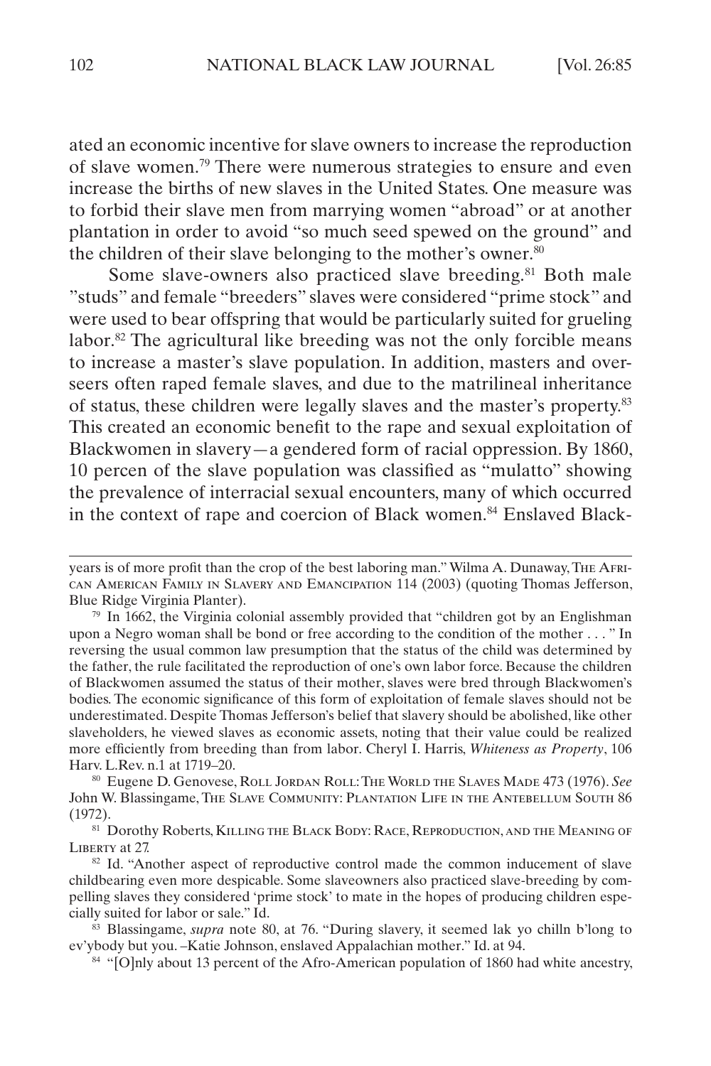ated an economic incentive for slave owners to increase the reproduction of slave women.[79] There were numerous strategies to ensure and even increase the births of new slaves in the United States. One measure was to forbid their slave men from marrying women "abroad" or at another plantation in order to avoid "so much seed spewed on the ground" and the children of their slave belonging to the mother's owner.[80]

Some slave-owners also practiced slave breeding.[81] Both male "studs" and female "breeders" slaves were considered "prime stock" and were used to bear offspring that would be particularly suited for grueling labor.[82] The agricultural like breeding was not the only forcible means to increase a master's slave population. In addition, masters and overseers often raped female slaves, and due to the matrilineal inheritance of status, these children were legally slaves and the master's property.[83] This created an economic benefit to the rape and sexual exploitation of Blackwomen in slavery—a gendered form of racial oppression. By 1860, 10 percen of the slave population was classified as "mulatto" showing the prevalence of interracial sexual encounters, many of which occurred in the context of rape and coercion of Black women.[84] Enslaved Black-

---

years is of more profit than the crop of the best laboring man." Wilma A. Dunaway, The African American Family in Slavery and Emancipation 114 (2003) (quoting Thomas Jefferson, Blue Ridge Virginia Planter).

[79] In 1662, the Virginia colonial assembly provided that "children got by an Englishman upon a Negro woman shall be bond or free according to the condition of the mother . . . " In reversing the usual common law presumption that the status of the child was determined by the father, the rule facilitated the reproduction of one's own labor force. Because the children of Blackwomen assumed the status of their mother, slaves were bred through Blackwomen's bodies. The economic significance of this form of exploitation of female slaves should not be underestimated. Despite Thomas Jefferson's belief that slavery should be abolished, like other slaveholders, he viewed slaves as economic assets, noting that their value could be realized more efficiently from breeding than from labor. Cheryl I. Harris, *Whiteness as Property*, 106 Harv. L.Rev. n.1 at 1719–20.

[80] Eugene D. Genovese, Roll Jordan Roll: The World the Slaves Made 473 (1976). *See* John W. Blassingame, The Slave Community: Plantation Life in the Antebellum South 86 (1972).

[81] Dorothy Roberts, Killing the Black Body: Race, Reproduction, and the Meaning of Liberty at 27.

[82] Id. "Another aspect of reproductive control made the common inducement of slave childbearing even more despicable. Some slaveowners also practiced slave-breeding by compelling slaves they considered 'prime stock' to mate in the hopes of producing children especially suited for labor or sale." Id.

[83] Blassingame, *supra* note 80, at 76. "During slavery, it seemed lak yo chilln b'long to ev'ybody but you. –Katie Johnson, enslaved Appalachian mother." Id. at 94.

[84] "[O]nly about 13 percent of the Afro-American population of 1860 had white ancestry,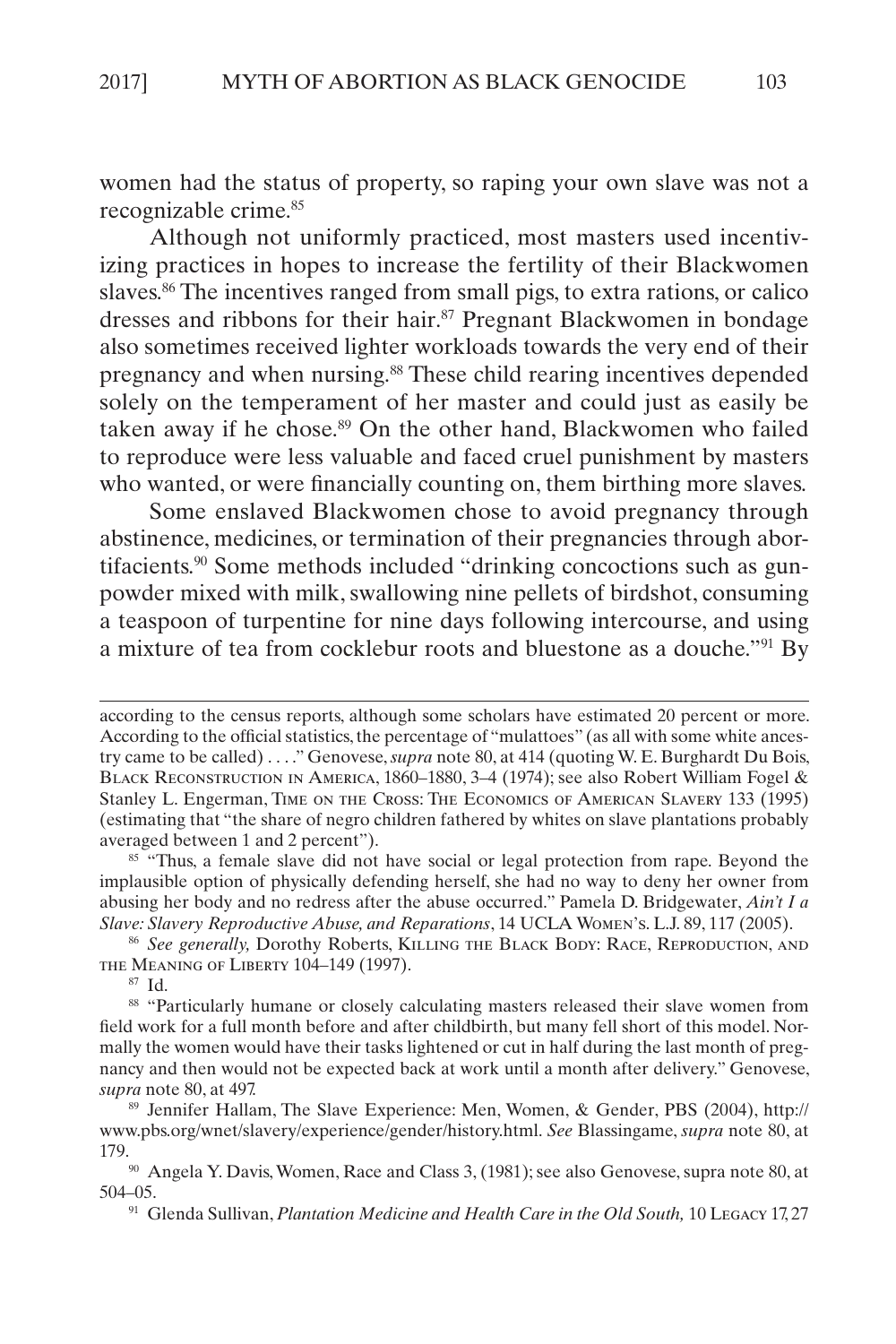women had the status of property, so raping your own slave was not a recognizable crime.[85]

Although not uniformly practiced, most masters used incentivizing practices in hopes to increase the fertility of their Blackwomen slaves.[86] The incentives ranged from small pigs, to extra rations, or calico dresses and ribbons for their hair.[87] Pregnant Blackwomen in bondage also sometimes received lighter workloads towards the very end of their pregnancy and when nursing.[88] These child rearing incentives depended solely on the temperament of her master and could just as easily be taken away if he chose.[89] On the other hand, Blackwomen who failed to reproduce were less valuable and faced cruel punishment by masters who wanted, or were financially counting on, them birthing more slaves.

Some enslaved Blackwomen chose to avoid pregnancy through abstinence, medicines, or termination of their pregnancies through abortifacients.[90] Some methods included "drinking concoctions such as gunpowder mixed with milk, swallowing nine pellets of birdshot, consuming a teaspoon of turpentine for nine days following intercourse, and using a mixture of tea from cocklebur roots and bluestone as a douche."[91] By

---

according to the census reports, although some scholars have estimated 20 percent or more. According to the official statistics, the percentage of "mulattoes" (as all with some white ancestry came to be called) . . . ." Genovese, *supra* note 80, at 414 (quoting W. E. Burghardt Du Bois, Black Reconstruction in America, 1860–1880, 3–4 (1974); see also Robert William Fogel & Stanley L. Engerman, Time on the Cross: The Economics of American Slavery 133 (1995) (estimating that "the share of negro children fathered by whites on slave plantations probably averaged between 1 and 2 percent").

[85] "Thus, a female slave did not have social or legal protection from rape. Beyond the implausible option of physically defending herself, she had no way to deny her owner from abusing her body and no redress after the abuse occurred." Pamela D. Bridgewater, *Ain't I a Slave: Slavery Reproductive Abuse, and Reparations*, 14 UCLA Women's. L.J. 89, 117 (2005).

[86] *See generally,* Dorothy Roberts, Killing the Black Body: Race, Reproduction, and the Meaning of Liberty 104–149 (1997).

[87] Id.

[88] "Particularly humane or closely calculating masters released their slave women from field work for a full month before and after childbirth, but many fell short of this model. Normally the women would have their tasks lightened or cut in half during the last month of pregnancy and then would not be expected back at work until a month after delivery." Genovese, *supra* note 80, at 497.

[89] Jennifer Hallam, The Slave Experience: Men, Women, & Gender, PBS (2004), http://www.pbs.org/wnet/slavery/experience/gender/history.html. *See* Blassingame, *supra* note 80, at 179.

[90] Angela Y. Davis, Women, Race and Class 3, (1981); see also Genovese, supra note 80, at 504–05.

[91] Glenda Sullivan, *Plantation Medicine and Health Care in the Old South,* 10 Legacy 17, 27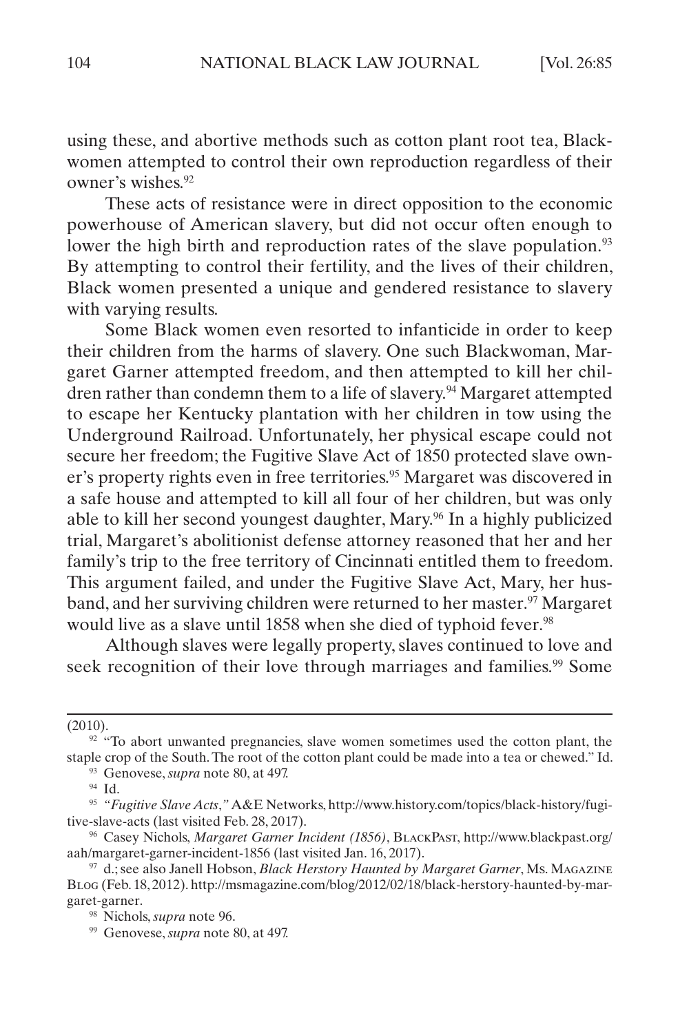using these, and abortive methods such as cotton plant root tea, Blackwomen attempted to control their own reproduction regardless of their owner's wishes.[92]

These acts of resistance were in direct opposition to the economic powerhouse of American slavery, but did not occur often enough to lower the high birth and reproduction rates of the slave population.[93] By attempting to control their fertility, and the lives of their children, Black women presented a unique and gendered resistance to slavery with varying results.

Some Black women even resorted to infanticide in order to keep their children from the harms of slavery. One such Blackwoman, Margaret Garner attempted freedom, and then attempted to kill her children rather than condemn them to a life of slavery.[94] Margaret attempted to escape her Kentucky plantation with her children in tow using the Underground Railroad. Unfortunately, her physical escape could not secure her freedom; the Fugitive Slave Act of 1850 protected slave owner's property rights even in free territories.[95] Margaret was discovered in a safe house and attempted to kill all four of her children, but was only able to kill her second youngest daughter, Mary.[96] In a highly publicized trial, Margaret's abolitionist defense attorney reasoned that her and her family's trip to the free territory of Cincinnati entitled them to freedom. This argument failed, and under the Fugitive Slave Act, Mary, her husband, and her surviving children were returned to her master.[97] Margaret would live as a slave until 1858 when she died of typhoid fever.[98]

Although slaves were legally property, slaves continued to love and seek recognition of their love through marriages and families.[99] Some

---

(2010).

[92] "To abort unwanted pregnancies, slave women sometimes used the cotton plant, the staple crop of the South. The root of the cotton plant could be made into a tea or chewed." Id.

[93] Genovese, *supra* note 80, at 497.

[94] Id.

[95] *"Fugitive Slave Acts*,*"* A&E Networks, http://www.history.com/topics/black-history/fugitive-slave-acts (last visited Feb. 28, 2017).

[96] Casey Nichols, *Margaret Garner Incident (1856)*, BlackPast, http://www.blackpast.org/aah/margaret-garner-incident-1856 (last visited Jan. 16, 2017).

[97] d.; see also Janell Hobson, *Black Herstory Haunted by Margaret Garner*, Ms. Magazine Blog (Feb. 18, 2012). http://msmagazine.com/blog/2012/02/18/black-herstory-haunted-by-margaret-garner.

[98] Nichols, *supra* note 96.

[99] Genovese, *supra* note 80, at 497.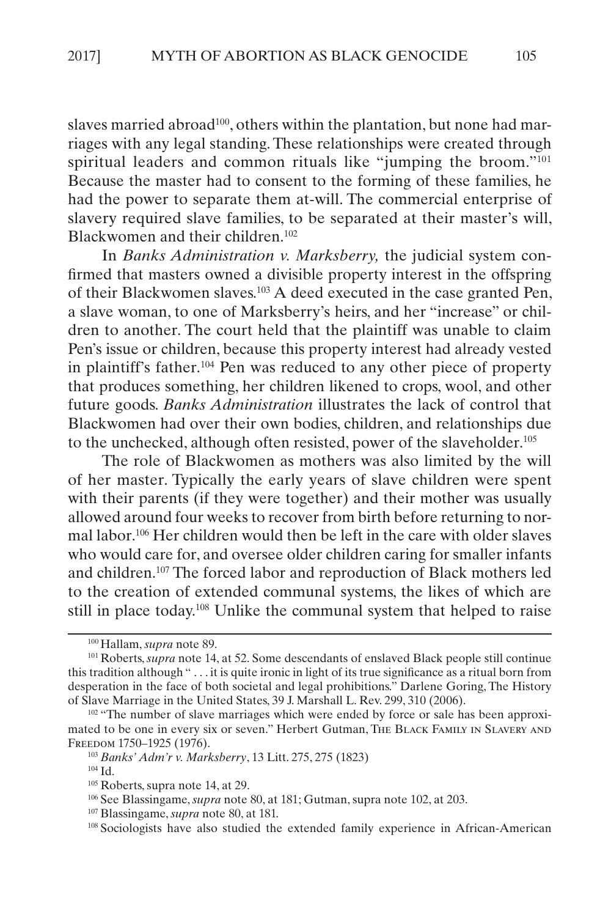slaves married abroad[100], others within the plantation, but none had marriages with any legal standing. These relationships were created through spiritual leaders and common rituals like "jumping the broom."[101] Because the master had to consent to the forming of these families, he had the power to separate them at-will. The commercial enterprise of slavery required slave families, to be separated at their master's will, Blackwomen and their children.[102]

In *Banks Administration v. Marksberry,* the judicial system confirmed that masters owned a divisible property interest in the offspring of their Blackwomen slaves.[103] A deed executed in the case granted Pen, a slave woman, to one of Marksberry's heirs, and her "increase" or children to another. The court held that the plaintiff was unable to claim Pen's issue or children, because this property interest had already vested in plaintiff's father.[104] Pen was reduced to any other piece of property that produces something, her children likened to crops, wool, and other future goods. *Banks Administration* illustrates the lack of control that Blackwomen had over their own bodies, children, and relationships due to the unchecked, although often resisted, power of the slaveholder.[105]

The role of Blackwomen as mothers was also limited by the will of her master. Typically the early years of slave children were spent with their parents (if they were together) and their mother was usually allowed around four weeks to recover from birth before returning to normal labor.[106] Her children would then be left in the care with older slaves who would care for, and oversee older children caring for smaller infants and children.[107] The forced labor and reproduction of Black mothers led to the creation of extended communal systems, the likes of which are still in place today.[108] Unlike the communal system that helped to raise

---

[100] Hallam, *supra* note 89.

[101] Roberts, *supra* note 14, at 52. Some descendants of enslaved Black people still continue this tradition although " . . . it is quite ironic in light of its true significance as a ritual born from desperation in the face of both societal and legal prohibitions." Darlene Goring, The History of Slave Marriage in the United States, 39 J. Marshall L. Rev. 299, 310 (2006).

[102] "The number of slave marriages which were ended by force or sale has been approximated to be one in every six or seven." Herbert Gutman, The Black Family in Slavery and Freedom 1750–1925 (1976).

[103] *Banks' Adm'r v. Marksberry*, 13 Litt. 275, 275 (1823)

[104] Id.

[105] Roberts, supra note 14, at 29.

[106] See Blassingame, *supra* note 80, at 181; Gutman, supra note 102, at 203.

[107] Blassingame, *supra* note 80, at 181.

[108] Sociologists have also studied the extended family experience in African-American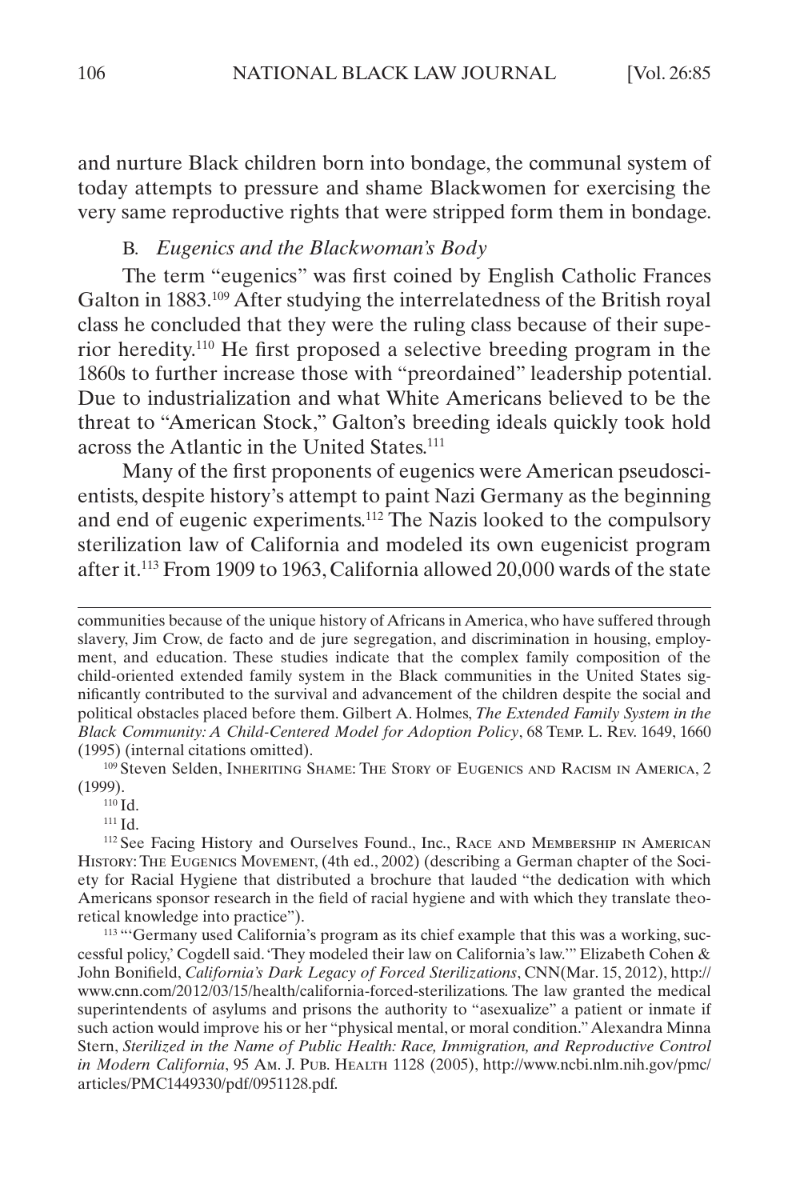and nurture Black children born into bondage, the communal system of today attempts to pressure and shame Blackwomen for exercising the very same reproductive rights that were stripped form them in bondage.

### B. *Eugenics and the Blackwoman's Body*

The term "eugenics" was first coined by English Catholic Frances Galton in 1883.[109] After studying the interrelatedness of the British royal class he concluded that they were the ruling class because of their superior heredity.[110] He first proposed a selective breeding program in the 1860s to further increase those with "preordained" leadership potential. Due to industrialization and what White Americans believed to be the threat to "American Stock," Galton's breeding ideals quickly took hold across the Atlantic in the United States.[111]

Many of the first proponents of eugenics were American pseudoscientists, despite history's attempt to paint Nazi Germany as the beginning and end of eugenic experiments.[112] The Nazis looked to the compulsory sterilization law of California and modeled its own eugenicist program after it.[113] From 1909 to 1963, California allowed 20,000 wards of the state

---

communities because of the unique history of Africans in America, who have suffered through slavery, Jim Crow, de facto and de jure segregation, and discrimination in housing, employment, and education. These studies indicate that the complex family composition of the child-oriented extended family system in the Black communities in the United States significantly contributed to the survival and advancement of the children despite the social and political obstacles placed before them. Gilbert A. Holmes, *The Extended Family System in the Black Community: A Child-Centered Model for Adoption Policy*, 68 Temp. L. Rev. 1649, 1660 (1995) (internal citations omitted).

[109] Steven Selden, Inheriting Shame: The Story of Eugenics and Racism in America, 2 (1999).

[110] Id.

[111] Id.

[112] See Facing History and Ourselves Found., Inc., Race and Membership in American History: The Eugenics Movement, (4th ed., 2002) (describing a German chapter of the Society for Racial Hygiene that distributed a brochure that lauded "the dedication with which Americans sponsor research in the field of racial hygiene and with which they translate theoretical knowledge into practice").

[113] "'Germany used California's program as its chief example that this was a working, successful policy,' Cogdell said. 'They modeled their law on California's law.'" Elizabeth Cohen & John Bonifield, *California's Dark Legacy of Forced Sterilizations*, CNN(Mar. 15, 2012), http://www.cnn.com/2012/03/15/health/california-forced-sterilizations. The law granted the medical superintendents of asylums and prisons the authority to "asexualize" a patient or inmate if such action would improve his or her "physical mental, or moral condition." Alexandra Minna Stern, *Sterilized in the Name of Public Health: Race, Immigration, and Reproductive Control in Modern California*, 95 Am. J. Pub. Health 1128 (2005), http://www.ncbi.nlm.nih.gov/pmc/articles/PMC1449330/pdf/0951128.pdf.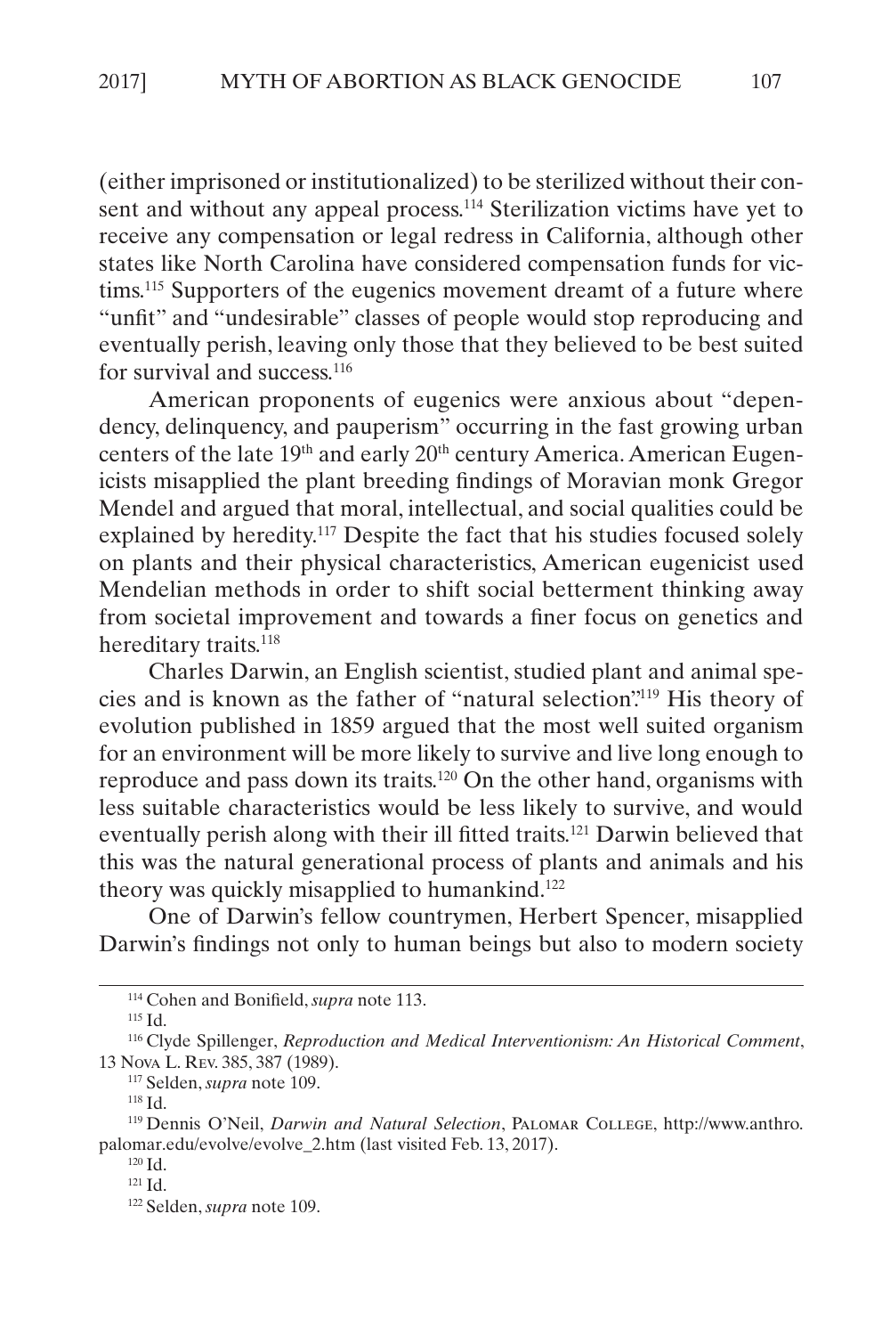(either imprisoned or institutionalized) to be sterilized without their consent and without any appeal process.[114] Sterilization victims have yet to receive any compensation or legal redress in California, although other states like North Carolina have considered compensation funds for victims.[115] Supporters of the eugenics movement dreamt of a future where "unfit" and "undesirable" classes of people would stop reproducing and eventually perish, leaving only those that they believed to be best suited for survival and success.[116]

American proponents of eugenics were anxious about "dependency, delinquency, and pauperism" occurring in the fast growing urban centers of the late 19th and early 20th century America. American Eugenicists misapplied the plant breeding findings of Moravian monk Gregor Mendel and argued that moral, intellectual, and social qualities could be explained by heredity.[117] Despite the fact that his studies focused solely on plants and their physical characteristics, American eugenicist used Mendelian methods in order to shift social betterment thinking away from societal improvement and towards a finer focus on genetics and hereditary traits.[118]

Charles Darwin, an English scientist, studied plant and animal species and is known as the father of "natural selection".[119] His theory of evolution published in 1859 argued that the most well suited organism for an environment will be more likely to survive and live long enough to reproduce and pass down its traits.[120] On the other hand, organisms with less suitable characteristics would be less likely to survive, and would eventually perish along with their ill fitted traits.[121] Darwin believed that this was the natural generational process of plants and animals and his theory was quickly misapplied to humankind.[122]

One of Darwin's fellow countrymen, Herbert Spencer, misapplied Darwin's findings not only to human beings but also to modern society

---

[114] Cohen and Bonifield, *supra* note 113.

[115] Id.

[116] Clyde Spillenger, *Reproduction and Medical Interventionism: An Historical Comment*, 13 Nova L. Rev. 385, 387 (1989).

[117] Selden, *supra* note 109.

[118] Id.

[119] Dennis O'Neil, *Darwin and Natural Selection*, Palomar College, http://www.anthro.palomar.edu/evolve/evolve_2.htm (last visited Feb. 13, 2017).

[120] Id.

[121] Id.

[122] Selden, *supra* note 109.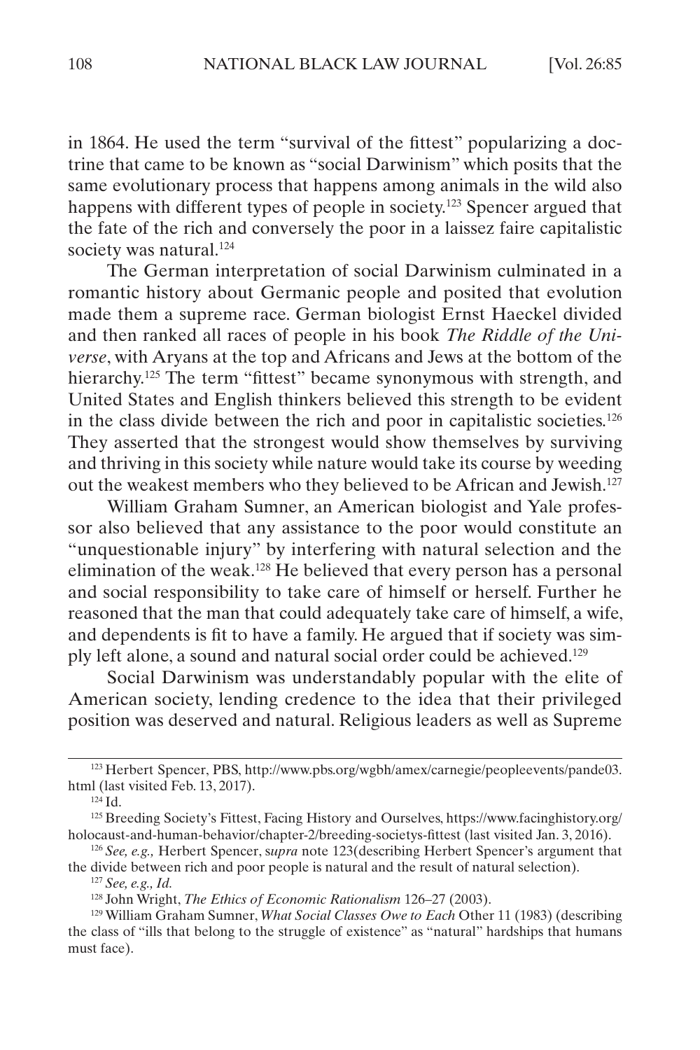in 1864. He used the term "survival of the fittest" popularizing a doctrine that came to be known as "social Darwinism" which posits that the same evolutionary process that happens among animals in the wild also happens with different types of people in society.[123] Spencer argued that the fate of the rich and conversely the poor in a laissez faire capitalistic society was natural.[124]

The German interpretation of social Darwinism culminated in a romantic history about Germanic people and posited that evolution made them a supreme race. German biologist Ernst Haeckel divided and then ranked all races of people in his book *The Riddle of the Universe*, with Aryans at the top and Africans and Jews at the bottom of the hierarchy.[125] The term "fittest" became synonymous with strength, and United States and English thinkers believed this strength to be evident in the class divide between the rich and poor in capitalistic societies.[126] They asserted that the strongest would show themselves by surviving and thriving in this society while nature would take its course by weeding out the weakest members who they believed to be African and Jewish.[127]

William Graham Sumner, an American biologist and Yale professor also believed that any assistance to the poor would constitute an "unquestionable injury" by interfering with natural selection and the elimination of the weak.[128] He believed that every person has a personal and social responsibility to take care of himself or herself. Further he reasoned that the man that could adequately take care of himself, a wife, and dependents is fit to have a family. He argued that if society was simply left alone, a sound and natural social order could be achieved.[129]

Social Darwinism was understandably popular with the elite of American society, lending credence to the idea that their privileged position was deserved and natural. Religious leaders as well as Supreme

---

[123] Herbert Spencer, PBS, http://www.pbs.org/wgbh/amex/carnegie/peopleevents/pande03.html (last visited Feb. 13, 2017).

[124] Id.

[125] Breeding Society's Fittest, Facing History and Ourselves, https://www.facinghistory.org/holocaust-and-human-behavior/chapter-2/breeding-societys-fittest (last visited Jan. 3, 2016).

[126] *See, e.g.,* Herbert Spencer, s*upra* note 123(describing Herbert Spencer's argument that the divide between rich and poor people is natural and the result of natural selection).

[127] *See, e.g., Id.*

[128] John Wright, *The Ethics of Economic Rationalism* 126–27 (2003).

[129] William Graham Sumner, *What Social Classes Owe to Each* Other 11 (1983) (describing the class of "ills that belong to the struggle of existence" as "natural" hardships that humans must face).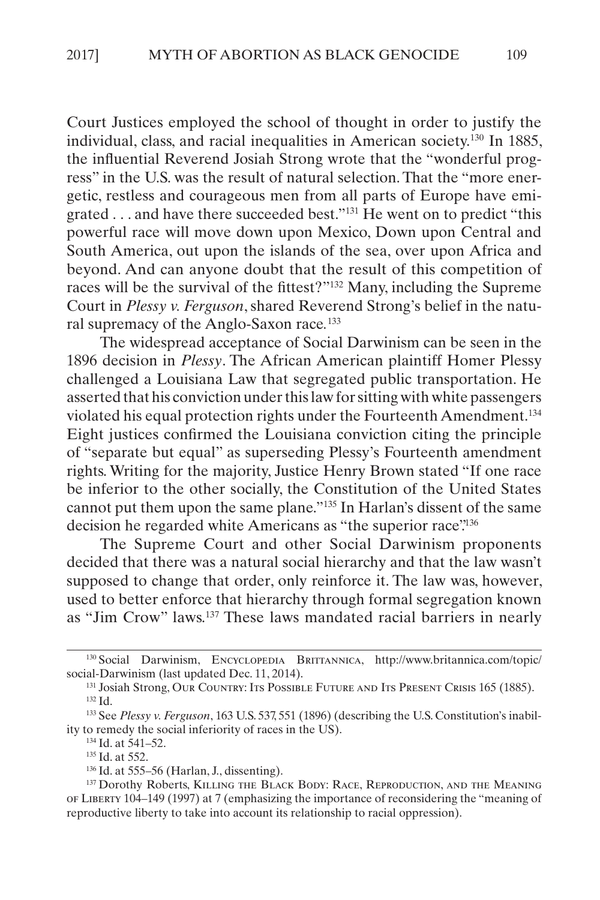Court Justices employed the school of thought in order to justify the individual, class, and racial inequalities in American society.[130] In 1885, the influential Reverend Josiah Strong wrote that the "wonderful progress" in the U.S. was the result of natural selection. That the "more energetic, restless and courageous men from all parts of Europe have emigrated . . . and have there succeeded best."[131] He went on to predict "this powerful race will move down upon Mexico, Down upon Central and South America, out upon the islands of the sea, over upon Africa and beyond. And can anyone doubt that the result of this competition of races will be the survival of the fittest?"[132] Many, including the Supreme Court in *Plessy v. Ferguson*, shared Reverend Strong's belief in the natural supremacy of the Anglo-Saxon race.[133]

The widespread acceptance of Social Darwinism can be seen in the 1896 decision in *Plessy*. The African American plaintiff Homer Plessy challenged a Louisiana Law that segregated public transportation. He asserted that his conviction under this law for sitting with white passengers violated his equal protection rights under the Fourteenth Amendment.[134] Eight justices confirmed the Louisiana conviction citing the principle of "separate but equal" as superseding Plessy's Fourteenth amendment rights. Writing for the majority, Justice Henry Brown stated "If one race be inferior to the other socially, the Constitution of the United States cannot put them upon the same plane."[135] In Harlan's dissent of the same decision he regarded white Americans as "the superior race".[136]

The Supreme Court and other Social Darwinism proponents decided that there was a natural social hierarchy and that the law wasn't supposed to change that order, only reinforce it. The law was, however, used to better enforce that hierarchy through formal segregation known as "Jim Crow" laws.[137] These laws mandated racial barriers in nearly

---

[130] Social Darwinism, Encyclopedia Brittannica, http://www.britannica.com/topic/social-Darwinism (last updated Dec. 11, 2014).

[131] Josiah Strong, Our Country: Its Possible Future and Its Present Crisis 165 (1885).

[132] Id.

[133] See *Plessy v. Ferguson*, 163 U.S. 537, 551 (1896) (describing the U.S. Constitution's inability to remedy the social inferiority of races in the US).

[134] Id. at 541–52.

[135] Id. at 552.

[136] Id. at 555–56 (Harlan, J., dissenting).

[137] Dorothy Roberts, Killing the Black Body: Race, Reproduction, and the Meaning of Liberty 104–149 (1997) at 7 (emphasizing the importance of reconsidering the "meaning of reproductive liberty to take into account its relationship to racial oppression).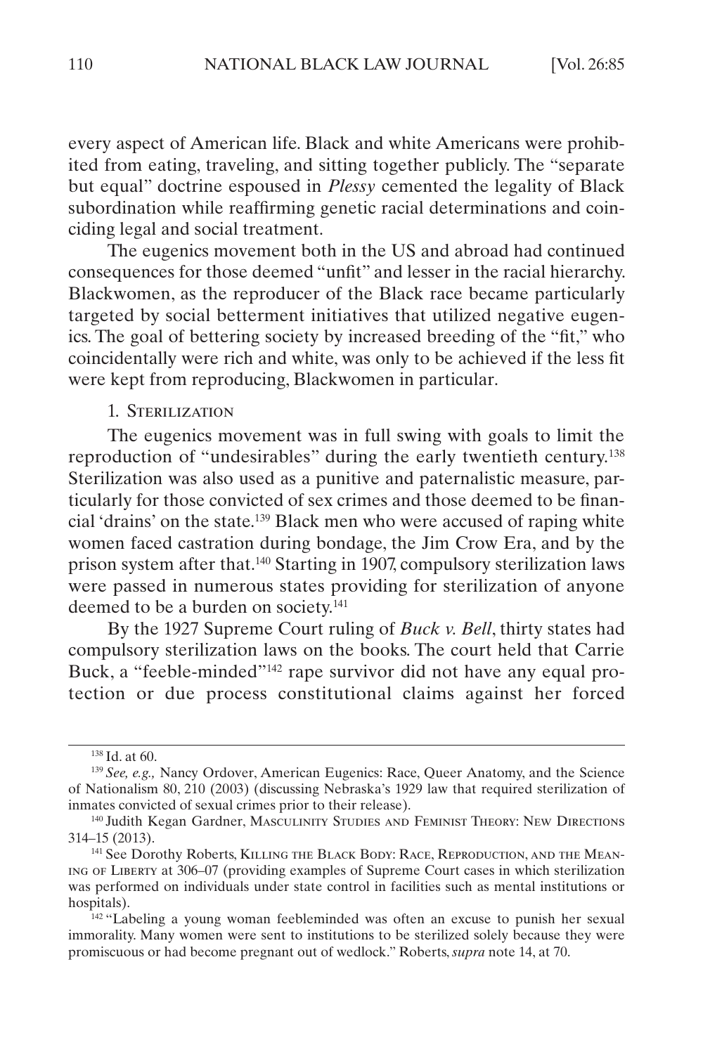every aspect of American life. Black and white Americans were prohibited from eating, traveling, and sitting together publicly. The "separate but equal" doctrine espoused in *Plessy* cemented the legality of Black subordination while reaffirming genetic racial determinations and coinciding legal and social treatment.

The eugenics movement both in the US and abroad had continued consequences for those deemed "unfit" and lesser in the racial hierarchy. Blackwomen, as the reproducer of the Black race became particularly targeted by social betterment initiatives that utilized negative eugenics. The goal of bettering society by increased breeding of the "fit," who coincidentally were rich and white, was only to be achieved if the less fit were kept from reproducing, Blackwomen in particular.

1. Sterilization

The eugenics movement was in full swing with goals to limit the reproduction of "undesirables" during the early twentieth century.[138] Sterilization was also used as a punitive and paternalistic measure, particularly for those convicted of sex crimes and those deemed to be financial 'drains' on the state.[139] Black men who were accused of raping white women faced castration during bondage, the Jim Crow Era, and by the prison system after that.[140] Starting in 1907, compulsory sterilization laws were passed in numerous states providing for sterilization of anyone deemed to be a burden on society.[141]

By the 1927 Supreme Court ruling of *Buck v. Bell*, thirty states had compulsory sterilization laws on the books. The court held that Carrie Buck, a "feeble-minded"[142] rape survivor did not have any equal protection or due process constitutional claims against her forced

---

[138] Id. at 60.

[139] *See, e.g.,* Nancy Ordover, American Eugenics: Race, Queer Anatomy, and the Science of Nationalism 80, 210 (2003) (discussing Nebraska's 1929 law that required sterilization of inmates convicted of sexual crimes prior to their release).

[140] Judith Kegan Gardner, Masculinity Studies and Feminist Theory: New Directions 314–15 (2013).

[141] See Dorothy Roberts, Killing the Black Body: Race, Reproduction, and the Meaning of Liberty at 306–07 (providing examples of Supreme Court cases in which sterilization was performed on individuals under state control in facilities such as mental institutions or hospitals).

[142] "Labeling a young woman feebleminded was often an excuse to punish her sexual immorality. Many women were sent to institutions to be sterilized solely because they were promiscuous or had become pregnant out of wedlock." Roberts, *supra* note 14, at 70.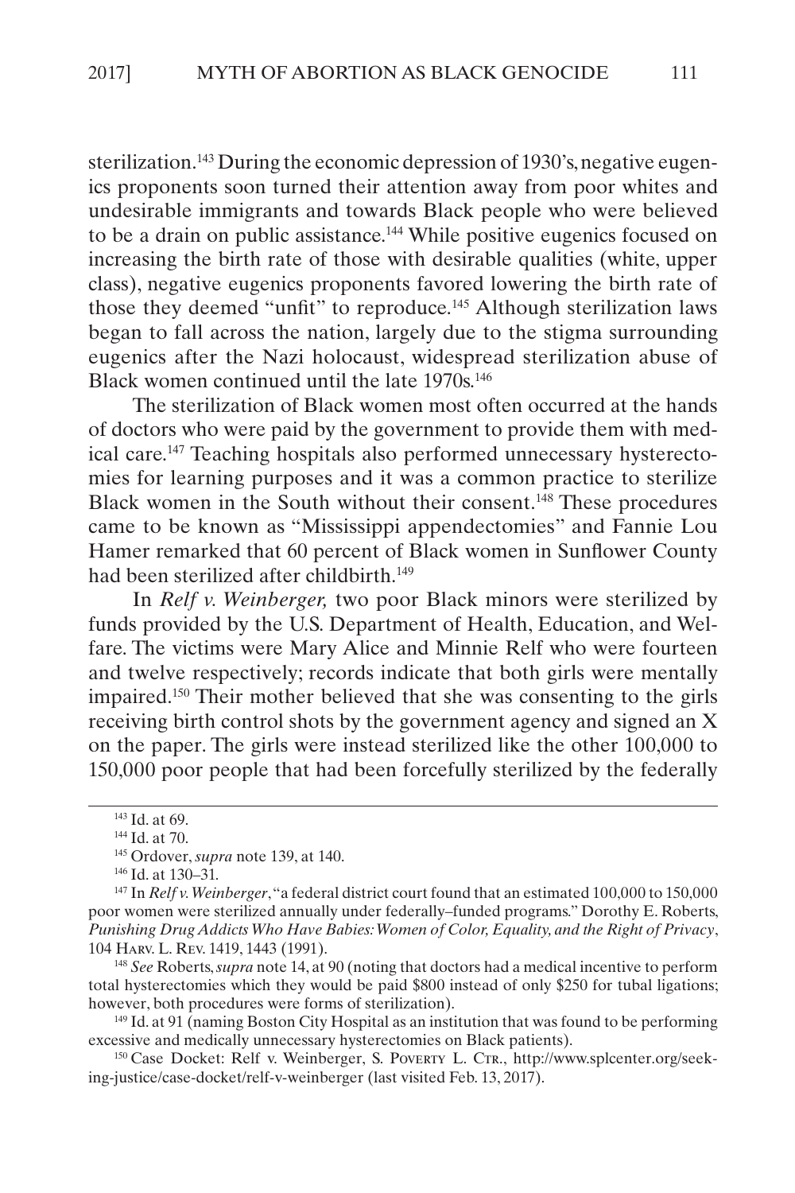sterilization.[143] During the economic depression of 1930's, negative eugenics proponents soon turned their attention away from poor whites and undesirable immigrants and towards Black people who were believed to be a drain on public assistance.[144] While positive eugenics focused on increasing the birth rate of those with desirable qualities (white, upper class), negative eugenics proponents favored lowering the birth rate of those they deemed "unfit" to reproduce.[145] Although sterilization laws began to fall across the nation, largely due to the stigma surrounding eugenics after the Nazi holocaust, widespread sterilization abuse of Black women continued until the late 1970s.[146]

The sterilization of Black women most often occurred at the hands of doctors who were paid by the government to provide them with medical care.[147] Teaching hospitals also performed unnecessary hysterectomies for learning purposes and it was a common practice to sterilize Black women in the South without their consent.[148] These procedures came to be known as "Mississippi appendectomies" and Fannie Lou Hamer remarked that 60 percent of Black women in Sunflower County had been sterilized after childbirth.[149]

In *Relf v. Weinberger,* two poor Black minors were sterilized by funds provided by the U.S. Department of Health, Education, and Welfare. The victims were Mary Alice and Minnie Relf who were fourteen and twelve respectively; records indicate that both girls were mentally impaired.[150] Their mother believed that she was consenting to the girls receiving birth control shots by the government agency and signed an X on the paper. The girls were instead sterilized like the other 100,000 to 150,000 poor people that had been forcefully sterilized by the federally

---

[143] Id. at 69.

[144] Id. at 70.

[145] Ordover, *supra* note 139, at 140.

[146] Id. at 130–31.

[147] In *Relf v. Weinberger*, "a federal district court found that an estimated 100,000 to 150,000 poor women were sterilized annually under federally–funded programs." Dorothy E. Roberts, *Punishing Drug Addicts Who Have Babies: Women of Color, Equality, and the Right of Privacy*, 104 Harv. L. Rev. 1419, 1443 (1991).

[148] *See* Roberts, *supra* note 14, at 90 (noting that doctors had a medical incentive to perform total hysterectomies which they would be paid $800 instead of only $250 for tubal ligations; however, both procedures were forms of sterilization).

[149] Id. at 91 (naming Boston City Hospital as an institution that was found to be performing excessive and medically unnecessary hysterectomies on Black patients).

[150] Case Docket: Relf v. Weinberger, S. Poverty L. Ctr., http://www.splcenter.org/seeking-justice/case-docket/relf-v-weinberger (last visited Feb. 13, 2017).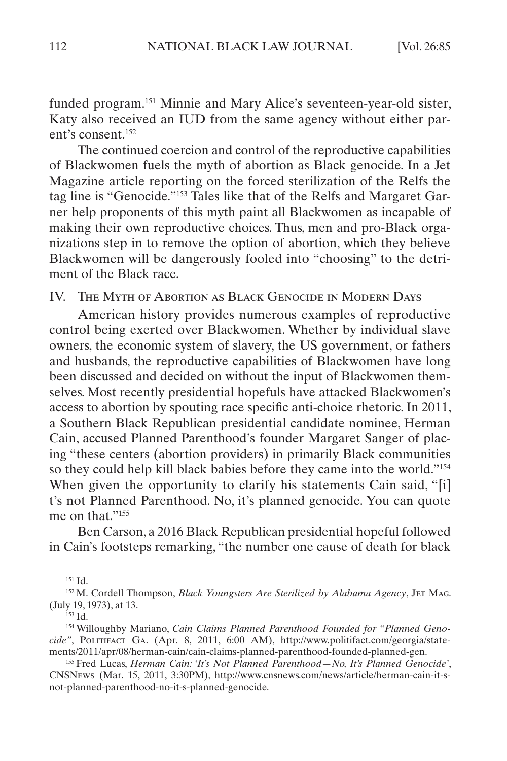funded program.[151] Minnie and Mary Alice's seventeen-year-old sister, Katy also received an IUD from the same agency without either parent's consent.[152]

The continued coercion and control of the reproductive capabilities of Blackwomen fuels the myth of abortion as Black genocide. In a Jet Magazine article reporting on the forced sterilization of the Relfs the tag line is "Genocide."[153] Tales like that of the Relfs and Margaret Garner help proponents of this myth paint all Blackwomen as incapable of making their own reproductive choices. Thus, men and pro-Black organizations step in to remove the option of abortion, which they believe Blackwomen will be dangerously fooled into "choosing" to the detriment of the Black race.

## IV. The Myth of Abortion as Black Genocide in Modern Days

American history provides numerous examples of reproductive control being exerted over Blackwomen. Whether by individual slave owners, the economic system of slavery, the US government, or fathers and husbands, the reproductive capabilities of Blackwomen have long been discussed and decided on without the input of Blackwomen themselves. Most recently presidential hopefuls have attacked Blackwomen's access to abortion by spouting race specific anti-choice rhetoric. In 2011, a Southern Black Republican presidential candidate nominee, Herman Cain, accused Planned Parenthood's founder Margaret Sanger of placing "these centers (abortion providers) in primarily Black communities so they could help kill black babies before they came into the world."[154] When given the opportunity to clarify his statements Cain said, "[i]t's not Planned Parenthood. No, it's planned genocide. You can quote me on that."[155]

Ben Carson, a 2016 Black Republican presidential hopeful followed in Cain's footsteps remarking, "the number one cause of death for black

---

[151] Id.

[152] M. Cordell Thompson, *Black Youngsters Are Sterilized by Alabama Agency*, Jet Mag. (July 19, 1973), at 13.

[153] Id.

[154] Willoughby Mariano, *Cain Claims Planned Parenthood Founded for "Planned Genocide"*, Politifact Ga. (Apr. 8, 2011, 6:00 AM), http://www.politifact.com/georgia/statements/2011/apr/08/herman-cain/cain-claims-planned-parenthood-founded-planned-gen.

[155] Fred Lucas, *Herman Cain: 'It's Not Planned Parenthood—No, It's Planned Genocide'*, CNSNews (Mar. 15, 2011, 3:30PM), http://www.cnsnews.com/news/article/herman-cain-it-s-not-planned-parenthood-no-it-s-planned-genocide.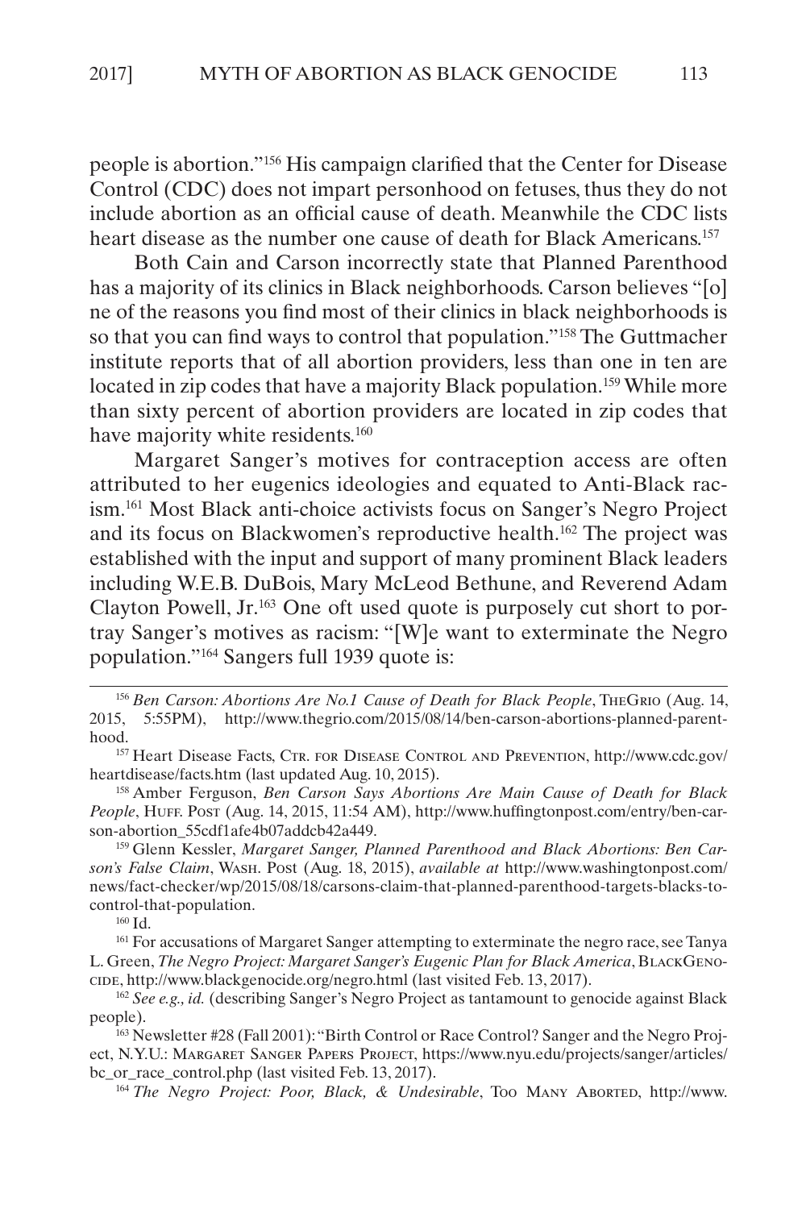people is abortion."[156] His campaign clarified that the Center for Disease Control (CDC) does not impart personhood on fetuses, thus they do not include abortion as an official cause of death. Meanwhile the CDC lists heart disease as the number one cause of death for Black Americans.[157]

Both Cain and Carson incorrectly state that Planned Parenthood has a majority of its clinics in Black neighborhoods. Carson believes "[o]ne of the reasons you find most of their clinics in black neighborhoods is so that you can find ways to control that population."[158] The Guttmacher institute reports that of all abortion providers, less than one in ten are located in zip codes that have a majority Black population.[159] While more than sixty percent of abortion providers are located in zip codes that have majority white residents.[160]

Margaret Sanger's motives for contraception access are often attributed to her eugenics ideologies and equated to Anti-Black racism.[161] Most Black anti-choice activists focus on Sanger's Negro Project and its focus on Blackwomen's reproductive health.[162] The project was established with the input and support of many prominent Black leaders including W.E.B. DuBois, Mary McLeod Bethune, and Reverend Adam Clayton Powell, Jr.[163] One oft used quote is purposely cut short to portray Sanger's motives as racism: "[W]e want to exterminate the Negro population."[164] Sangers full 1939 quote is:

---

[156] *Ben Carson: Abortions Are No.1 Cause of Death for Black People*, TheGrio (Aug. 14, 2015, 5:55PM), http://www.thegrio.com/2015/08/14/ben-carson-abortions-planned-parenthood.

[157] Heart Disease Facts, Ctr. for Disease Control and Prevention, http://www.cdc.gov/heartdisease/facts.htm (last updated Aug. 10, 2015).

[158] Amber Ferguson, *Ben Carson Says Abortions Are Main Cause of Death for Black People*, Huff. Post (Aug. 14, 2015, 11:54 AM), http://www.huffingtonpost.com/entry/ben-carson-abortion_55cdf1afe4b07addcb42a449.

[159] Glenn Kessler, *Margaret Sanger, Planned Parenthood and Black Abortions: Ben Carson's False Claim*, Wash. Post (Aug. 18, 2015), *available at* http://www.washingtonpost.com/news/fact-checker/wp/2015/08/18/carsons-claim-that-planned-parenthood-targets-blacks-to-control-that-population.

[160] Id.

[161] For accusations of Margaret Sanger attempting to exterminate the negro race, see Tanya L. Green, *The Negro Project: Margaret Sanger's Eugenic Plan for Black America*, BlackGenocide, http://www.blackgenocide.org/negro.html (last visited Feb. 13, 2017).

[162] *See e.g., id.* (describing Sanger's Negro Project as tantamount to genocide against Black people).

[163] Newsletter #28 (Fall 2001): "Birth Control or Race Control? Sanger and the Negro Project, N.Y.U.: Margaret Sanger Papers Project, https://www.nyu.edu/projects/sanger/articles/bc_or_race_control.php (last visited Feb. 13, 2017).

[164] *The Negro Project: Poor, Black, & Undesirable*, Too Many Aborted, http://www.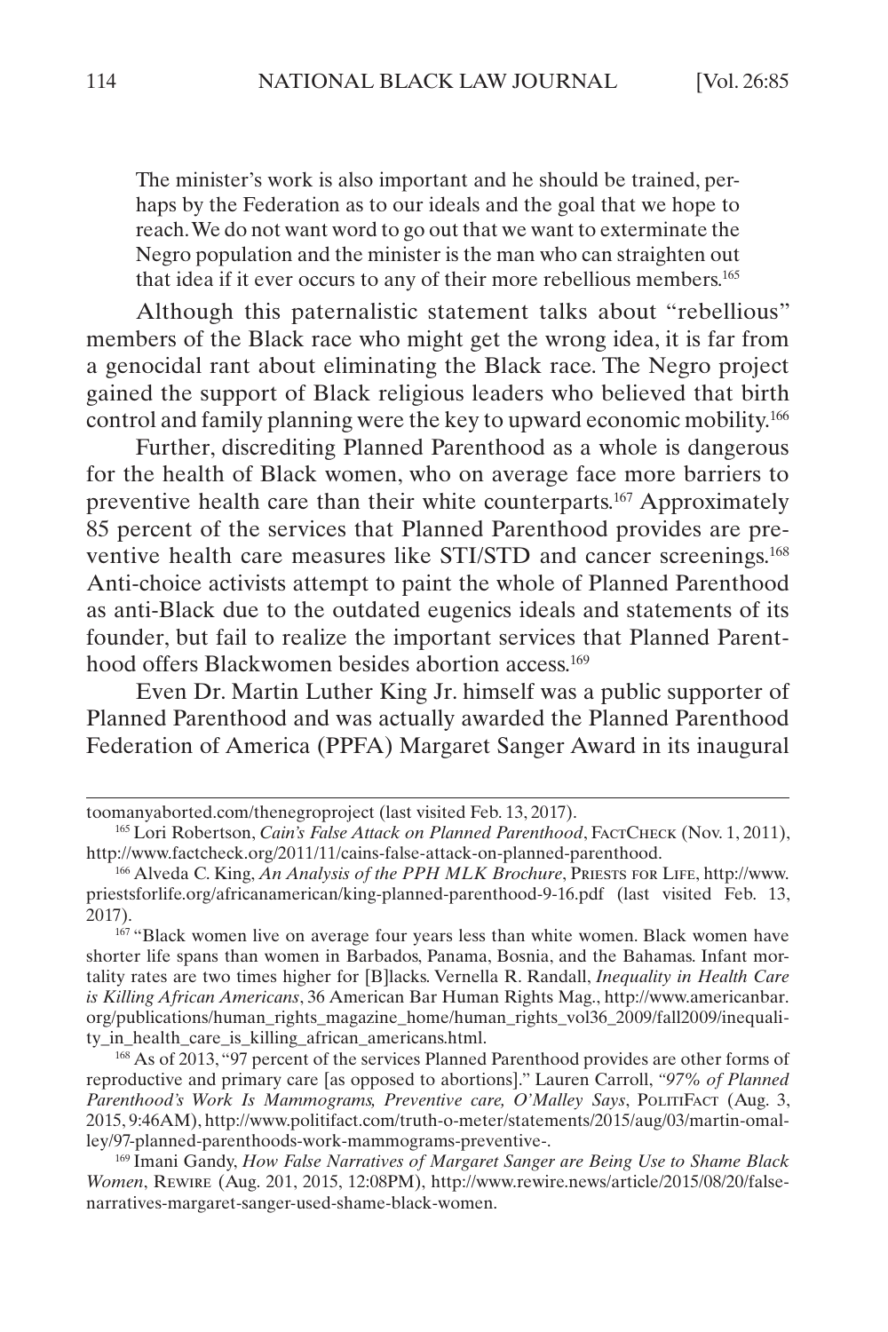> The minister's work is also important and he should be trained, perhaps by the Federation as to our ideals and the goal that we hope to reach. We do not want word to go out that we want to exterminate the Negro population and the minister is the man who can straighten out that idea if it ever occurs to any of their more rebellious members.[165]

Although this paternalistic statement talks about "rebellious" members of the Black race who might get the wrong idea, it is far from a genocidal rant about eliminating the Black race. The Negro project gained the support of Black religious leaders who believed that birth control and family planning were the key to upward economic mobility.[166]

Further, discrediting Planned Parenthood as a whole is dangerous for the health of Black women, who on average face more barriers to preventive health care than their white counterparts.[167] Approximately 85 percent of the services that Planned Parenthood provides are preventive health care measures like STI/STD and cancer screenings.[168] Anti-choice activists attempt to paint the whole of Planned Parenthood as anti-Black due to the outdated eugenics ideals and statements of its founder, but fail to realize the important services that Planned Parenthood offers Blackwomen besides abortion access.[169]

Even Dr. Martin Luther King Jr. himself was a public supporter of Planned Parenthood and was actually awarded the Planned Parenthood Federation of America (PPFA) Margaret Sanger Award in its inaugural

---

toomanyaborted.com/thenegroproject (last visited Feb. 13, 2017).

[165] Lori Robertson, *Cain's False Attack on Planned Parenthood*, FactCheck (Nov. 1, 2011), http://www.factcheck.org/2011/11/cains-false-attack-on-planned-parenthood.

[166] Alveda C. King, *An Analysis of the PPH MLK Brochure*, Priests for Life, http://www.priestsforlife.org/africanamerican/king-planned-parenthood-9-16.pdf (last visited Feb. 13, 2017).

[167] "Black women live on average four years less than white women. Black women have shorter life spans than women in Barbados, Panama, Bosnia, and the Bahamas. Infant mortality rates are two times higher for [B]lacks. Vernella R. Randall, *Inequality in Health Care is Killing African Americans*, 36 American Bar Human Rights Mag., http://www.americanbar.org/publications/human_rights_magazine_home/human_rights_vol36_2009/fall2009/inequality_in_health_care_is_killing_african_americans.html.

[168] As of 2013, "97 percent of the services Planned Parenthood provides are other forms of reproductive and primary care [as opposed to abortions]." Lauren Carroll, *"97% of Planned Parenthood's Work Is Mammograms, Preventive care, O'Malley Says*, PolitiFact (Aug. 3, 2015, 9:46AM), http://www.politifact.com/truth-o-meter/statements/2015/aug/03/martin-omalley/97-planned-parenthoods-work-mammograms-preventive-.

[169] Imani Gandy, *How False Narratives of Margaret Sanger are Being Use to Shame Black Women*, Rewire (Aug. 201, 2015, 12:08PM), http://www.rewire.news/article/2015/08/20/false-narratives-margaret-sanger-used-shame-black-women.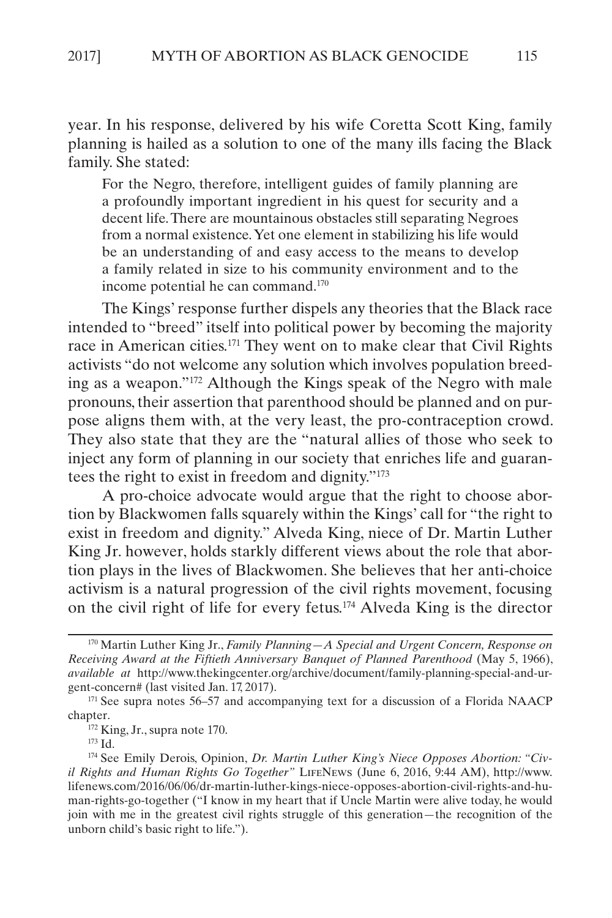year. In his response, delivered by his wife Coretta Scott King, family planning is hailed as a solution to one of the many ills facing the Black family. She stated:

> For the Negro, therefore, intelligent guides of family planning are a profoundly important ingredient in his quest for security and a decent life. There are mountainous obstacles still separating Negroes from a normal existence. Yet one element in stabilizing his life would be an understanding of and easy access to the means to develop a family related in size to his community environment and to the income potential he can command.[170]

The Kings' response further dispels any theories that the Black race intended to "breed" itself into political power by becoming the majority race in American cities.[171] They went on to make clear that Civil Rights activists "do not welcome any solution which involves population breeding as a weapon."[172] Although the Kings speak of the Negro with male pronouns, their assertion that parenthood should be planned and on purpose aligns them with, at the very least, the pro-contraception crowd. They also state that they are the "natural allies of those who seek to inject any form of planning in our society that enriches life and guarantees the right to exist in freedom and dignity."[173]

A pro-choice advocate would argue that the right to choose abortion by Blackwomen falls squarely within the Kings' call for "the right to exist in freedom and dignity." Alveda King, niece of Dr. Martin Luther King Jr. however, holds starkly different views about the role that abortion plays in the lives of Blackwomen. She believes that her anti-choice activism is a natural progression of the civil rights movement, focusing on the civil right of life for every fetus.[174] Alveda King is the director

---

[170] Martin Luther King Jr., *Family Planning—A Special and Urgent Concern, Response on Receiving Award at the Fiftieth Anniversary Banquet of Planned Parenthood* (May 5, 1966), *available at* http://www.thekingcenter.org/archive/document/family-planning-special-and-urgent-concern# (last visited Jan. 17, 2017).

[171] See supra notes 56–57 and accompanying text for a discussion of a Florida NAACP chapter.

[172] King, Jr., supra note 170.

[173] Id.

[174] See Emily Derois, Opinion, *Dr. Martin Luther King's Niece Opposes Abortion: "Civil Rights and Human Rights Go Together"* LifeNews (June 6, 2016, 9:44 AM), http://www.lifenews.com/2016/06/06/dr-martin-luther-kings-niece-opposes-abortion-civil-rights-and-human-rights-go-together ("I know in my heart that if Uncle Martin were alive today, he would join with me in the greatest civil rights struggle of this generation—the recognition of the unborn child's basic right to life.").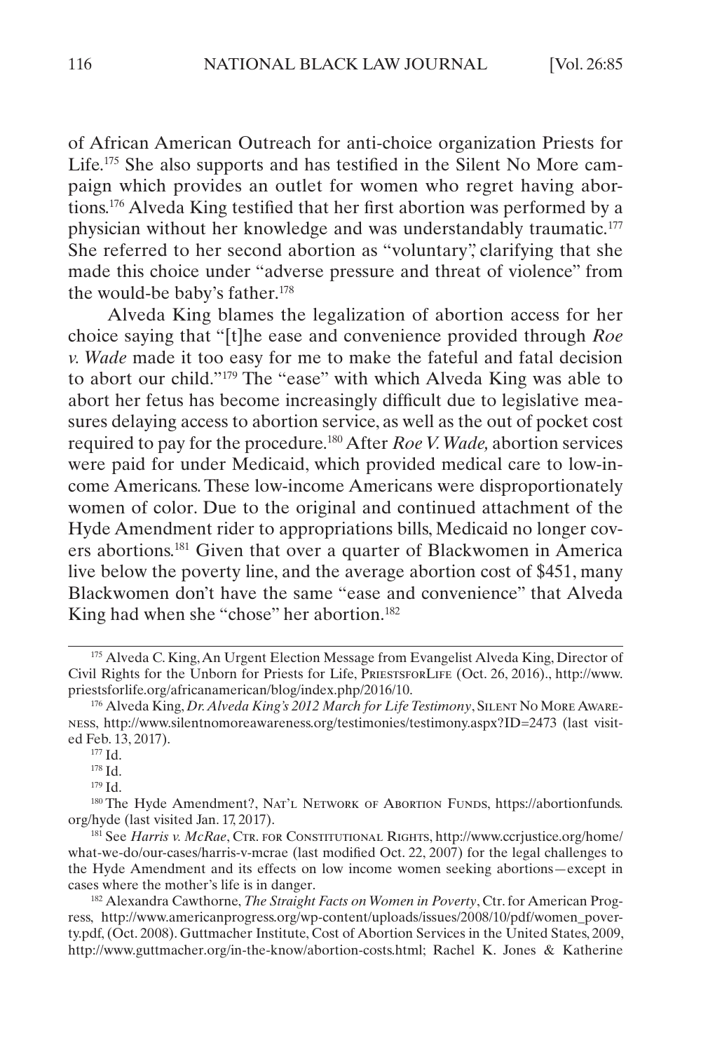of African American Outreach for anti-choice organization Priests for Life.[175] She also supports and has testified in the Silent No More campaign which provides an outlet for women who regret having abortions.[176] Alveda King testified that her first abortion was performed by a physician without her knowledge and was understandably traumatic.[177] She referred to her second abortion as "voluntary", clarifying that she made this choice under "adverse pressure and threat of violence" from the would-be baby's father.[178]

Alveda King blames the legalization of abortion access for her choice saying that "[t]he ease and convenience provided through *Roe v. Wade* made it too easy for me to make the fateful and fatal decision to abort our child."[179] The "ease" with which Alveda King was able to abort her fetus has become increasingly difficult due to legislative measures delaying access to abortion service, as well as the out of pocket cost required to pay for the procedure.[180] After *Roe V. Wade,* abortion services were paid for under Medicaid, which provided medical care to low-income Americans. These low-income Americans were disproportionately women of color. Due to the original and continued attachment of the Hyde Amendment rider to appropriations bills, Medicaid no longer covers abortions.[181] Given that over a quarter of Blackwomen in America live below the poverty line, and the average abortion cost of $451, many Blackwomen don't have the same "ease and convenience" that Alveda King had when she "chose" her abortion.[182]

---

[175] Alveda C. King, An Urgent Election Message from Evangelist Alveda King, Director of Civil Rights for the Unborn for Priests for Life, PriestsforLife (Oct. 26, 2016)., http://www.priestsforlife.org/africanamerican/blog/index.php/2016/10.

[176] Alveda King, *Dr. Alveda King's 2012 March for Life Testimony*, Silent No More Awareness, http://www.silentnomoreawareness.org/testimonies/testimony.aspx?ID=2473 (last visited Feb. 13, 2017).

[177] Id.

[178] Id.

[179] Id.

[180] The Hyde Amendment?, Nat'l Network of Abortion Funds, https://abortionfunds.org/hyde (last visited Jan. 17, 2017).

[181] See *Harris v. McRae*, Ctr. for Constitutional Rights, http://www.ccrjustice.org/home/what-we-do/our-cases/harris-v-mcrae (last modified Oct. 22, 2007) for the legal challenges to the Hyde Amendment and its effects on low income women seeking abortions—except in cases where the mother's life is in danger.

[182] Alexandra Cawthorne, *The Straight Facts on Women in Poverty*, Ctr. for American Progress, http://www.americanprogress.org/wp-content/uploads/issues/2008/10/pdf/women_poverty.pdf, (Oct. 2008). Guttmacher Institute, Cost of Abortion Services in the United States, 2009, http://www.guttmacher.org/in-the-know/abortion-costs.html; Rachel K. Jones & Katherine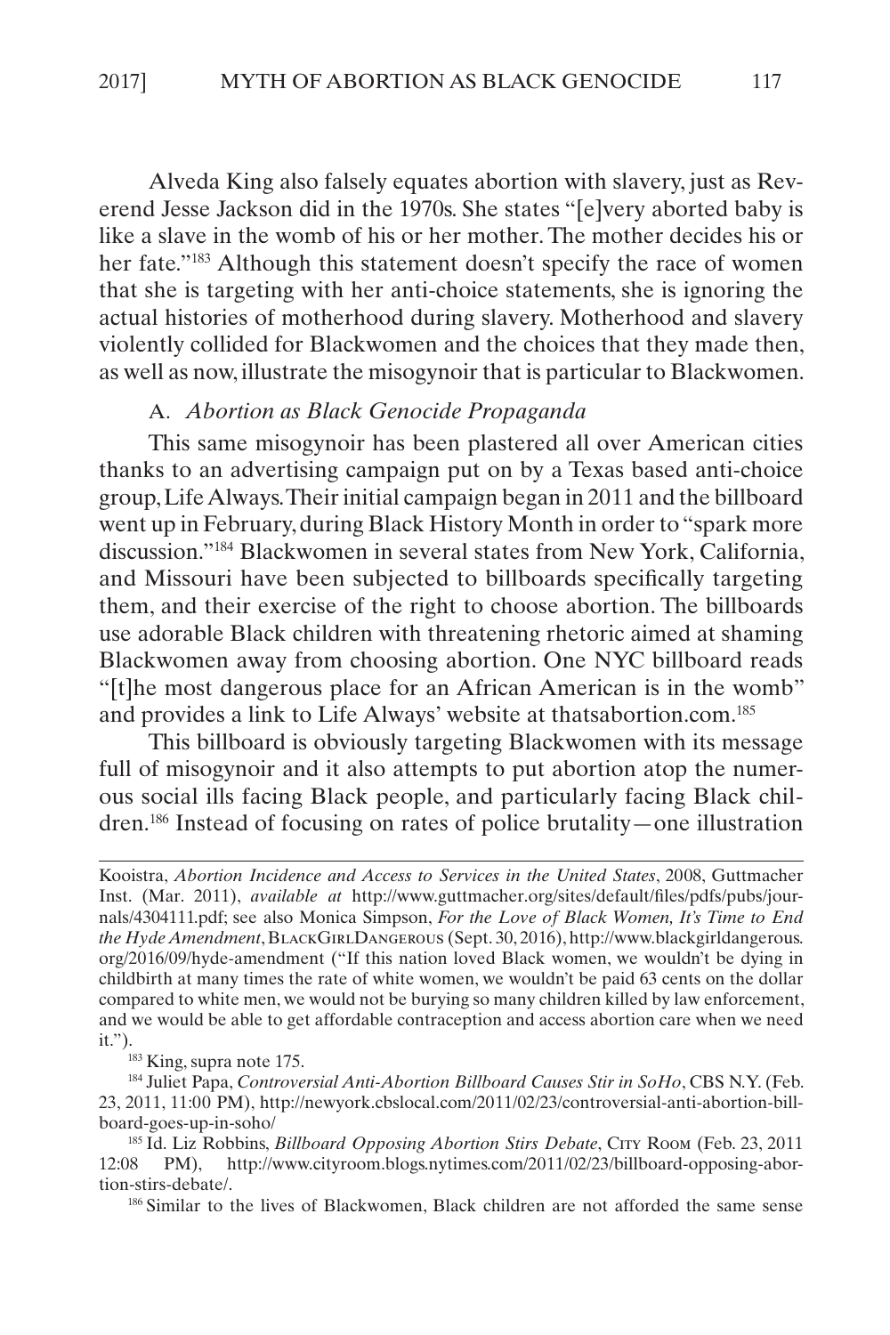Alveda King also falsely equates abortion with slavery, just as Reverend Jesse Jackson did in the 1970s. She states "[e]very aborted baby is like a slave in the womb of his or her mother. The mother decides his or her fate."[183] Although this statement doesn't specify the race of women that she is targeting with her anti-choice statements, she is ignoring the actual histories of motherhood during slavery. Motherhood and slavery violently collided for Blackwomen and the choices that they made then, as well as now, illustrate the misogynoir that is particular to Blackwomen.

### A. *Abortion as Black Genocide Propaganda*

This same misogynoir has been plastered all over American cities thanks to an advertising campaign put on by a Texas based anti-choice group, Life Always. Their initial campaign began in 2011 and the billboard went up in February, during Black History Month in order to "spark more discussion."[184] Blackwomen in several states from New York, California, and Missouri have been subjected to billboards specifically targeting them, and their exercise of the right to choose abortion. The billboards use adorable Black children with threatening rhetoric aimed at shaming Blackwomen away from choosing abortion. One NYC billboard reads "[t]he most dangerous place for an African American is in the womb" and provides a link to Life Always' website at thatsabortion.com.[185]

This billboard is obviously targeting Blackwomen with its message full of misogynoir and it also attempts to put abortion atop the numerous social ills facing Black people, and particularly facing Black children.[186] Instead of focusing on rates of police brutality—one illustration

---

Kooistra, *Abortion Incidence and Access to Services in the United States*, 2008, Guttmacher Inst. (Mar. 2011), *available at* http://www.guttmacher.org/sites/default/files/pdfs/pubs/journals/4304111.pdf; see also Monica Simpson, *For the Love of Black Women, It's Time to End the Hyde Amendment*, BlackGirlDangerous (Sept. 30, 2016), http://www.blackgirldangerous.org/2016/09/hyde-amendment ("If this nation loved Black women, we wouldn't be dying in childbirth at many times the rate of white women, we wouldn't be paid 63 cents on the dollar compared to white men, we would not be burying so many children killed by law enforcement, and we would be able to get affordable contraception and access abortion care when we need it.").

[183] King, supra note 175.

[184] Juliet Papa, *Controversial Anti-Abortion Billboard Causes Stir in SoHo*, CBS N.Y. (Feb. 23, 2011, 11:00 PM), http://newyork.cbslocal.com/2011/02/23/controversial-anti-abortion-billboard-goes-up-in-soho/

[185] Id. Liz Robbins, *Billboard Opposing Abortion Stirs Debate*, City Room (Feb. 23, 2011 12:08 PM), http://www.cityroom.blogs.nytimes.com/2011/02/23/billboard-opposing-abortion-stirs-debate/.

[186] Similar to the lives of Blackwomen, Black children are not afforded the same sense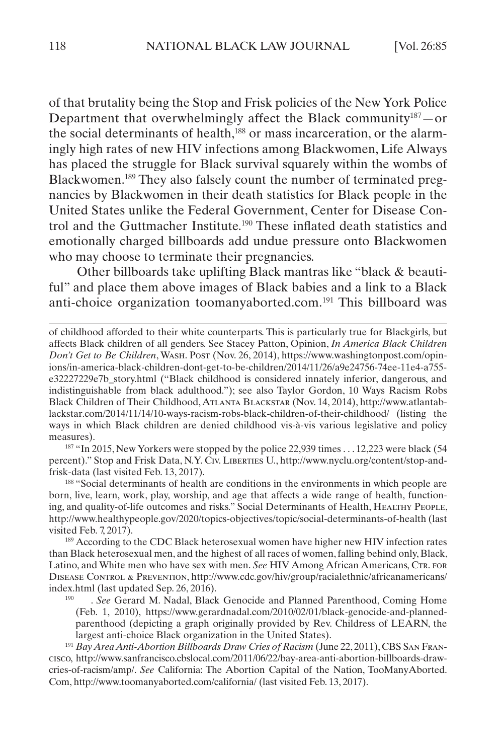of that brutality being the Stop and Frisk policies of the New York Police Department that overwhelmingly affect the Black community[187]—or the social determinants of health,[188] or mass incarceration, or the alarmingly high rates of new HIV infections among Blackwomen, Life Always has placed the struggle for Black survival squarely within the wombs of Blackwomen.[189] They also falsely count the number of terminated pregnancies by Blackwomen in their death statistics for Black people in the United States unlike the Federal Government, Center for Disease Control and the Guttmacher Institute.[190] These inflated death statistics and emotionally charged billboards add undue pressure onto Blackwomen who may choose to terminate their pregnancies.

Other billboards take uplifting Black mantras like "black & beautiful" and place them above images of Black babies and a link to a Black anti-choice organization toomanyaborted.com.[191] This billboard was

---

of childhood afforded to their white counterparts. This is particularly true for Blackgirls, but affects Black children of all genders. See Stacey Patton, Opinion, *In America Black Children Don't Get to Be Children*, Wash. Post (Nov. 26, 2014), https://www.washingtonpost.com/opinions/in-america-black-children-dont-get-to-be-children/2014/11/26/a9e24756-74ee-11e4-a755-e32227229e7b_story.html ("Black childhood is considered innately inferior, dangerous, and indistinguishable from black adulthood."); see also Taylor Gordon, 10 Ways Racism Robs Black Children of Their Childhood, Atlanta Blackstar (Nov. 14, 2014), http://www.atlantablackstar.com/2014/11/14/10-ways-racism-robs-black-children-of-their-childhood/ (listing the ways in which Black children are denied childhood vis-à-vis various legislative and policy measures).

[187] "In 2015, New Yorkers were stopped by the police 22,939 times . . . 12,223 were black (54 percent)." Stop and Frisk Data, N.Y. Civ. Liberties U., http://www.nyclu.org/content/stop-and-frisk-data (last visited Feb. 13, 2017).

[188] "Social determinants of health are conditions in the environments in which people are born, live, learn, work, play, worship, and age that affects a wide range of health, functioning, and quality-of-life outcomes and risks." Social Determinants of Health, Healthy People, http://www.healthypeople.gov/2020/topics-objectives/topic/social-determinants-of-health (last visited Feb. 7, 2017).

[189] According to the CDC Black heterosexual women have higher new HIV infection rates than Black heterosexual men, and the highest of all races of women, falling behind only, Black, Latino, and White men who have sex with men. *See* HIV Among African Americans, Ctr. for Disease Control & Prevention, http://www.cdc.gov/hiv/group/racialethnic/africanamericans/index.html (last updated Sep. 26, 2016).

[190] . *See* Gerard M. Nadal, Black Genocide and Planned Parenthood, Coming Home (Feb. 1, 2010), https://www.gerardnadal.com/2010/02/01/black-genocide-and-planned-parenthood (depicting a graph originally provided by Rev. Childress of LEARN, the largest anti-choice Black organization in the United States).

[191] *Bay Area Anti-Abortion Billboards Draw Cries of Racism* (June 22, 2011), CBS San Francisco, http://www.sanfrancisco.cbslocal.com/2011/06/22/bay-area-anti-abortion-billboards-draw-cries-of-racism/amp/. *See* California: The Abortion Capital of the Nation, TooManyAborted. Com, http://www.toomanyaborted.com/california/ (last visited Feb. 13, 2017).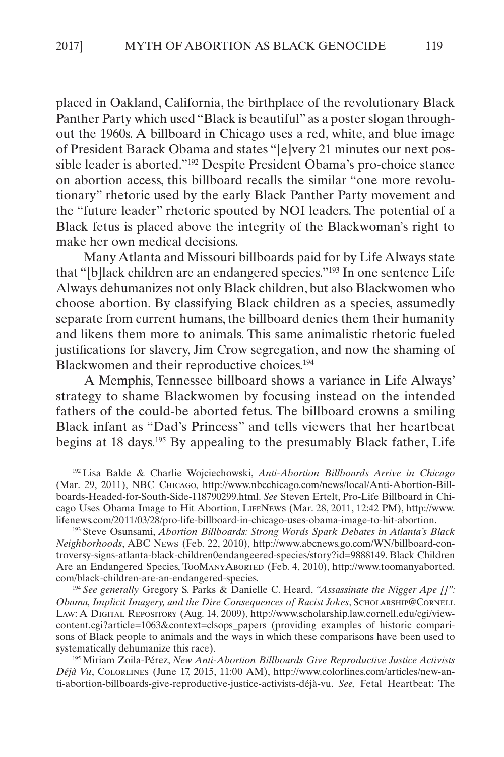placed in Oakland, California, the birthplace of the revolutionary Black Panther Party which used "Black is beautiful" as a poster slogan throughout the 1960s. A billboard in Chicago uses a red, white, and blue image of President Barack Obama and states "[e]very 21 minutes our next possible leader is aborted."[192] Despite President Obama's pro-choice stance on abortion access, this billboard recalls the similar "one more revolutionary" rhetoric used by the early Black Panther Party movement and the "future leader" rhetoric spouted by NOI leaders. The potential of a Black fetus is placed above the integrity of the Blackwoman's right to make her own medical decisions.

Many Atlanta and Missouri billboards paid for by Life Always state that "[b]lack children are an endangered species."[193] In one sentence Life Always dehumanizes not only Black children, but also Blackwomen who choose abortion. By classifying Black children as a species, assumedly separate from current humans, the billboard denies them their humanity and likens them more to animals. This same animalistic rhetoric fueled justifications for slavery, Jim Crow segregation, and now the shaming of Blackwomen and their reproductive choices.[194]

A Memphis, Tennessee billboard shows a variance in Life Always' strategy to shame Blackwomen by focusing instead on the intended fathers of the could-be aborted fetus. The billboard crowns a smiling Black infant as "Dad's Princess" and tells viewers that her heartbeat begins at 18 days.[195] By appealing to the presumably Black father, Life

---

[192] Lisa Balde & Charlie Wojciechowski, *Anti-Abortion Billboards Arrive in Chicago* (Mar. 29, 2011), NBC Chicago, http://www.nbcchicago.com/news/local/Anti-Abortion-Billboards-Headed-for-South-Side-118790299.html. *See* Steven Ertelt, Pro-Life Billboard in Chicago Uses Obama Image to Hit Abortion, LifeNews (Mar. 28, 2011, 12:42 PM), http://www.lifenews.com/2011/03/28/pro-life-billboard-in-chicago-uses-obama-image-to-hit-abortion.

[193] Steve Osunsami, *Abortion Billboards: Strong Words Spark Debates in Atlanta's Black Neighborhoods*, ABC News (Feb. 22, 2010), http://www.abcnews.go.com/WN/billboard-controversy-signs-atlanta-black-children0endangeered-species/story?id=9888149. Black Children Are an Endangered Species, TooManyAborted (Feb. 4, 2010), http://www.toomanyaborted.com/black-children-are-an-endangered-species.

[194] *See generally* Gregory S. Parks & Danielle C. Heard, *"Assassinate the Nigger Ape []": Obama, Implicit Imagery, and the Dire Consequences of Racist Jokes*, Scholarship@Cornell Law: A Digital Repository (Aug. 14, 2009), http://www.scholarship.law.cornell.edu/cgi/viewcontent.cgi?article=1063&context=clsops_papers (providing examples of historic comparisons of Black people to animals and the ways in which these comparisons have been used to systematically dehumanize this race).

[195] Miriam Zoila-Pérez, *New Anti-Abortion Billboards Give Reproductive Justice Activists Déjà Vu*, Colorlines (June 17, 2015, 11:00 AM), http://www.colorlines.com/articles/new-anti-abortion-billboards-give-reproductive-justice-activists-déjà-vu. *See,* Fetal Heartbeat: The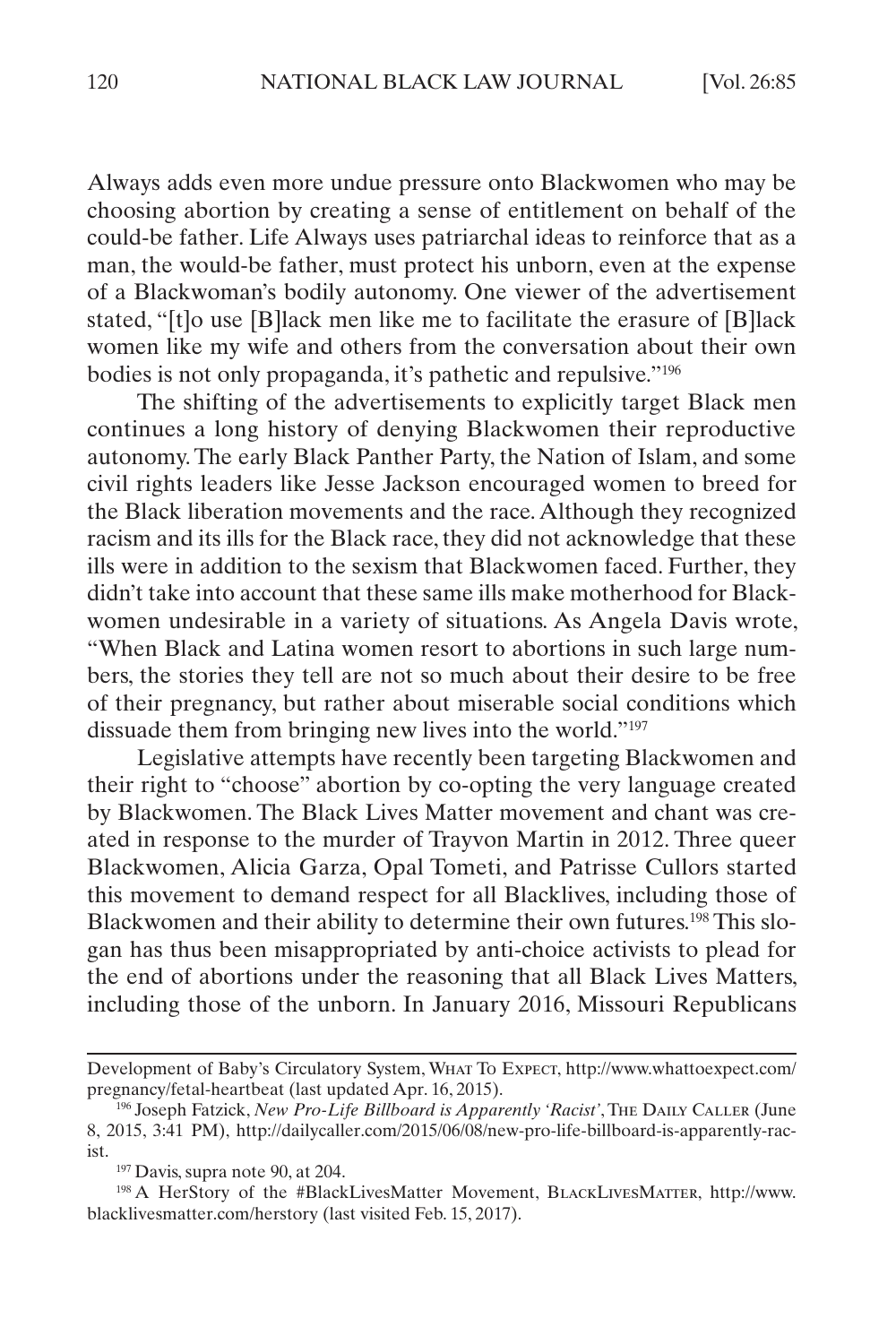Always adds even more undue pressure onto Blackwomen who may be choosing abortion by creating a sense of entitlement on behalf of the could-be father. Life Always uses patriarchal ideas to reinforce that as a man, the would-be father, must protect his unborn, even at the expense of a Blackwoman's bodily autonomy. One viewer of the advertisement stated, "[t]o use [B]lack men like me to facilitate the erasure of [B]lack women like my wife and others from the conversation about their own bodies is not only propaganda, it's pathetic and repulsive."[196]

The shifting of the advertisements to explicitly target Black men continues a long history of denying Blackwomen their reproductive autonomy. The early Black Panther Party, the Nation of Islam, and some civil rights leaders like Jesse Jackson encouraged women to breed for the Black liberation movements and the race. Although they recognized racism and its ills for the Black race, they did not acknowledge that these ills were in addition to the sexism that Blackwomen faced. Further, they didn't take into account that these same ills make motherhood for Blackwomen undesirable in a variety of situations. As Angela Davis wrote, "When Black and Latina women resort to abortions in such large numbers, the stories they tell are not so much about their desire to be free of their pregnancy, but rather about miserable social conditions which dissuade them from bringing new lives into the world."[197]

Legislative attempts have recently been targeting Blackwomen and their right to "choose" abortion by co-opting the very language created by Blackwomen. The Black Lives Matter movement and chant was created in response to the murder of Trayvon Martin in 2012. Three queer Blackwomen, Alicia Garza, Opal Tometi, and Patrisse Cullors started this movement to demand respect for all Blacklives, including those of Blackwomen and their ability to determine their own futures.[198] This slogan has thus been misappropriated by anti-choice activists to plead for the end of abortions under the reasoning that all Black Lives Matters, including those of the unborn. In January 2016, Missouri Republicans

---

Development of Baby's Circulatory System, What To Expect, http://www.whattoexpect.com/pregnancy/fetal-heartbeat (last updated Apr. 16, 2015).

[196] Joseph Fatzick, *New Pro-Life Billboard is Apparently 'Racist'*, The Daily Caller (June 8, 2015, 3:41 PM), http://dailycaller.com/2015/06/08/new-pro-life-billboard-is-apparently-racist.

[197] Davis, supra note 90, at 204.

[198] A HerStory of the #BlackLivesMatter Movement, BlackLivesMatter, http://www.blacklivesmatter.com/herstory (last visited Feb. 15, 2017).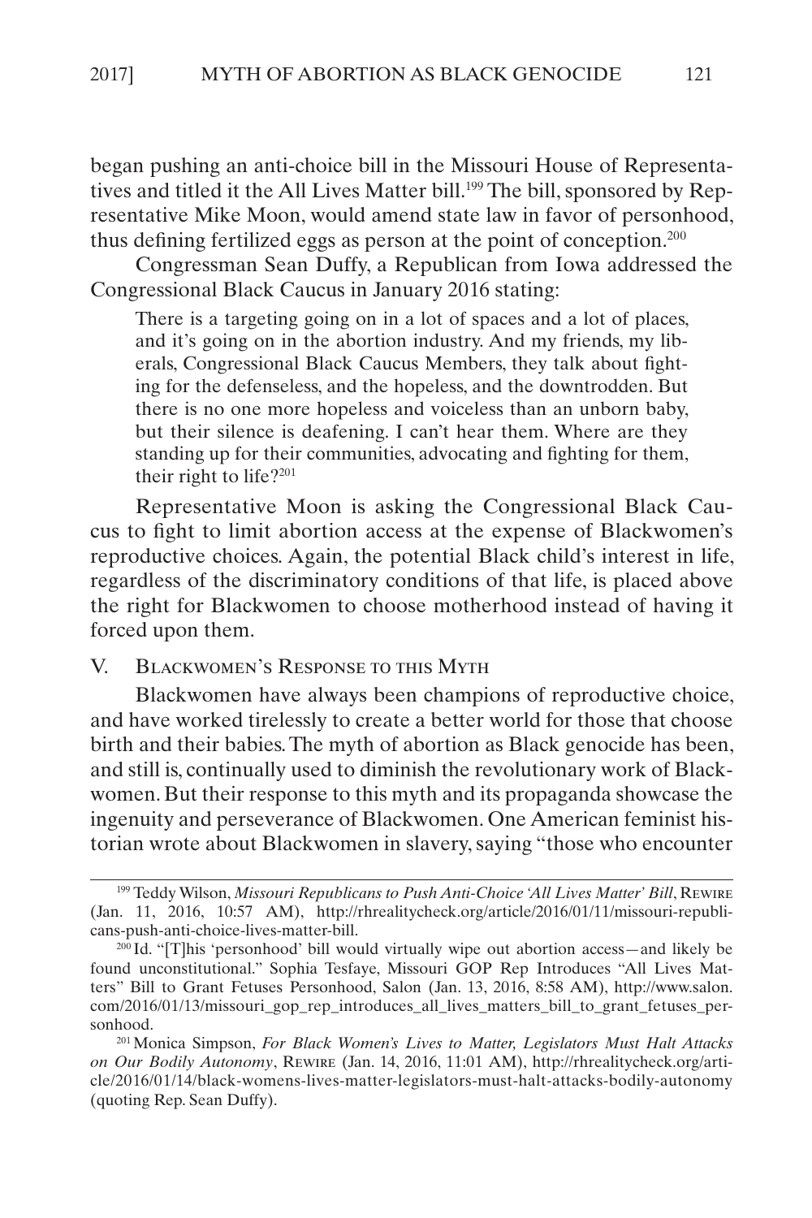began pushing an anti-choice bill in the Missouri House of Representatives and titled it the All Lives Matter bill.[199] The bill, sponsored by Representative Mike Moon, would amend state law in favor of personhood, thus defining fertilized eggs as person at the point of conception.[200]

Congressman Sean Duffy, a Republican from Iowa addressed the Congressional Black Caucus in January 2016 stating:

> There is a targeting going on in a lot of spaces and a lot of places, and it's going on in the abortion industry. And my friends, my liberals, Congressional Black Caucus Members, they talk about fighting for the defenseless, and the hopeless, and the downtrodden. But there is no one more hopeless and voiceless than an unborn baby, but their silence is deafening. I can't hear them. Where are they standing up for their communities, advocating and fighting for them, their right to life?[201]

Representative Moon is asking the Congressional Black Caucus to fight to limit abortion access at the expense of Blackwomen's reproductive choices. Again, the potential Black child's interest in life, regardless of the discriminatory conditions of that life, is placed above the right for Blackwomen to choose motherhood instead of having it forced upon them.

## V. Blackwomen's Response to this Myth

Blackwomen have always been champions of reproductive choice, and have worked tirelessly to create a better world for those that choose birth and their babies. The myth of abortion as Black genocide has been, and still is, continually used to diminish the revolutionary work of Blackwomen. But their response to this myth and its propaganda showcase the ingenuity and perseverance of Blackwomen. One American feminist historian wrote about Blackwomen in slavery, saying "those who encounter

---

[199] Teddy Wilson, *Missouri Republicans to Push Anti-Choice 'All Lives Matter' Bill*, Rewire (Jan. 11, 2016, 10:57 AM), http://rhrealitycheck.org/article/2016/01/11/missouri-republicans-push-anti-choice-lives-matter-bill.

[200] Id. "[T]his 'personhood' bill would virtually wipe out abortion access—and likely be found unconstitutional." Sophia Tesfaye, Missouri GOP Rep Introduces "All Lives Matters" Bill to Grant Fetuses Personhood, Salon (Jan. 13, 2016, 8:58 AM), http://www.salon.com/2016/01/13/missouri_gop_rep_introduces_all_lives_matters_bill_to_grant_fetuses_personhood.

[201] Monica Simpson, *For Black Women's Lives to Matter, Legislators Must Halt Attacks on Our Bodily Autonomy*, Rewire (Jan. 14, 2016, 11:01 AM), http://rhrealitycheck.org/article/2016/01/14/black-womens-lives-matter-legislators-must-halt-attacks-bodily-autonomy (quoting Rep. Sean Duffy).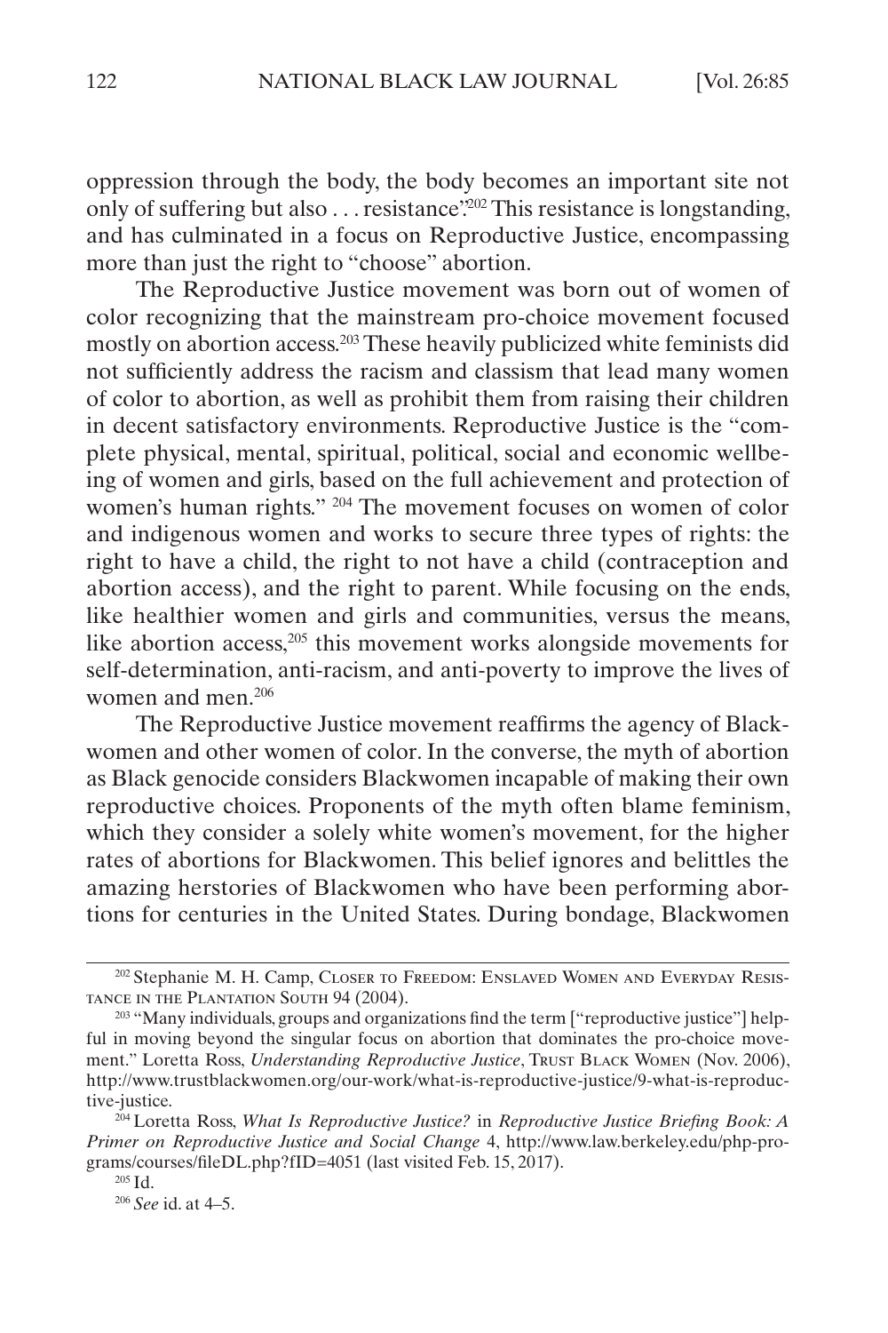oppression through the body, the body becomes an important site not only of suffering but also . . . resistance".[202] This resistance is longstanding, and has culminated in a focus on Reproductive Justice, encompassing more than just the right to "choose" abortion.

The Reproductive Justice movement was born out of women of color recognizing that the mainstream pro-choice movement focused mostly on abortion access.[203] These heavily publicized white feminists did not sufficiently address the racism and classism that lead many women of color to abortion, as well as prohibit them from raising their children in decent satisfactory environments. Reproductive Justice is the "complete physical, mental, spiritual, political, social and economic wellbeing of women and girls, based on the full achievement and protection of women's human rights." [204] The movement focuses on women of color and indigenous women and works to secure three types of rights: the right to have a child, the right to not have a child (contraception and abortion access), and the right to parent. While focusing on the ends, like healthier women and girls and communities, versus the means, like abortion access,[205] this movement works alongside movements for self-determination, anti-racism, and anti-poverty to improve the lives of women and men.[206]

The Reproductive Justice movement reaffirms the agency of Blackwomen and other women of color. In the converse, the myth of abortion as Black genocide considers Blackwomen incapable of making their own reproductive choices. Proponents of the myth often blame feminism, which they consider a solely white women's movement, for the higher rates of abortions for Blackwomen. This belief ignores and belittles the amazing herstories of Blackwomen who have been performing abortions for centuries in the United States. During bondage, Blackwomen

---

[202] Stephanie M. H. Camp, Closer to Freedom: Enslaved Women and Everyday Resistance in the Plantation South 94 (2004).

[203] "Many individuals, groups and organizations find the term ["reproductive justice"] helpful in moving beyond the singular focus on abortion that dominates the pro-choice movement." Loretta Ross, *Understanding Reproductive Justice*, Trust Black Women (Nov. 2006), http://www.trustblackwomen.org/our-work/what-is-reproductive-justice/9-what-is-reproductive-justice.

[204] Loretta Ross, *What Is Reproductive Justice?* in *Reproductive Justice Briefing Book: A Primer on Reproductive Justice and Social Change* 4, http://www.law.berkeley.edu/php-programs/courses/fileDL.php?fID=4051 (last visited Feb. 15, 2017).

[205] Id.

[206] *See* id. at 4–5.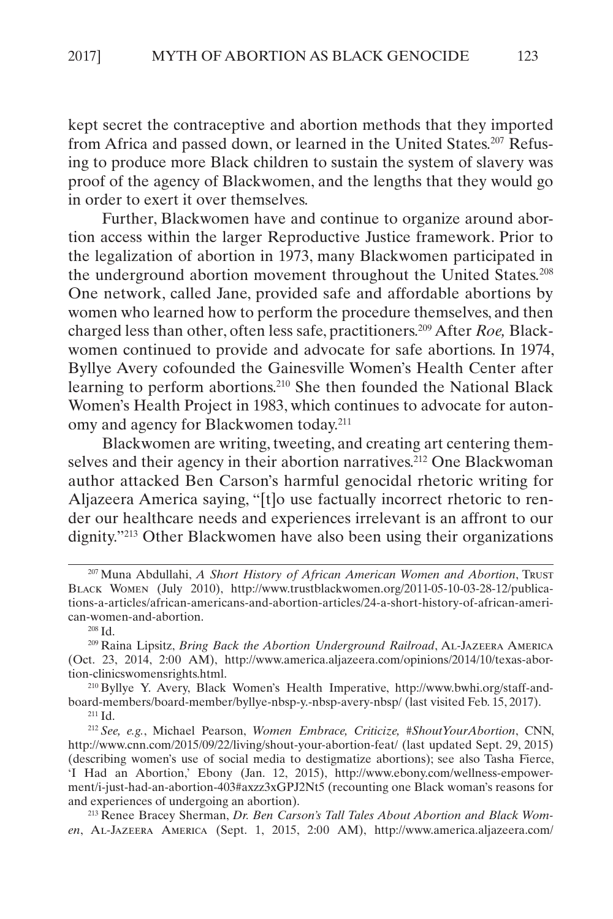kept secret the contraceptive and abortion methods that they imported from Africa and passed down, or learned in the United States.[207] Refusing to produce more Black children to sustain the system of slavery was proof of the agency of Blackwomen, and the lengths that they would go in order to exert it over themselves.

Further, Blackwomen have and continue to organize around abortion access within the larger Reproductive Justice framework. Prior to the legalization of abortion in 1973, many Blackwomen participated in the underground abortion movement throughout the United States.[208] One network, called Jane, provided safe and affordable abortions by women who learned how to perform the procedure themselves, and then charged less than other, often less safe, practitioners.[209] After *Roe,* Blackwomen continued to provide and advocate for safe abortions. In 1974, Byllye Avery cofounded the Gainesville Women's Health Center after learning to perform abortions.[210] She then founded the National Black Women's Health Project in 1983, which continues to advocate for autonomy and agency for Blackwomen today.[211]

Blackwomen are writing, tweeting, and creating art centering themselves and their agency in their abortion narratives.[212] One Blackwoman author attacked Ben Carson's harmful genocidal rhetoric writing for Aljazeera America saying, "[t]o use factually incorrect rhetoric to render our healthcare needs and experiences irrelevant is an affront to our dignity."[213] Other Blackwomen have also been using their organizations

---

[207] Muna Abdullahi, *A Short History of African American Women and Abortion*, Trust Black Women (July 2010), http://www.trustblackwomen.org/2011-05-10-03-28-12/publications-a-articles/african-americans-and-abortion-articles/24-a-short-history-of-african-american-women-and-abortion.

[208] Id.

[209] Raina Lipsitz, *Bring Back the Abortion Underground Railroad*, Al-Jazeera America (Oct. 23, 2014, 2:00 AM), http://www.america.aljazeera.com/opinions/2014/10/texas-abortion-clinicswomensrights.html.

[210] Byllye Y. Avery, Black Women's Health Imperative, http://www.bwhi.org/staff-and-board-members/board-member/byllye-nbsp-y.-nbsp-avery-nbsp/ (last visited Feb. 15, 2017).

[211] Id.

[212] *See, e.g.*, Michael Pearson, *Women Embrace, Criticize, #ShoutYourAbortion*, CNN, http://www.cnn.com/2015/09/22/living/shout-your-abortion-feat/ (last updated Sept. 29, 2015) (describing women's use of social media to destigmatize abortions); see also Tasha Fierce, 'I Had an Abortion,' Ebony (Jan. 12, 2015), http://www.ebony.com/wellness-empowerment/i-just-had-an-abortion-403#axzz3xGPJ2Nt5 (recounting one Black woman's reasons for and experiences of undergoing an abortion).

[213] Renee Bracey Sherman, *Dr. Ben Carson's Tall Tales About Abortion and Black Women*, Al-Jazeera America (Sept. 1, 2015, 2:00 AM), http://www.america.aljazeera.com/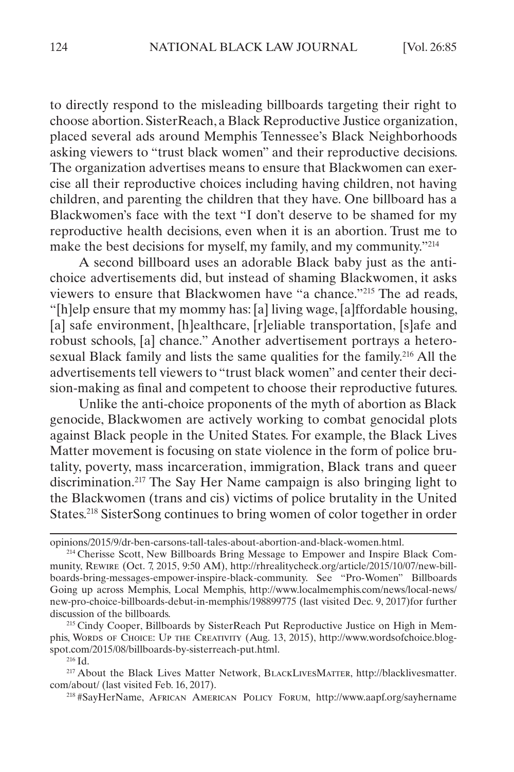to directly respond to the misleading billboards targeting their right to choose abortion. SisterReach, a Black Reproductive Justice organization, placed several ads around Memphis Tennessee's Black Neighborhoods asking viewers to "trust black women" and their reproductive decisions. The organization advertises means to ensure that Blackwomen can exercise all their reproductive choices including having children, not having children, and parenting the children that they have. One billboard has a Blackwomen's face with the text "I don't deserve to be shamed for my reproductive health decisions, even when it is an abortion. Trust me to make the best decisions for myself, my family, and my community."[214]

A second billboard uses an adorable Black baby just as the anti-choice advertisements did, but instead of shaming Blackwomen, it asks viewers to ensure that Blackwomen have "a chance."[215] The ad reads, "[h]elp ensure that my mommy has: [a] living wage, [a]ffordable housing, [a] safe environment, [h]ealthcare, [r]eliable transportation, [s]afe and robust schools, [a] chance." Another advertisement portrays a heterosexual Black family and lists the same qualities for the family.[216] All the advertisements tell viewers to "trust black women" and center their decision-making as final and competent to choose their reproductive futures.

Unlike the anti-choice proponents of the myth of abortion as Black genocide, Blackwomen are actively working to combat genocidal plots against Black people in the United States. For example, the Black Lives Matter movement is focusing on state violence in the form of police brutality, poverty, mass incarceration, immigration, Black trans and queer discrimination.[217] The Say Her Name campaign is also bringing light to the Blackwomen (trans and cis) victims of police brutality in the United States.[218] SisterSong continues to bring women of color together in order

---

opinions/2015/9/dr-ben-carsons-tall-tales-about-abortion-and-black-women.html.

[214] Cherisse Scott, New Billboards Bring Message to Empower and Inspire Black Community, Rewire (Oct. 7, 2015, 9:50 AM), http://rhrealitycheck.org/article/2015/10/07/new-billboards-bring-messages-empower-inspire-black-community. See "Pro-Women" Billboards Going up across Memphis, Local Memphis, http://www.localmemphis.com/news/local-news/new-pro-choice-billboards-debut-in-memphis/198899775 (last visited Dec. 9, 2017)for further discussion of the billboards.

[215] Cindy Cooper, Billboards by SisterReach Put Reproductive Justice on High in Memphis, Words of Choice: Up the Creativity (Aug. 13, 2015), http://www.wordsofchoice.blogspot.com/2015/08/billboards-by-sisterreach-put.html.

[216] Id.

[217] About the Black Lives Matter Network, BlackLivesMatter, http://blacklivesmatter.com/about/ (last visited Feb. 16, 2017).

[218] #SayHerName, African American Policy Forum, http://www.aapf.org/sayhername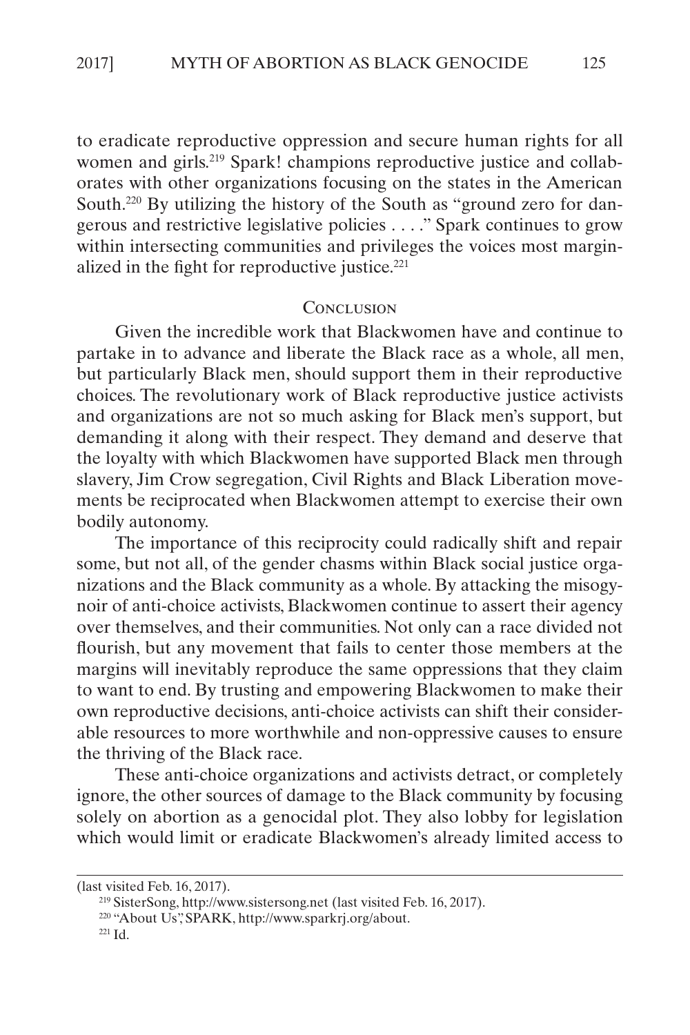to eradicate reproductive oppression and secure human rights for all women and girls.[219] Spark! champions reproductive justice and collaborates with other organizations focusing on the states in the American South.[220] By utilizing the history of the South as "ground zero for dangerous and restrictive legislative policies . . . ." Spark continues to grow within intersecting communities and privileges the voices most marginalized in the fight for reproductive justice.[221]

## Conclusion

Given the incredible work that Blackwomen have and continue to partake in to advance and liberate the Black race as a whole, all men, but particularly Black men, should support them in their reproductive choices. The revolutionary work of Black reproductive justice activists and organizations are not so much asking for Black men's support, but demanding it along with their respect. They demand and deserve that the loyalty with which Blackwomen have supported Black men through slavery, Jim Crow segregation, Civil Rights and Black Liberation movements be reciprocated when Blackwomen attempt to exercise their own bodily autonomy.

The importance of this reciprocity could radically shift and repair some, but not all, of the gender chasms within Black social justice organizations and the Black community as a whole. By attacking the misogynoir of anti-choice activists, Blackwomen continue to assert their agency over themselves, and their communities. Not only can a race divided not flourish, but any movement that fails to center those members at the margins will inevitably reproduce the same oppressions that they claim to want to end. By trusting and empowering Blackwomen to make their own reproductive decisions, anti-choice activists can shift their considerable resources to more worthwhile and non-oppressive causes to ensure the thriving of the Black race.

These anti-choice organizations and activists detract, or completely ignore, the other sources of damage to the Black community by focusing solely on abortion as a genocidal plot. They also lobby for legislation which would limit or eradicate Blackwomen's already limited access to

---

(last visited Feb. 16, 2017).

[219] SisterSong, http://www.sistersong.net (last visited Feb. 16, 2017).

[220] "About Us", SPARK, http://www.sparkrj.org/about.

[221] Id.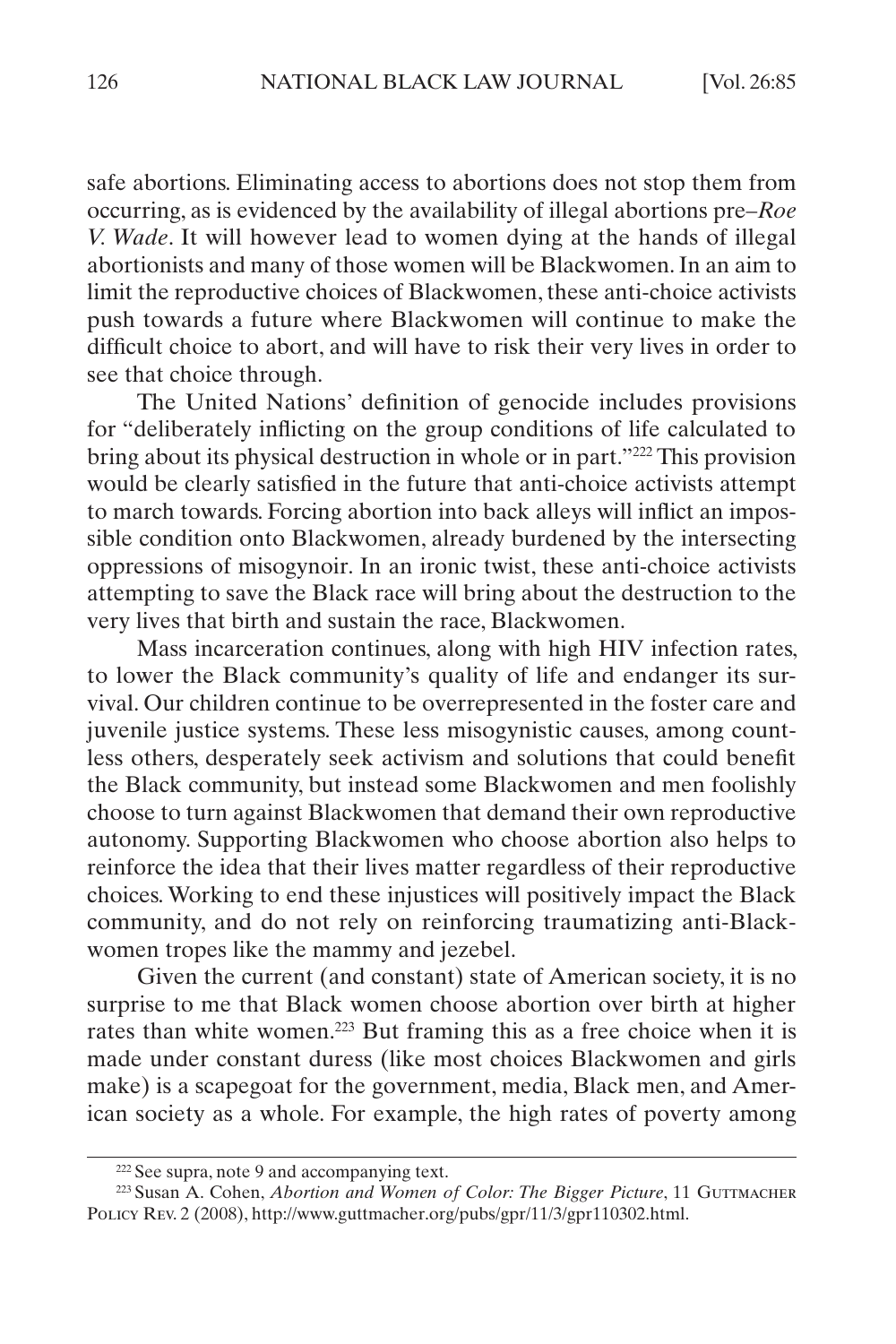safe abortions. Eliminating access to abortions does not stop them from occurring, as is evidenced by the availability of illegal abortions pre–*Roe V. Wade*. It will however lead to women dying at the hands of illegal abortionists and many of those women will be Blackwomen. In an aim to limit the reproductive choices of Blackwomen, these anti-choice activists push towards a future where Blackwomen will continue to make the difficult choice to abort, and will have to risk their very lives in order to see that choice through.

The United Nations' definition of genocide includes provisions for "deliberately inflicting on the group conditions of life calculated to bring about its physical destruction in whole or in part."[222] This provision would be clearly satisfied in the future that anti-choice activists attempt to march towards. Forcing abortion into back alleys will inflict an impossible condition onto Blackwomen, already burdened by the intersecting oppressions of misogynoir. In an ironic twist, these anti-choice activists attempting to save the Black race will bring about the destruction to the very lives that birth and sustain the race, Blackwomen.

Mass incarceration continues, along with high HIV infection rates, to lower the Black community's quality of life and endanger its survival. Our children continue to be overrepresented in the foster care and juvenile justice systems. These less misogynistic causes, among countless others, desperately seek activism and solutions that could benefit the Black community, but instead some Blackwomen and men foolishly choose to turn against Blackwomen that demand their own reproductive autonomy. Supporting Blackwomen who choose abortion also helps to reinforce the idea that their lives matter regardless of their reproductive choices. Working to end these injustices will positively impact the Black community, and do not rely on reinforcing traumatizing anti-Blackwomen tropes like the mammy and jezebel.

Given the current (and constant) state of American society, it is no surprise to me that Black women choose abortion over birth at higher rates than white women.[223] But framing this as a free choice when it is made under constant duress (like most choices Blackwomen and girls make) is a scapegoat for the government, media, Black men, and American society as a whole. For example, the high rates of poverty among

---

[222] See supra, note 9 and accompanying text.

[223] Susan A. Cohen, *Abortion and Women of Color: The Bigger Picture*, 11 Guttmacher Policy Rev. 2 (2008), http://www.guttmacher.org/pubs/gpr/11/3/gpr110302.html.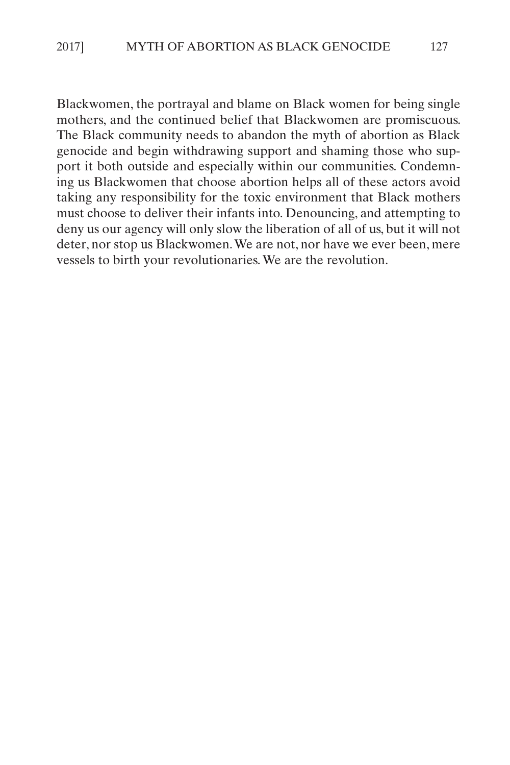Blackwomen, the portrayal and blame on Black women for being single mothers, and the continued belief that Blackwomen are promiscuous. The Black community needs to abandon the myth of abortion as Black genocide and begin withdrawing support and shaming those who support it both outside and especially within our communities. Condemning us Blackwomen that choose abortion helps all of these actors avoid taking any responsibility for the toxic environment that Black mothers must choose to deliver their infants into. Denouncing, and attempting to deny us our agency will only slow the liberation of all of us, but it will not deter, nor stop us Blackwomen. We are not, nor have we ever been, mere vessels to birth your revolutionaries. We are the revolution.